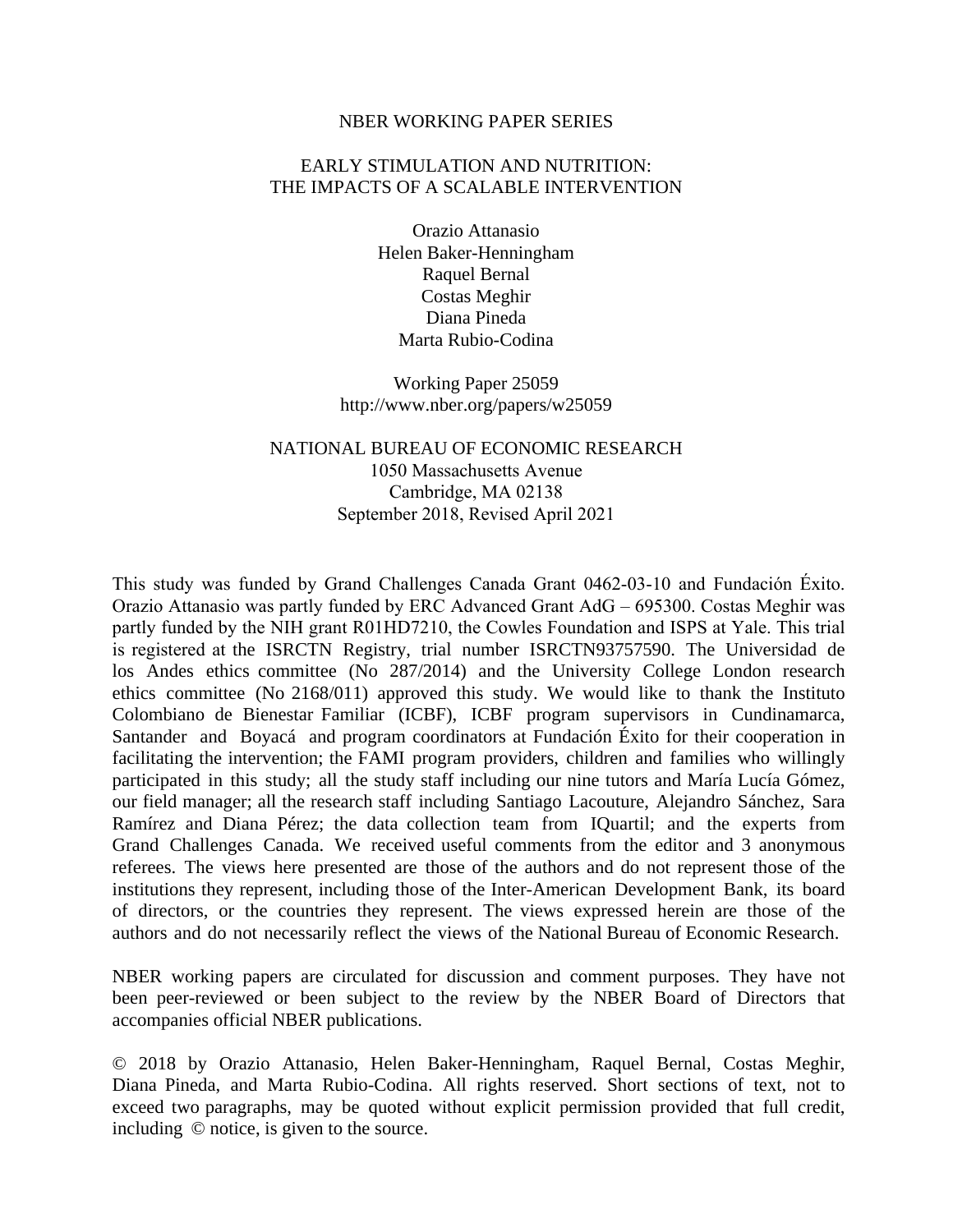NBER WORKING PAPER SERIES

# EARLY STIMULATION AND NUTRITION:
# THE IMPACTS OF A SCALABLE INTERVENTION

Orazio Attanasio
Helen Baker-Henningham
Raquel Bernal
Costas Meghir
Diana Pineda
Marta Rubio-Codina

Working Paper 25059
http://www.nber.org/papers/w25059

NATIONAL BUREAU OF ECONOMIC RESEARCH
1050 Massachusetts Avenue
Cambridge, MA 02138
September 2018, Revised April 2021

This study was funded by Grand Challenges Canada Grant 0462-03-10 and Fundación Éxito. Orazio Attanasio was partly funded by ERC Advanced Grant AdG – 695300. Costas Meghir was partly funded by the NIH grant R01HD7210, the Cowles Foundation and ISPS at Yale. This trial is registered at the ISRCTN Registry, trial number ISRCTN93757590. The Universidad de los Andes ethics committee (No 287/2014) and the University College London research ethics committee (No 2168/011) approved this study. We would like to thank the Instituto Colombiano de Bienestar Familiar (ICBF), ICBF program supervisors in Cundinamarca, Santander and Boyacá and program coordinators at Fundación Éxito for their cooperation in facilitating the intervention; the FAMI program providers, children and families who willingly participated in this study; all the study staff including our nine tutors and María Lucía Gómez, our field manager; all the research staff including Santiago Lacouture, Alejandro Sánchez, Sara Ramírez and Diana Pérez; the data collection team from IQuartil; and the experts from Grand Challenges Canada. We received useful comments from the editor and 3 anonymous referees. The views here presented are those of the authors and do not represent those of the institutions they represent, including those of the Inter-American Development Bank, its board of directors, or the countries they represent. The views expressed herein are those of the authors and do not necessarily reflect the views of the National Bureau of Economic Research.

NBER working papers are circulated for discussion and comment purposes. They have not been peer-reviewed or been subject to the review by the NBER Board of Directors that accompanies official NBER publications.

© 2018 by Orazio Attanasio, Helen Baker-Henningham, Raquel Bernal, Costas Meghir, Diana Pineda, and Marta Rubio-Codina. All rights reserved. Short sections of text, not to exceed two paragraphs, may be quoted without explicit permission provided that full credit, including © notice, is given to the source.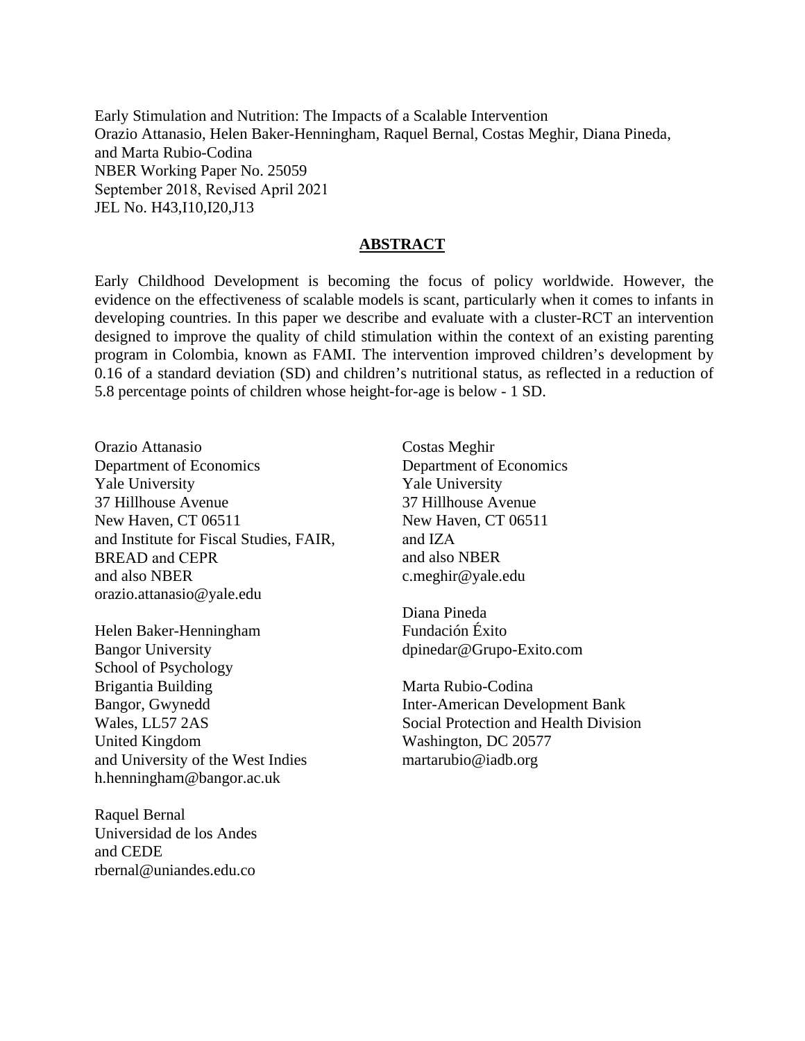Early Stimulation and Nutrition: The Impacts of a Scalable Intervention
Orazio Attanasio, Helen Baker-Henningham, Raquel Bernal, Costas Meghir, Diana Pineda, and Marta Rubio-Codina
NBER Working Paper No. 25059
September 2018, Revised April 2021
JEL No. H43,I10,I20,J13

## ABSTRACT

Early Childhood Development is becoming the focus of policy worldwide. However, the evidence on the effectiveness of scalable models is scant, particularly when it comes to infants in developing countries. In this paper we describe and evaluate with a cluster-RCT an intervention designed to improve the quality of child stimulation within the context of an existing parenting program in Colombia, known as FAMI. The intervention improved children's development by 0.16 of a standard deviation (SD) and children's nutritional status, as reflected in a reduction of 5.8 percentage points of children whose height-for-age is below - 1 SD.

Orazio Attanasio
Department of Economics
Yale University
37 Hillhouse Avenue
New Haven, CT 06511
and Institute for Fiscal Studies, FAIR, BREAD and CEPR
and also NBER
orazio.attanasio@yale.edu

Helen Baker-Henningham
Bangor University
School of Psychology
Brigantia Building
Bangor, Gwynedd
Wales, LL57 2AS
United Kingdom
and University of the West Indies
h.henningham@bangor.ac.uk

Raquel Bernal
Universidad de los Andes
and CEDE
rbernal@uniandes.edu.co

Costas Meghir
Department of Economics
Yale University
37 Hillhouse Avenue
New Haven, CT 06511
and IZA
and also NBER
c.meghir@yale.edu

Diana Pineda
Fundación Éxito
dpinedar@Grupo-Exito.com

Marta Rubio-Codina
Inter-American Development Bank
Social Protection and Health Division
Washington, DC 20577
martarubio@iadb.org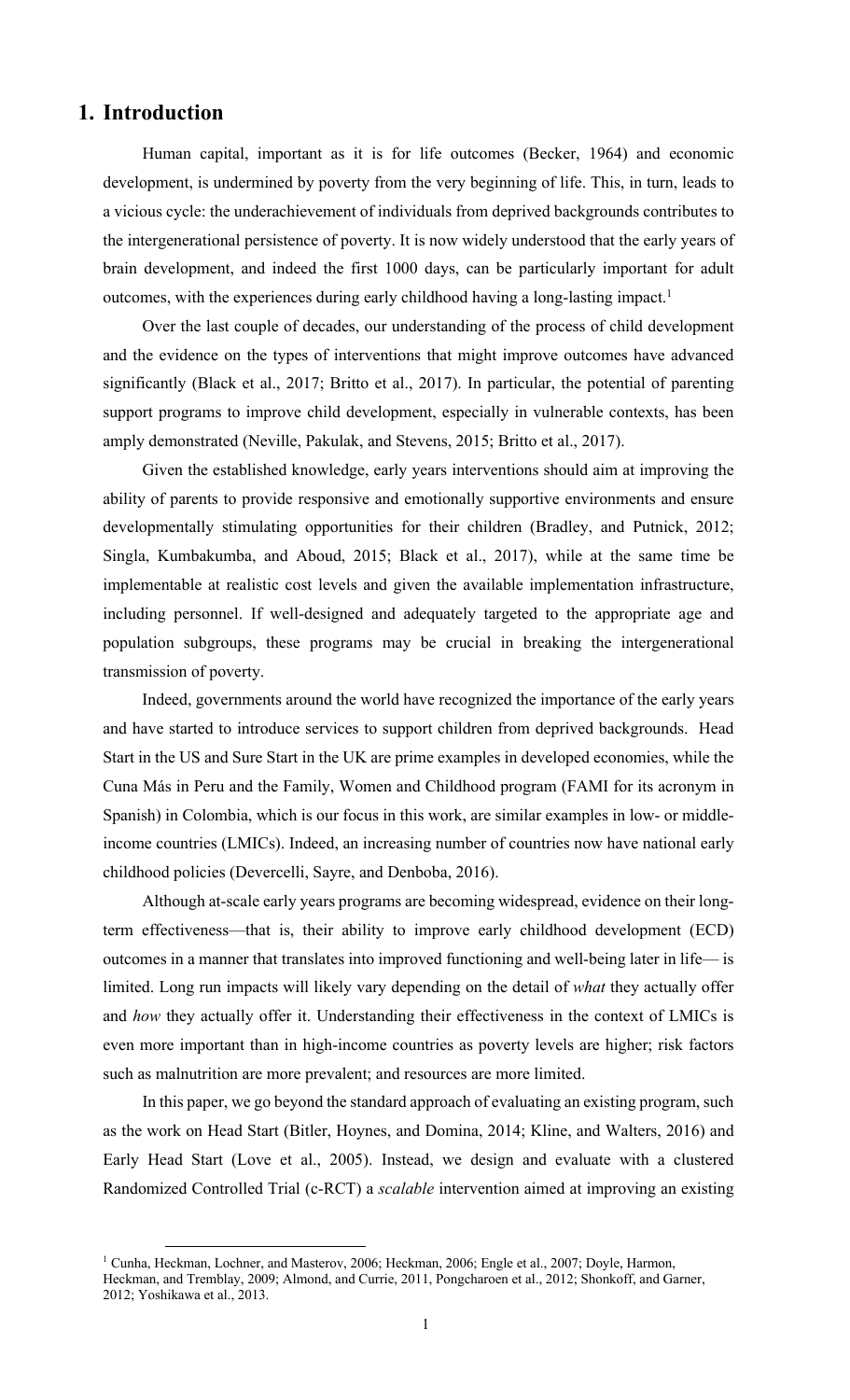# 1. Introduction

Human capital, important as it is for life outcomes (Becker, 1964) and economic development, is undermined by poverty from the very beginning of life. This, in turn, leads to a vicious cycle: the underachievement of individuals from deprived backgrounds contributes to the intergenerational persistence of poverty. It is now widely understood that the early years of brain development, and indeed the first 1000 days, can be particularly important for adult outcomes, with the experiences during early childhood having a long-lasting impact.[1]

Over the last couple of decades, our understanding of the process of child development and the evidence on the types of interventions that might improve outcomes have advanced significantly (Black et al., 2017; Britto et al., 2017). In particular, the potential of parenting support programs to improve child development, especially in vulnerable contexts, has been amply demonstrated (Neville, Pakulak, and Stevens, 2015; Britto et al., 2017).

Given the established knowledge, early years interventions should aim at improving the ability of parents to provide responsive and emotionally supportive environments and ensure developmentally stimulating opportunities for their children (Bradley, and Putnick, 2012; Singla, Kumbakumba, and Aboud, 2015; Black et al., 2017), while at the same time be implementable at realistic cost levels and given the available implementation infrastructure, including personnel. If well-designed and adequately targeted to the appropriate age and population subgroups, these programs may be crucial in breaking the intergenerational transmission of poverty.

Indeed, governments around the world have recognized the importance of the early years and have started to introduce services to support children from deprived backgrounds. Head Start in the US and Sure Start in the UK are prime examples in developed economies, while the Cuna Más in Peru and the Family, Women and Childhood program (FAMI for its acronym in Spanish) in Colombia, which is our focus in this work, are similar examples in low- or middle-income countries (LMICs). Indeed, an increasing number of countries now have national early childhood policies (Devercelli, Sayre, and Denboba, 2016).

Although at-scale early years programs are becoming widespread, evidence on their long-term effectiveness—that is, their ability to improve early childhood development (ECD) outcomes in a manner that translates into improved functioning and well-being later in life— is limited. Long run impacts will likely vary depending on the detail of *what* they actually offer and *how* they actually offer it. Understanding their effectiveness in the context of LMICs is even more important than in high-income countries as poverty levels are higher; risk factors such as malnutrition are more prevalent; and resources are more limited.

In this paper, we go beyond the standard approach of evaluating an existing program, such as the work on Head Start (Bitler, Hoynes, and Domina, 2014; Kline, and Walters, 2016) and Early Head Start (Love et al., 2005). Instead, we design and evaluate with a clustered Randomized Controlled Trial (c-RCT) a *scalable* intervention aimed at improving an existing

[1] Cunha, Heckman, Lochner, and Masterov, 2006; Heckman, 2006; Engle et al., 2007; Doyle, Harmon, Heckman, and Tremblay, 2009; Almond, and Currie, 2011, Pongcharoen et al., 2012; Shonkoff, and Garner, 2012; Yoshikawa et al., 2013.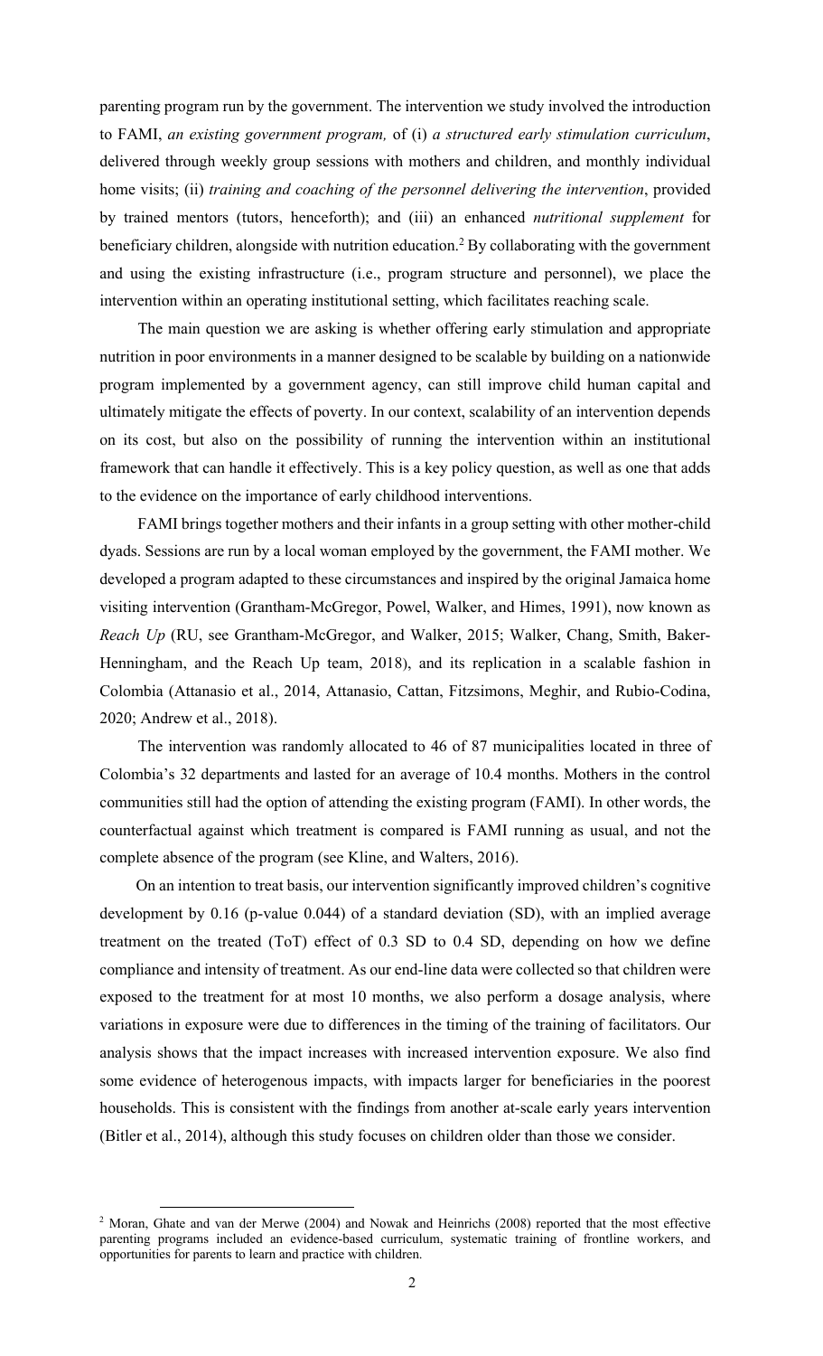parenting program run by the government. The intervention we study involved the introduction to FAMI, *an existing government program,* of (i) *a structured early stimulation curriculum*, delivered through weekly group sessions with mothers and children, and monthly individual home visits; (ii) *training and coaching of the personnel delivering the intervention*, provided by trained mentors (tutors, henceforth); and (iii) an enhanced *nutritional supplement* for beneficiary children, alongside with nutrition education.[2] By collaborating with the government and using the existing infrastructure (i.e., program structure and personnel), we place the intervention within an operating institutional setting, which facilitates reaching scale.

The main question we are asking is whether offering early stimulation and appropriate nutrition in poor environments in a manner designed to be scalable by building on a nationwide program implemented by a government agency, can still improve child human capital and ultimately mitigate the effects of poverty. In our context, scalability of an intervention depends on its cost, but also on the possibility of running the intervention within an institutional framework that can handle it effectively. This is a key policy question, as well as one that adds to the evidence on the importance of early childhood interventions.

FAMI brings together mothers and their infants in a group setting with other mother-child dyads. Sessions are run by a local woman employed by the government, the FAMI mother. We developed a program adapted to these circumstances and inspired by the original Jamaica home visiting intervention (Grantham-McGregor, Powel, Walker, and Himes, 1991), now known as *Reach Up* (RU, see Grantham-McGregor, and Walker, 2015; Walker, Chang, Smith, Baker-Henningham, and the Reach Up team, 2018), and its replication in a scalable fashion in Colombia (Attanasio et al., 2014, Attanasio, Cattan, Fitzsimons, Meghir, and Rubio-Codina, 2020; Andrew et al., 2018).

The intervention was randomly allocated to 46 of 87 municipalities located in three of Colombia's 32 departments and lasted for an average of 10.4 months. Mothers in the control communities still had the option of attending the existing program (FAMI). In other words, the counterfactual against which treatment is compared is FAMI running as usual, and not the complete absence of the program (see Kline, and Walters, 2016).

On an intention to treat basis, our intervention significantly improved children's cognitive development by 0.16 (p-value 0.044) of a standard deviation (SD), with an implied average treatment on the treated (ToT) effect of 0.3 SD to 0.4 SD, depending on how we define compliance and intensity of treatment. As our end-line data were collected so that children were exposed to the treatment for at most 10 months, we also perform a dosage analysis, where variations in exposure were due to differences in the timing of the training of facilitators. Our analysis shows that the impact increases with increased intervention exposure. We also find some evidence of heterogenous impacts, with impacts larger for beneficiaries in the poorest households. This is consistent with the findings from another at-scale early years intervention (Bitler et al., 2014), although this study focuses on children older than those we consider.

[2] Moran, Ghate and van der Merwe (2004) and Nowak and Heinrichs (2008) reported that the most effective parenting programs included an evidence-based curriculum, systematic training of frontline workers, and opportunities for parents to learn and practice with children.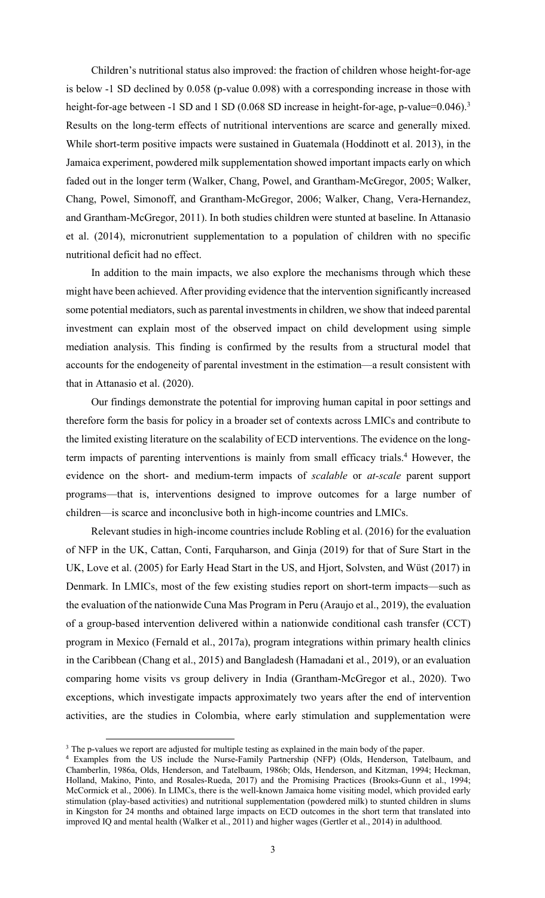Children's nutritional status also improved: the fraction of children whose height-for-age is below -1 SD declined by 0.058 (p-value 0.098) with a corresponding increase in those with height-for-age between -1 SD and 1 SD (0.068 SD increase in height-for-age, p-value=0.046).[3] Results on the long-term effects of nutritional interventions are scarce and generally mixed. While short-term positive impacts were sustained in Guatemala (Hoddinott et al. 2013), in the Jamaica experiment, powdered milk supplementation showed important impacts early on which faded out in the longer term (Walker, Chang, Powel, and Grantham-McGregor, 2005; Walker, Chang, Powel, Simonoff, and Grantham-McGregor, 2006; Walker, Chang, Vera-Hernandez, and Grantham-McGregor, 2011). In both studies children were stunted at baseline. In Attanasio et al. (2014), micronutrient supplementation to a population of children with no specific nutritional deficit had no effect.

In addition to the main impacts, we also explore the mechanisms through which these might have been achieved. After providing evidence that the intervention significantly increased some potential mediators, such as parental investments in children, we show that indeed parental investment can explain most of the observed impact on child development using simple mediation analysis. This finding is confirmed by the results from a structural model that accounts for the endogeneity of parental investment in the estimation—a result consistent with that in Attanasio et al. (2020).

Our findings demonstrate the potential for improving human capital in poor settings and therefore form the basis for policy in a broader set of contexts across LMICs and contribute to the limited existing literature on the scalability of ECD interventions. The evidence on the long-term impacts of parenting interventions is mainly from small efficacy trials.[4] However, the evidence on the short- and medium-term impacts of *scalable* or *at-scale* parent support programs—that is, interventions designed to improve outcomes for a large number of children—is scarce and inconclusive both in high-income countries and LMICs.

Relevant studies in high-income countries include Robling et al. (2016) for the evaluation of NFP in the UK, Cattan, Conti, Farquharson, and Ginja (2019) for that of Sure Start in the UK, Love et al. (2005) for Early Head Start in the US, and Hjort, Solvsten, and Wüst (2017) in Denmark. In LMICs, most of the few existing studies report on short-term impacts—such as the evaluation of the nationwide Cuna Mas Program in Peru (Araujo et al., 2019), the evaluation of a group-based intervention delivered within a nationwide conditional cash transfer (CCT) program in Mexico (Fernald et al., 2017a), program integrations within primary health clinics in the Caribbean (Chang et al., 2015) and Bangladesh (Hamadani et al., 2019), or an evaluation comparing home visits vs group delivery in India (Grantham-McGregor et al., 2020). Two exceptions, which investigate impacts approximately two years after the end of intervention activities, are the studies in Colombia, where early stimulation and supplementation were

[3] The p-values we report are adjusted for multiple testing as explained in the main body of the paper.

[4] Examples from the US include the Nurse-Family Partnership (NFP) (Olds, Henderson, Tatelbaum, and Chamberlin, 1986a, Olds, Henderson, and Tatelbaum, 1986b; Olds, Henderson, and Kitzman, 1994; Heckman, Holland, Makino, Pinto, and Rosales-Rueda, 2017) and the Promising Practices (Brooks-Gunn et al., 1994; McCormick et al., 2006). In LIMCs, there is the well-known Jamaica home visiting model, which provided early stimulation (play-based activities) and nutritional supplementation (powdered milk) to stunted children in slums in Kingston for 24 months and obtained large impacts on ECD outcomes in the short term that translated into improved IQ and mental health (Walker et al., 2011) and higher wages (Gertler et al., 2014) in adulthood.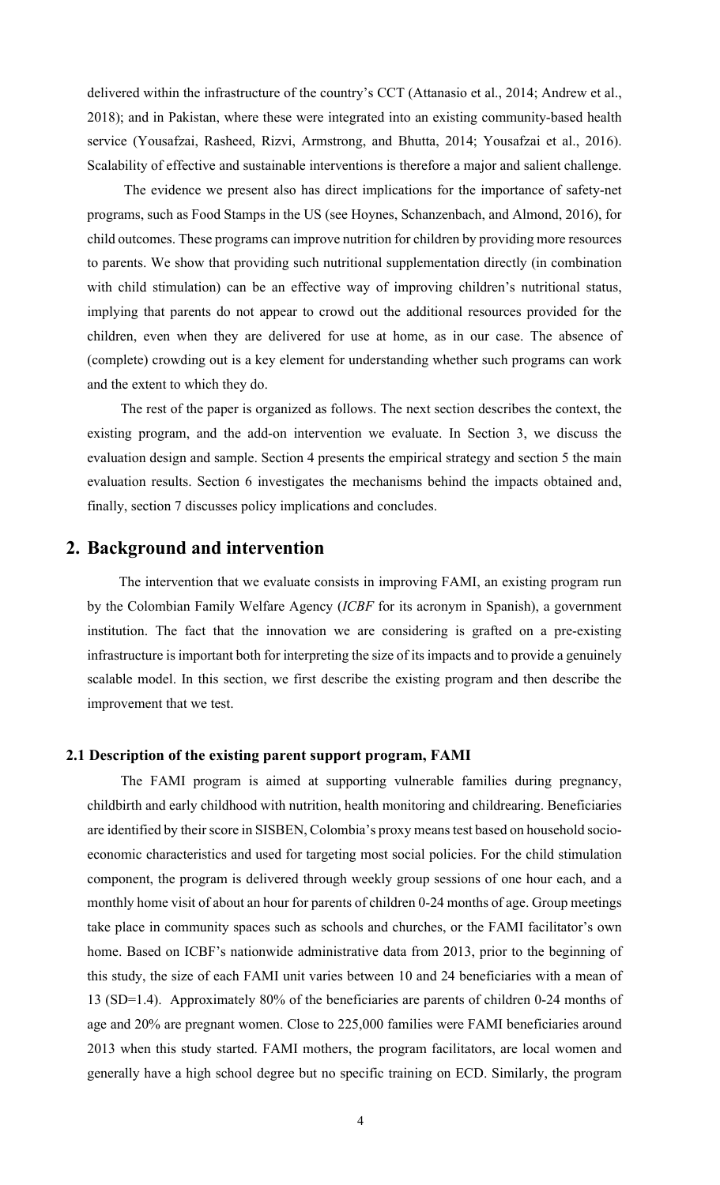delivered within the infrastructure of the country's CCT (Attanasio et al., 2014; Andrew et al., 2018); and in Pakistan, where these were integrated into an existing community-based health service (Yousafzai, Rasheed, Rizvi, Armstrong, and Bhutta, 2014; Yousafzai et al., 2016). Scalability of effective and sustainable interventions is therefore a major and salient challenge.

The evidence we present also has direct implications for the importance of safety-net programs, such as Food Stamps in the US (see Hoynes, Schanzenbach, and Almond, 2016), for child outcomes. These programs can improve nutrition for children by providing more resources to parents. We show that providing such nutritional supplementation directly (in combination with child stimulation) can be an effective way of improving children's nutritional status, implying that parents do not appear to crowd out the additional resources provided for the children, even when they are delivered for use at home, as in our case. The absence of (complete) crowding out is a key element for understanding whether such programs can work and the extent to which they do.

The rest of the paper is organized as follows. The next section describes the context, the existing program, and the add-on intervention we evaluate. In Section 3, we discuss the evaluation design and sample. Section 4 presents the empirical strategy and section 5 the main evaluation results. Section 6 investigates the mechanisms behind the impacts obtained and, finally, section 7 discusses policy implications and concludes.

## 2. Background and intervention

The intervention that we evaluate consists in improving FAMI, an existing program run by the Colombian Family Welfare Agency (*ICBF* for its acronym in Spanish), a government institution. The fact that the innovation we are considering is grafted on a pre-existing infrastructure is important both for interpreting the size of its impacts and to provide a genuinely scalable model. In this section, we first describe the existing program and then describe the improvement that we test.

### 2.1 Description of the existing parent support program, FAMI

The FAMI program is aimed at supporting vulnerable families during pregnancy, childbirth and early childhood with nutrition, health monitoring and childrearing. Beneficiaries are identified by their score in SISBEN, Colombia's proxy means test based on household socio-economic characteristics and used for targeting most social policies. For the child stimulation component, the program is delivered through weekly group sessions of one hour each, and a monthly home visit of about an hour for parents of children 0-24 months of age. Group meetings take place in community spaces such as schools and churches, or the FAMI facilitator's own home. Based on ICBF's nationwide administrative data from 2013, prior to the beginning of this study, the size of each FAMI unit varies between 10 and 24 beneficiaries with a mean of 13 (SD=1.4). Approximately 80% of the beneficiaries are parents of children 0-24 months of age and 20% are pregnant women. Close to 225,000 families were FAMI beneficiaries around 2013 when this study started. FAMI mothers, the program facilitators, are local women and generally have a high school degree but no specific training on ECD. Similarly, the program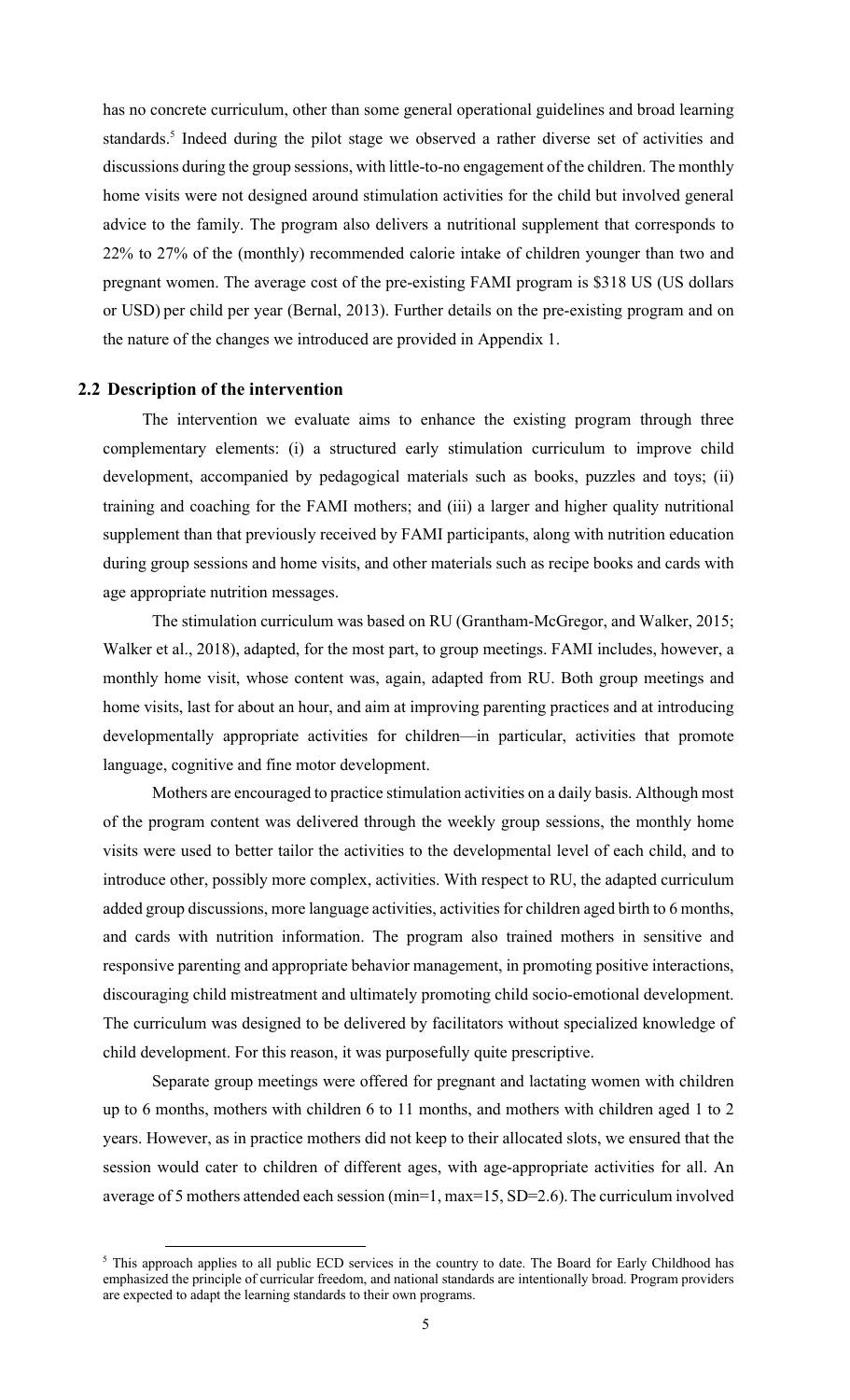has no concrete curriculum, other than some general operational guidelines and broad learning standards.[5] Indeed during the pilot stage we observed a rather diverse set of activities and discussions during the group sessions, with little-to-no engagement of the children. The monthly home visits were not designed around stimulation activities for the child but involved general advice to the family. The program also delivers a nutritional supplement that corresponds to 22% to 27% of the (monthly) recommended calorie intake of children younger than two and pregnant women. The average cost of the pre-existing FAMI program is $318 US (US dollars or USD) per child per year (Bernal, 2013). Further details on the pre-existing program and on the nature of the changes we introduced are provided in Appendix 1.

## 2.2 Description of the intervention

The intervention we evaluate aims to enhance the existing program through three complementary elements: (i) a structured early stimulation curriculum to improve child development, accompanied by pedagogical materials such as books, puzzles and toys; (ii) training and coaching for the FAMI mothers; and (iii) a larger and higher quality nutritional supplement than that previously received by FAMI participants, along with nutrition education during group sessions and home visits, and other materials such as recipe books and cards with age appropriate nutrition messages.

The stimulation curriculum was based on RU (Grantham-McGregor, and Walker, 2015; Walker et al., 2018), adapted, for the most part, to group meetings. FAMI includes, however, a monthly home visit, whose content was, again, adapted from RU. Both group meetings and home visits, last for about an hour, and aim at improving parenting practices and at introducing developmentally appropriate activities for children—in particular, activities that promote language, cognitive and fine motor development.

Mothers are encouraged to practice stimulation activities on a daily basis. Although most of the program content was delivered through the weekly group sessions, the monthly home visits were used to better tailor the activities to the developmental level of each child, and to introduce other, possibly more complex, activities. With respect to RU, the adapted curriculum added group discussions, more language activities, activities for children aged birth to 6 months, and cards with nutrition information. The program also trained mothers in sensitive and responsive parenting and appropriate behavior management, in promoting positive interactions, discouraging child mistreatment and ultimately promoting child socio-emotional development. The curriculum was designed to be delivered by facilitators without specialized knowledge of child development. For this reason, it was purposefully quite prescriptive.

Separate group meetings were offered for pregnant and lactating women with children up to 6 months, mothers with children 6 to 11 months, and mothers with children aged 1 to 2 years. However, as in practice mothers did not keep to their allocated slots, we ensured that the session would cater to children of different ages, with age-appropriate activities for all. An average of 5 mothers attended each session (min=1, max=15, SD=2.6). The curriculum involved

[5] This approach applies to all public ECD services in the country to date. The Board for Early Childhood has emphasized the principle of curricular freedom, and national standards are intentionally broad. Program providers are expected to adapt the learning standards to their own programs.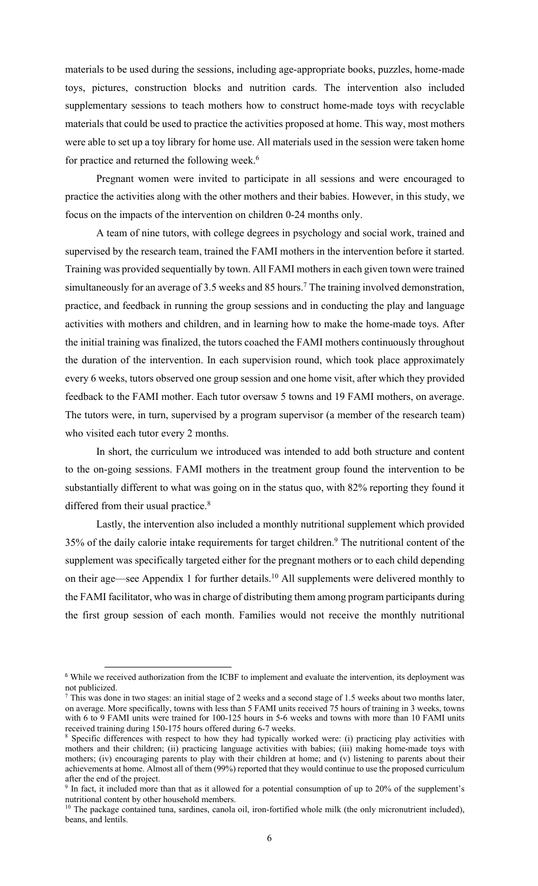materials to be used during the sessions, including age-appropriate books, puzzles, home-made toys, pictures, construction blocks and nutrition cards. The intervention also included supplementary sessions to teach mothers how to construct home-made toys with recyclable materials that could be used to practice the activities proposed at home. This way, most mothers were able to set up a toy library for home use. All materials used in the session were taken home for practice and returned the following week.[6]

Pregnant women were invited to participate in all sessions and were encouraged to practice the activities along with the other mothers and their babies. However, in this study, we focus on the impacts of the intervention on children 0-24 months only.

A team of nine tutors, with college degrees in psychology and social work, trained and supervised by the research team, trained the FAMI mothers in the intervention before it started. Training was provided sequentially by town. All FAMI mothers in each given town were trained simultaneously for an average of 3.5 weeks and 85 hours.[7] The training involved demonstration, practice, and feedback in running the group sessions and in conducting the play and language activities with mothers and children, and in learning how to make the home-made toys. After the initial training was finalized, the tutors coached the FAMI mothers continuously throughout the duration of the intervention. In each supervision round, which took place approximately every 6 weeks, tutors observed one group session and one home visit, after which they provided feedback to the FAMI mother. Each tutor oversaw 5 towns and 19 FAMI mothers, on average. The tutors were, in turn, supervised by a program supervisor (a member of the research team) who visited each tutor every 2 months.

In short, the curriculum we introduced was intended to add both structure and content to the on-going sessions. FAMI mothers in the treatment group found the intervention to be substantially different to what was going on in the status quo, with 82% reporting they found it differed from their usual practice.[8]

Lastly, the intervention also included a monthly nutritional supplement which provided 35% of the daily calorie intake requirements for target children.[9] The nutritional content of the supplement was specifically targeted either for the pregnant mothers or to each child depending on their age—see Appendix 1 for further details.[10] All supplements were delivered monthly to the FAMI facilitator, who was in charge of distributing them among program participants during the first group session of each month. Families would not receive the monthly nutritional

---

[6] While we received authorization from the ICBF to implement and evaluate the intervention, its deployment was not publicized.

[7] This was done in two stages: an initial stage of 2 weeks and a second stage of 1.5 weeks about two months later, on average. More specifically, towns with less than 5 FAMI units received 75 hours of training in 3 weeks, towns with 6 to 9 FAMI units were trained for 100-125 hours in 5-6 weeks and towns with more than 10 FAMI units received training during 150-175 hours offered during 6-7 weeks.

[8] Specific differences with respect to how they had typically worked were: (i) practicing play activities with mothers and their children; (ii) practicing language activities with babies; (iii) making home-made toys with mothers; (iv) encouraging parents to play with their children at home; and (v) listening to parents about their achievements at home. Almost all of them (99%) reported that they would continue to use the proposed curriculum after the end of the project.

[9] In fact, it included more than that as it allowed for a potential consumption of up to 20% of the supplement's nutritional content by other household members.

[10] The package contained tuna, sardines, canola oil, iron-fortified whole milk (the only micronutrient included), beans, and lentils.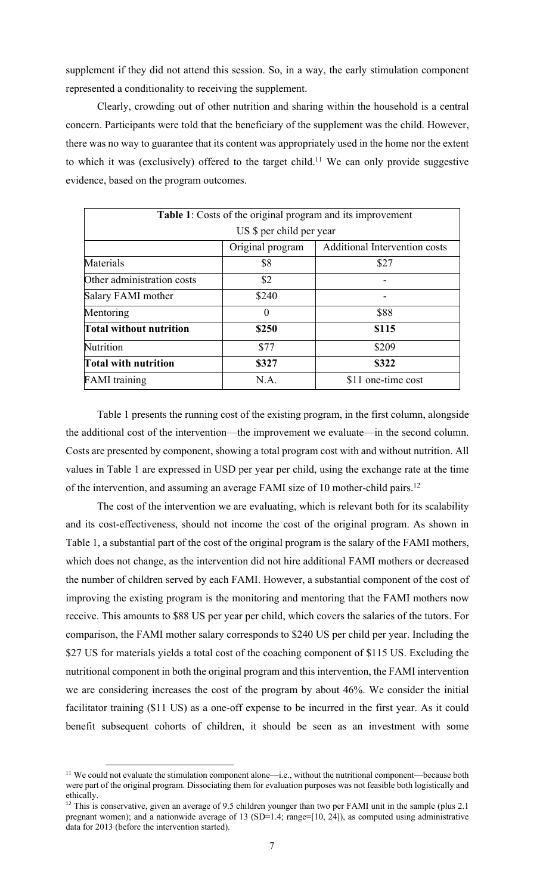supplement if they did not attend this session. So, in a way, the early stimulation component represented a conditionality to receiving the supplement.

Clearly, crowding out of other nutrition and sharing within the household is a central concern. Participants were told that the beneficiary of the supplement was the child. However, there was no way to guarantee that its content was appropriately used in the home nor the extent to which it was (exclusively) offered to the target child.[11] We can only provide suggestive evidence, based on the program outcomes.

| **Table 1**: Costs of the original program and its improvement US $ per child per year | | |
|---|---|---|
| | Original program | Additional Intervention costs |
| Materials | $8 | $27 |
| Other administration costs | $2 | - |
| Salary FAMI mother | $240 | - |
| Mentoring | 0 | $88 |
| **Total without nutrition** | **$250** | **$115** |
| Nutrition | $77 | $209 |
| **Total with nutrition** | **$327** | **$322** |
| FAMI training | N.A. | $11 one-time cost |

Table 1 presents the running cost of the existing program, in the first column, alongside the additional cost of the intervention—the improvement we evaluate—in the second column. Costs are presented by component, showing a total program cost with and without nutrition. All values in Table 1 are expressed in USD per year per child, using the exchange rate at the time of the intervention, and assuming an average FAMI size of 10 mother-child pairs.[12]

The cost of the intervention we are evaluating, which is relevant both for its scalability and its cost-effectiveness, should not income the cost of the original program. As shown in Table 1, a substantial part of the cost of the original program is the salary of the FAMI mothers, which does not change, as the intervention did not hire additional FAMI mothers or decreased the number of children served by each FAMI. However, a substantial component of the cost of improving the existing program is the monitoring and mentoring that the FAMI mothers now receive. This amounts to $88 US per year per child, which covers the salaries of the tutors. For comparison, the FAMI mother salary corresponds to $240 US per child per year. Including the $27 US for materials yields a total cost of the coaching component of $115 US. Excluding the nutritional component in both the original program and this intervention, the FAMI intervention we are considering increases the cost of the program by about 46%. We consider the initial facilitator training ($11 US) as a one-off expense to be incurred in the first year. As it could benefit subsequent cohorts of children, it should be seen as an investment with some

[11] We could not evaluate the stimulation component alone—i.e., without the nutritional component—because both were part of the original program. Dissociating them for evaluation purposes was not feasible both logistically and ethically.

[12] This is conservative, given an average of 9.5 children younger than two per FAMI unit in the sample (plus 2.1 pregnant women); and a nationwide average of 13 (SD=1.4; range=[10, 24]), as computed using administrative data for 2013 (before the intervention started).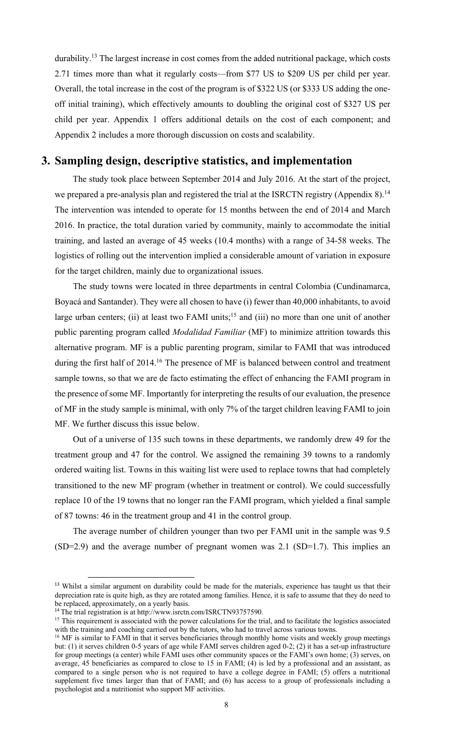durability.[13] The largest increase in cost comes from the added nutritional package, which costs 2.71 times more than what it regularly costs—from $77 US to $209 US per child per year. Overall, the total increase in the cost of the program is of $322 US (or $333 US adding the one-off initial training), which effectively amounts to doubling the original cost of $327 US per child per year. Appendix 1 offers additional details on the cost of each component; and Appendix 2 includes a more thorough discussion on costs and scalability.

## 3. Sampling design, descriptive statistics, and implementation

The study took place between September 2014 and July 2016. At the start of the project, we prepared a pre-analysis plan and registered the trial at the ISRCTN registry (Appendix 8).[14] The intervention was intended to operate for 15 months between the end of 2014 and March 2016. In practice, the total duration varied by community, mainly to accommodate the initial training, and lasted an average of 45 weeks (10.4 months) with a range of 34-58 weeks. The logistics of rolling out the intervention implied a considerable amount of variation in exposure for the target children, mainly due to organizational issues.

The study towns were located in three departments in central Colombia (Cundinamarca, Boyacá and Santander). They were all chosen to have (i) fewer than 40,000 inhabitants, to avoid large urban centers; (ii) at least two FAMI units;[15] and (iii) no more than one unit of another public parenting program called *Modalidad Familiar* (MF) to minimize attrition towards this alternative program. MF is a public parenting program, similar to FAMI that was introduced during the first half of 2014.[16] The presence of MF is balanced between control and treatment sample towns, so that we are de facto estimating the effect of enhancing the FAMI program in the presence of some MF. Importantly for interpreting the results of our evaluation, the presence of MF in the study sample is minimal, with only 7% of the target children leaving FAMI to join MF. We further discuss this issue below.

Out of a universe of 135 such towns in these departments, we randomly drew 49 for the treatment group and 47 for the control. We assigned the remaining 39 towns to a randomly ordered waiting list. Towns in this waiting list were used to replace towns that had completely transitioned to the new MF program (whether in treatment or control). We could successfully replace 10 of the 19 towns that no longer ran the FAMI program, which yielded a final sample of 87 towns: 46 in the treatment group and 41 in the control group.

The average number of children younger than two per FAMI unit in the sample was 9.5 (SD=2.9) and the average number of pregnant women was 2.1 (SD=1.7). This implies an

---

[13] Whilst a similar argument on durability could be made for the materials, experience has taught us that their depreciation rate is quite high, as they are rotated among families. Hence, it is safe to assume that they do need to be replaced, approximately, on a yearly basis.

[14] The trial registration is at http://www.isrctn.com/ISRCTN93757590.

[15] This requirement is associated with the power calculations for the trial, and to facilitate the logistics associated with the training and coaching carried out by the tutors, who had to travel across various towns.

[16] MF is similar to FAMI in that it serves beneficiaries through monthly home visits and weekly group meetings but: (1) it serves children 0-5 years of age while FAMI serves children aged 0-2; (2) it has a set-up infrastructure for group meetings (a center) while FAMI uses other community spaces or the FAMI's own home; (3) serves, on average, 45 beneficiaries as compared to close to 15 in FAMI; (4) is led by a professional and an assistant, as compared to a single person who is not required to have a college degree in FAMI; (5) offers a nutritional supplement five times larger than that of FAMI; and (6) has access to a group of professionals including a psychologist and a nutritionist who support MF activities.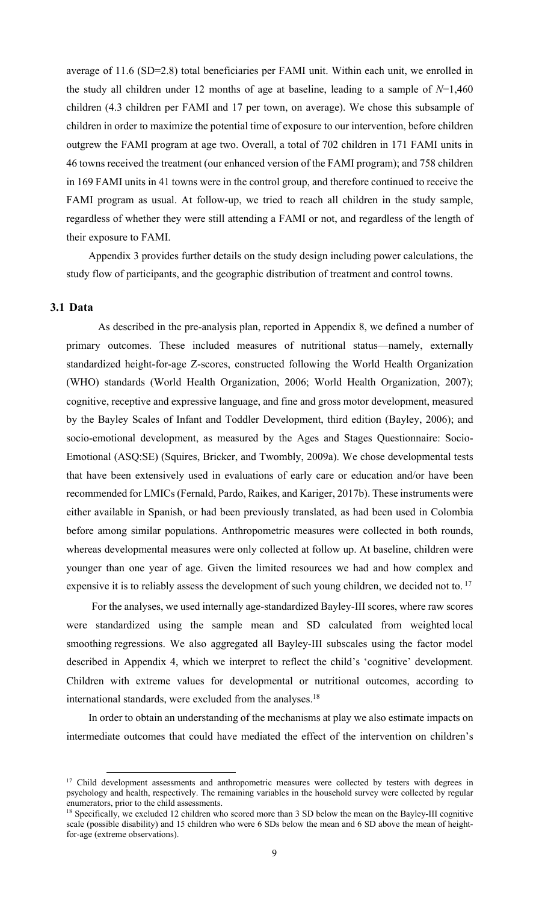average of 11.6 (SD=2.8) total beneficiaries per FAMI unit. Within each unit, we enrolled in the study all children under 12 months of age at baseline, leading to a sample of $N$=1,460 children (4.3 children per FAMI and 17 per town, on average). We chose this subsample of children in order to maximize the potential time of exposure to our intervention, before children outgrew the FAMI program at age two. Overall, a total of 702 children in 171 FAMI units in 46 towns received the treatment (our enhanced version of the FAMI program); and 758 children in 169 FAMI units in 41 towns were in the control group, and therefore continued to receive the FAMI program as usual. At follow-up, we tried to reach all children in the study sample, regardless of whether they were still attending a FAMI or not, and regardless of the length of their exposure to FAMI.

Appendix 3 provides further details on the study design including power calculations, the study flow of participants, and the geographic distribution of treatment and control towns.

### 3.1 Data

As described in the pre-analysis plan, reported in Appendix 8, we defined a number of primary outcomes. These included measures of nutritional status—namely, externally standardized height-for-age Z-scores, constructed following the World Health Organization (WHO) standards (World Health Organization, 2006; World Health Organization, 2007); cognitive, receptive and expressive language, and fine and gross motor development, measured by the Bayley Scales of Infant and Toddler Development, third edition (Bayley, 2006); and socio-emotional development, as measured by the Ages and Stages Questionnaire: Socio-Emotional (ASQ:SE) (Squires, Bricker, and Twombly, 2009a). We chose developmental tests that have been extensively used in evaluations of early care or education and/or have been recommended for LMICs (Fernald, Pardo, Raikes, and Kariger, 2017b). These instruments were either available in Spanish, or had been previously translated, as had been used in Colombia before among similar populations. Anthropometric measures were collected in both rounds, whereas developmental measures were only collected at follow up. At baseline, children were younger than one year of age. Given the limited resources we had and how complex and expensive it is to reliably assess the development of such young children, we decided not to. [17]

For the analyses, we used internally age-standardized Bayley-III scores, where raw scores were standardized using the sample mean and SD calculated from weighted local smoothing regressions. We also aggregated all Bayley-III subscales using the factor model described in Appendix 4, which we interpret to reflect the child's 'cognitive' development. Children with extreme values for developmental or nutritional outcomes, according to international standards, were excluded from the analyses.[18]

In order to obtain an understanding of the mechanisms at play we also estimate impacts on intermediate outcomes that could have mediated the effect of the intervention on children's

---

[17] Child development assessments and anthropometric measures were collected by testers with degrees in psychology and health, respectively. The remaining variables in the household survey were collected by regular enumerators, prior to the child assessments.

[18] Specifically, we excluded 12 children who scored more than 3 SD below the mean on the Bayley-III cognitive scale (possible disability) and 15 children who were 6 SDs below the mean and 6 SD above the mean of height-for-age (extreme observations).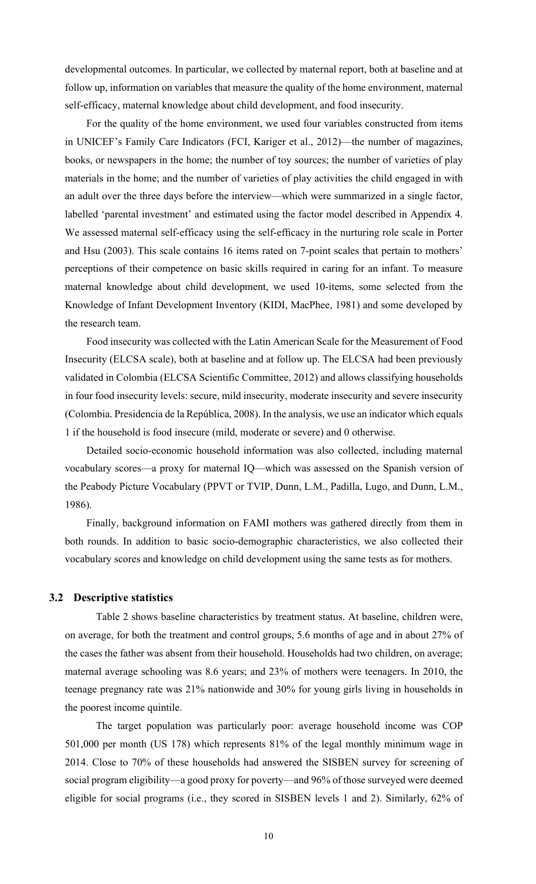developmental outcomes. In particular, we collected by maternal report, both at baseline and at follow up, information on variables that measure the quality of the home environment, maternal self-efficacy, maternal knowledge about child development, and food insecurity.

For the quality of the home environment, we used four variables constructed from items in UNICEF's Family Care Indicators (FCI, Kariger et al., 2012)—the number of magazines, books, or newspapers in the home; the number of toy sources; the number of varieties of play materials in the home; and the number of varieties of play activities the child engaged in with an adult over the three days before the interview—which were summarized in a single factor, labelled 'parental investment' and estimated using the factor model described in Appendix 4. We assessed maternal self-efficacy using the self-efficacy in the nurturing role scale in Porter and Hsu (2003). This scale contains 16 items rated on 7-point scales that pertain to mothers' perceptions of their competence on basic skills required in caring for an infant. To measure maternal knowledge about child development, we used 10-items, some selected from the Knowledge of Infant Development Inventory (KIDI, MacPhee, 1981) and some developed by the research team.

Food insecurity was collected with the Latin American Scale for the Measurement of Food Insecurity (ELCSA scale), both at baseline and at follow up. The ELCSA had been previously validated in Colombia (ELCSA Scientific Committee, 2012) and allows classifying households in four food insecurity levels: secure, mild insecurity, moderate insecurity and severe insecurity (Colombia. Presidencia de la República, 2008). In the analysis, we use an indicator which equals 1 if the household is food insecure (mild, moderate or severe) and 0 otherwise.

Detailed socio-economic household information was also collected, including maternal vocabulary scores—a proxy for maternal IQ—which was assessed on the Spanish version of the Peabody Picture Vocabulary (PPVT or TVIP, Dunn, L.M., Padilla, Lugo, and Dunn, L.M., 1986).

Finally, background information on FAMI mothers was gathered directly from them in both rounds. In addition to basic socio-demographic characteristics, we also collected their vocabulary scores and knowledge on child development using the same tests as for mothers.

### 3.2 Descriptive statistics

Table 2 shows baseline characteristics by treatment status. At baseline, children were, on average, for both the treatment and control groups, 5.6 months of age and in about 27% of the cases the father was absent from their household. Households had two children, on average; maternal average schooling was 8.6 years; and 23% of mothers were teenagers. In 2010, the teenage pregnancy rate was 21% nationwide and 30% for young girls living in households in the poorest income quintile.

The target population was particularly poor: average household income was COP 501,000 per month (US 178) which represents 81% of the legal monthly minimum wage in 2014. Close to 70% of these households had answered the SISBEN survey for screening of social program eligibility—a good proxy for poverty—and 96% of those surveyed were deemed eligible for social programs (i.e., they scored in SISBEN levels 1 and 2). Similarly, 62% of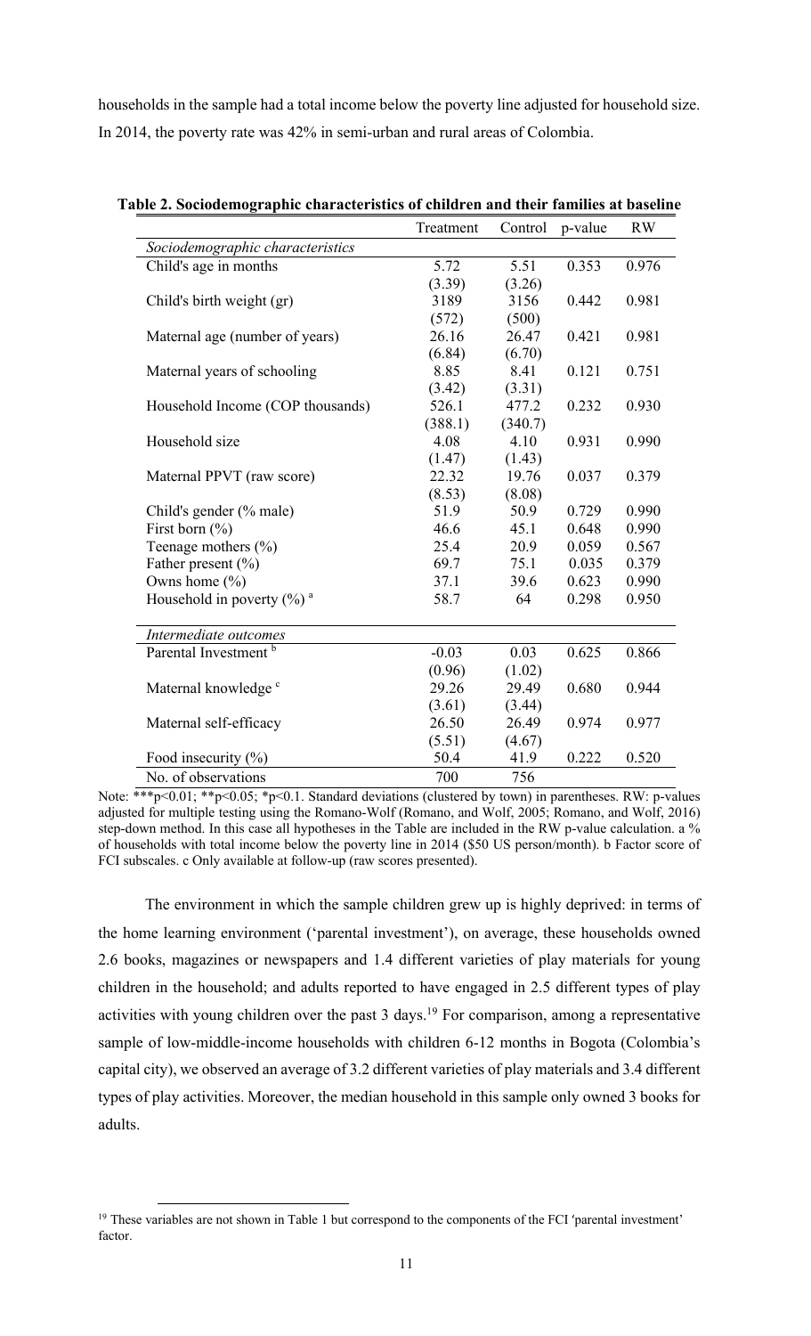households in the sample had a total income below the poverty line adjusted for household size. In 2014, the poverty rate was 42% in semi-urban and rural areas of Colombia.

**Table 2. Sociodemographic characteristics of children and their families at baseline**

| | Treatment | Control | p-value | RW |
|---|---|---|---|---|
| *Sociodemographic characteristics* | | | | |
| Child's age in months | 5.72 | 5.51 | 0.353 | 0.976 |
| | (3.39) | (3.26) | | |
| Child's birth weight (gr) | 3189 | 3156 | 0.442 | 0.981 |
| | (572) | (500) | | |
| Maternal age (number of years) | 26.16 | 26.47 | 0.421 | 0.981 |
| | (6.84) | (6.70) | | |
| Maternal years of schooling | 8.85 | 8.41 | 0.121 | 0.751 |
| | (3.42) | (3.31) | | |
| Household Income (COP thousands) | 526.1 | 477.2 | 0.232 | 0.930 |
| | (388.1) | (340.7) | | |
| Household size | 4.08 | 4.10 | 0.931 | 0.990 |
| | (1.47) | (1.43) | | |
| Maternal PPVT (raw score) | 22.32 | 19.76 | 0.037 | 0.379 |
| | (8.53) | (8.08) | | |
| Child's gender (% male) | 51.9 | 50.9 | 0.729 | 0.990 |
| First born (%) | 46.6 | 45.1 | 0.648 | 0.990 |
| Teenage mothers (%) | 25.4 | 20.9 | 0.059 | 0.567 |
| Father present (%) | 69.7 | 75.1 | 0.035 | 0.379 |
| Owns home (%) | 37.1 | 39.6 | 0.623 | 0.990 |
| Household in poverty (%) [a] | 58.7 | 64 | 0.298 | 0.950 |
| *Intermediate outcomes* | | | | |
| Parental Investment [b] | -0.03 | 0.03 | 0.625 | 0.866 |
| | (0.96) | (1.02) | | |
| Maternal knowledge [c] | 29.26 | 29.49 | 0.680 | 0.944 |
| | (3.61) | (3.44) | | |
| Maternal self-efficacy | 26.50 | 26.49 | 0.974 | 0.977 |
| | (5.51) | (4.67) | | |
| Food insecurity (%) | 50.4 | 41.9 | 0.222 | 0.520 |
| No. of observations | 700 | 756 | | |

Note: ***p<0.01; **p<0.05; *p<0.1. Standard deviations (clustered by town) in parentheses. RW: p-values adjusted for multiple testing using the Romano-Wolf (Romano, and Wolf, 2005; Romano, and Wolf, 2016) step-down method. In this case all hypotheses in the Table are included in the RW p-value calculation. a % of households with total income below the poverty line in 2014 ($50 US person/month). b Factor score of FCI subscales. c Only available at follow-up (raw scores presented).

The environment in which the sample children grew up is highly deprived: in terms of the home learning environment ('parental investment'), on average, these households owned 2.6 books, magazines or newspapers and 1.4 different varieties of play materials for young children in the household; and adults reported to have engaged in 2.5 different types of play activities with young children over the past 3 days.[19] For comparison, among a representative sample of low-middle-income households with children 6-12 months in Bogota (Colombia's capital city), we observed an average of 3.2 different varieties of play materials and 3.4 different types of play activities. Moreover, the median household in this sample only owned 3 books for adults.

[19] These variables are not shown in Table 1 but correspond to the components of the FCI 'parental investment' factor.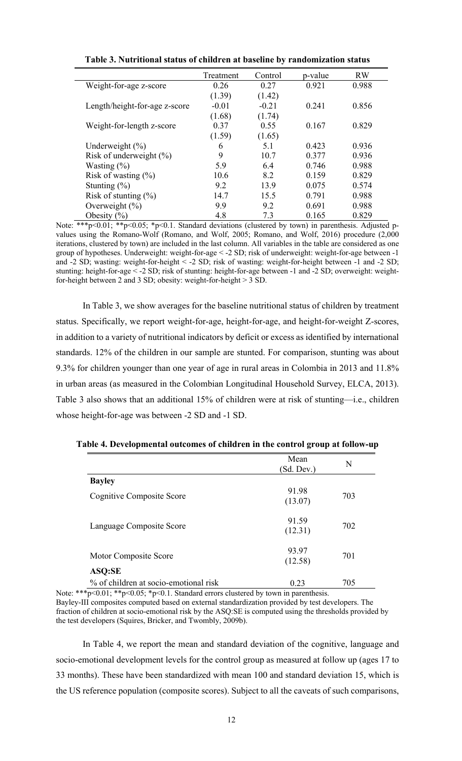**Table 3. Nutritional status of children at baseline by randomization status**

| | Treatment | Control | p-value | RW |
|---|---|---|---|---|
| Weight-for-age z-score | 0.26 | 0.27 | 0.921 | 0.988 |
| | (1.39) | (1.42) | | |
| Length/height-for-age z-score | -0.01 | -0.21 | 0.241 | 0.856 |
| | (1.68) | (1.74) | | |
| Weight-for-length z-score | 0.37 | 0.55 | 0.167 | 0.829 |
| | (1.59) | (1.65) | | |
| Underweight (%) | 6 | 5.1 | 0.423 | 0.936 |
| Risk of underweight (%) | 9 | 10.7 | 0.377 | 0.936 |
| Wasting (%) | 5.9 | 6.4 | 0.746 | 0.988 |
| Risk of wasting (%) | 10.6 | 8.2 | 0.159 | 0.829 |
| Stunting (%) | 9.2 | 13.9 | 0.075 | 0.574 |
| Risk of stunting (%) | 14.7 | 15.5 | 0.791 | 0.988 |
| Overweight (%) | 9.9 | 9.2 | 0.691 | 0.988 |
| Obesity (%) | 4.8 | 7.3 | 0.165 | 0.829 |

Note: ***p<0.01; **p<0.05; *p<0.1. Standard deviations (clustered by town) in parenthesis. Adjusted p-values using the Romano-Wolf (Romano, and Wolf, 2005; Romano, and Wolf, 2016) procedure (2,000 iterations, clustered by town) are included in the last column. All variables in the table are considered as one group of hypotheses. Underweight: weight-for-age < -2 SD; risk of underweight: weight-for-age between -1 and -2 SD; wasting: weight-for-height < -2 SD; risk of wasting: weight-for-height between -1 and -2 SD; stunting: height-for-age < -2 SD; risk of stunting: height-for-age between -1 and -2 SD; overweight: weight-for-height between 2 and 3 SD; obesity: weight-for-height > 3 SD.

In Table 3, we show averages for the baseline nutritional status of children by treatment status. Specifically, we report weight-for-age, height-for-age, and height-for-weight Z-scores, in addition to a variety of nutritional indicators by deficit or excess as identified by international standards. 12% of the children in our sample are stunted. For comparison, stunting was about 9.3% for children younger than one year of age in rural areas in Colombia in 2013 and 11.8% in urban areas (as measured in the Colombian Longitudinal Household Survey, ELCA, 2013). Table 3 also shows that an additional 15% of children were at risk of stunting—i.e., children whose height-for-age was between -2 SD and -1 SD.

**Table 4. Developmental outcomes of children in the control group at follow-up**

| | Mean (Sd. Dev.) | N |
|---|---|---|
| **Bayley** | | |
| Cognitive Composite Score | 91.98 (13.07) | 703 |
| Language Composite Score | 91.59 (12.31) | 702 |
| Motor Composite Score | 93.97 (12.58) | 701 |
| **ASQ:SE** | | |
| % of children at socio-emotional risk | 0.23 | 705 |

Note: ***p<0.01; **p<0.05; *p<0.1. Standard errors clustered by town in parenthesis.
Bayley-III composites computed based on external standardization provided by test developers. The fraction of children at socio-emotional risk by the ASQ:SE is computed using the thresholds provided by the test developers (Squires, Bricker, and Twombly, 2009b).

In Table 4, we report the mean and standard deviation of the cognitive, language and socio-emotional development levels for the control group as measured at follow up (ages 17 to 33 months). These have been standardized with mean 100 and standard deviation 15, which is the US reference population (composite scores). Subject to all the caveats of such comparisons,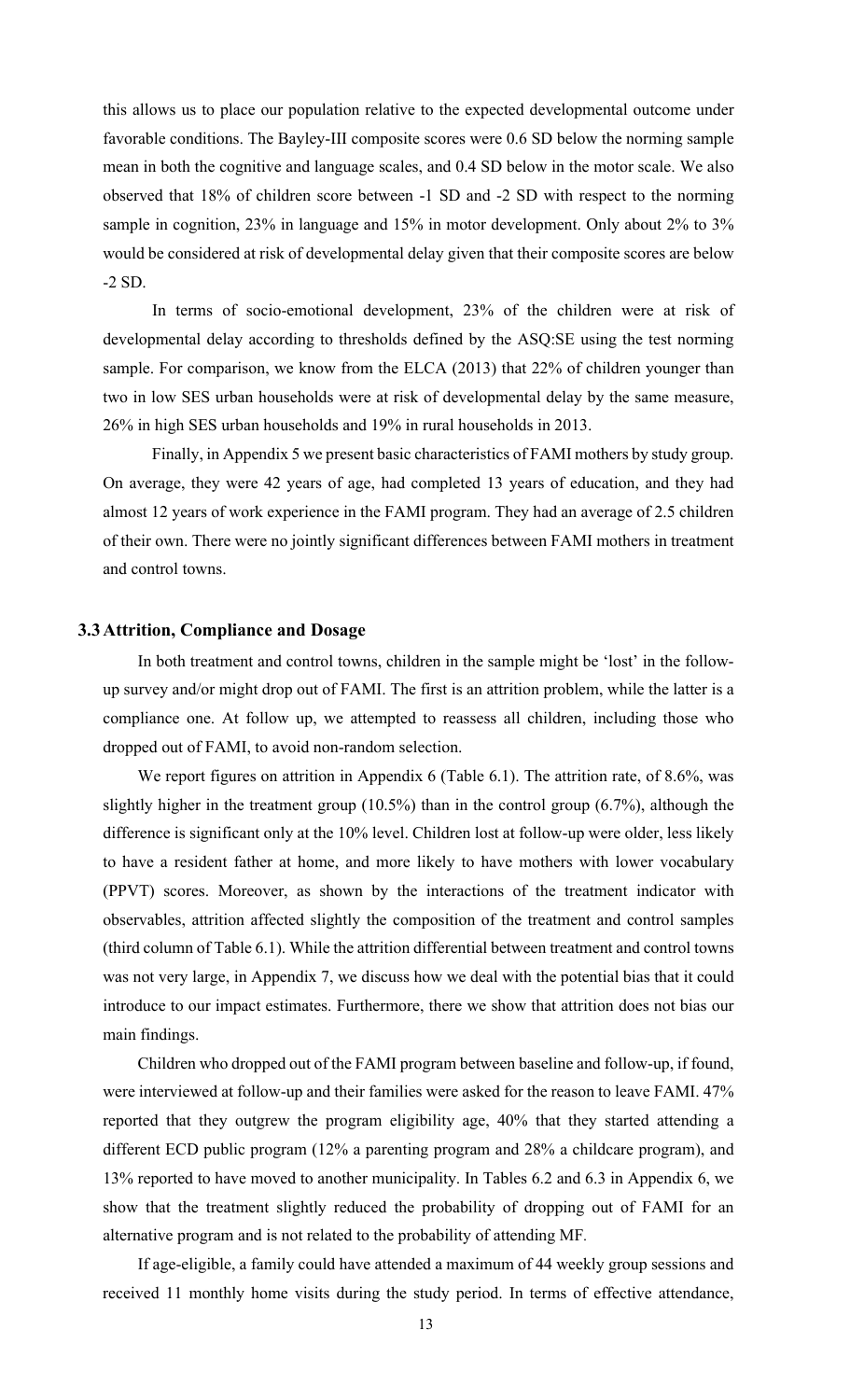this allows us to place our population relative to the expected developmental outcome under favorable conditions. The Bayley-III composite scores were 0.6 SD below the norming sample mean in both the cognitive and language scales, and 0.4 SD below in the motor scale. We also observed that 18% of children score between -1 SD and -2 SD with respect to the norming sample in cognition, 23% in language and 15% in motor development. Only about 2% to 3% would be considered at risk of developmental delay given that their composite scores are below -2 SD.

In terms of socio-emotional development, 23% of the children were at risk of developmental delay according to thresholds defined by the ASQ:SE using the test norming sample. For comparison, we know from the ELCA (2013) that 22% of children younger than two in low SES urban households were at risk of developmental delay by the same measure, 26% in high SES urban households and 19% in rural households in 2013.

Finally, in Appendix 5 we present basic characteristics of FAMI mothers by study group. On average, they were 42 years of age, had completed 13 years of education, and they had almost 12 years of work experience in the FAMI program. They had an average of 2.5 children of their own. There were no jointly significant differences between FAMI mothers in treatment and control towns.

### 3.3 Attrition, Compliance and Dosage

In both treatment and control towns, children in the sample might be 'lost' in the follow-up survey and/or might drop out of FAMI. The first is an attrition problem, while the latter is a compliance one. At follow up, we attempted to reassess all children, including those who dropped out of FAMI, to avoid non-random selection.

We report figures on attrition in Appendix 6 (Table 6.1). The attrition rate, of 8.6%, was slightly higher in the treatment group (10.5%) than in the control group (6.7%), although the difference is significant only at the 10% level. Children lost at follow-up were older, less likely to have a resident father at home, and more likely to have mothers with lower vocabulary (PPVT) scores. Moreover, as shown by the interactions of the treatment indicator with observables, attrition affected slightly the composition of the treatment and control samples (third column of Table 6.1). While the attrition differential between treatment and control towns was not very large, in Appendix 7, we discuss how we deal with the potential bias that it could introduce to our impact estimates. Furthermore, there we show that attrition does not bias our main findings.

Children who dropped out of the FAMI program between baseline and follow-up, if found, were interviewed at follow-up and their families were asked for the reason to leave FAMI. 47% reported that they outgrew the program eligibility age, 40% that they started attending a different ECD public program (12% a parenting program and 28% a childcare program), and 13% reported to have moved to another municipality. In Tables 6.2 and 6.3 in Appendix 6, we show that the treatment slightly reduced the probability of dropping out of FAMI for an alternative program and is not related to the probability of attending MF.

If age-eligible, a family could have attended a maximum of 44 weekly group sessions and received 11 monthly home visits during the study period. In terms of effective attendance,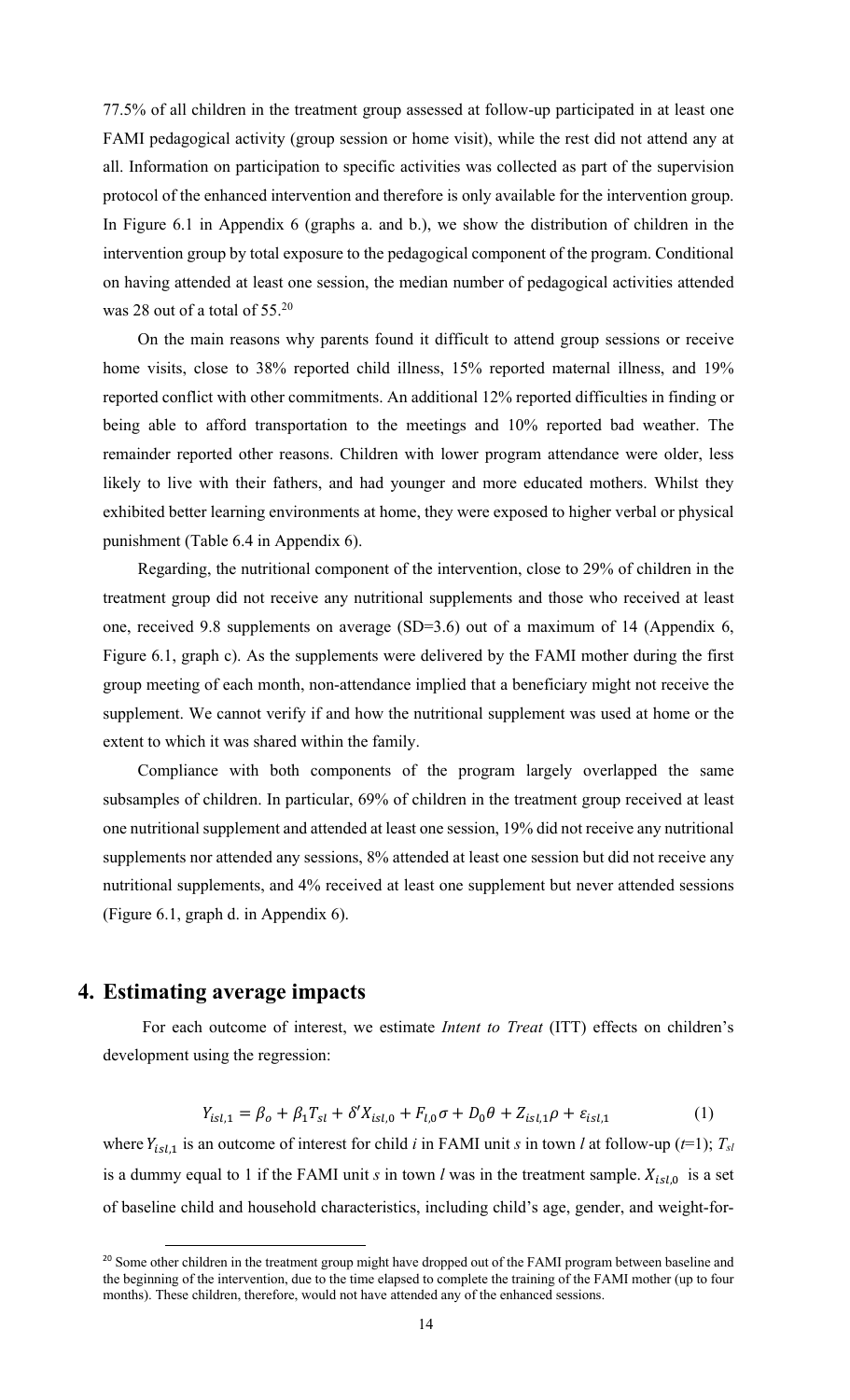77.5% of all children in the treatment group assessed at follow-up participated in at least one FAMI pedagogical activity (group session or home visit), while the rest did not attend any at all. Information on participation to specific activities was collected as part of the supervision protocol of the enhanced intervention and therefore is only available for the intervention group. In Figure 6.1 in Appendix 6 (graphs a. and b.), we show the distribution of children in the intervention group by total exposure to the pedagogical component of the program. Conditional on having attended at least one session, the median number of pedagogical activities attended was 28 out of a total of 55.[20]

On the main reasons why parents found it difficult to attend group sessions or receive home visits, close to 38% reported child illness, 15% reported maternal illness, and 19% reported conflict with other commitments. An additional 12% reported difficulties in finding or being able to afford transportation to the meetings and 10% reported bad weather. The remainder reported other reasons. Children with lower program attendance were older, less likely to live with their fathers, and had younger and more educated mothers. Whilst they exhibited better learning environments at home, they were exposed to higher verbal or physical punishment (Table 6.4 in Appendix 6).

Regarding, the nutritional component of the intervention, close to 29% of children in the treatment group did not receive any nutritional supplements and those who received at least one, received 9.8 supplements on average (SD=3.6) out of a maximum of 14 (Appendix 6, Figure 6.1, graph c). As the supplements were delivered by the FAMI mother during the first group meeting of each month, non-attendance implied that a beneficiary might not receive the supplement. We cannot verify if and how the nutritional supplement was used at home or the extent to which it was shared within the family.

Compliance with both components of the program largely overlapped the same subsamples of children. In particular, 69% of children in the treatment group received at least one nutritional supplement and attended at least one session, 19% did not receive any nutritional supplements nor attended any sessions, 8% attended at least one session but did not receive any nutritional supplements, and 4% received at least one supplement but never attended sessions (Figure 6.1, graph d. in Appendix 6).

# 4. Estimating average impacts

For each outcome of interest, we estimate *Intent to Treat* (ITT) effects on children's development using the regression:

$$Y_{isl,1} = \beta_o + \beta_1 T_{sl} + \delta' X_{isl,0} + F_{l,0}\sigma + D_0\theta + Z_{isl,1}\rho + \varepsilon_{isl,1} \qquad (1)$$

where $Y_{isl,1}$ is an outcome of interest for child *i* in FAMI unit *s* in town *l* at follow-up ($t$=1); $T_{sl}$ is a dummy equal to 1 if the FAMI unit *s* in town *l* was in the treatment sample. $X_{isl,0}$ is a set of baseline child and household characteristics, including child's age, gender, and weight-for-

[20] Some other children in the treatment group might have dropped out of the FAMI program between baseline and the beginning of the intervention, due to the time elapsed to complete the training of the FAMI mother (up to four months). These children, therefore, would not have attended any of the enhanced sessions.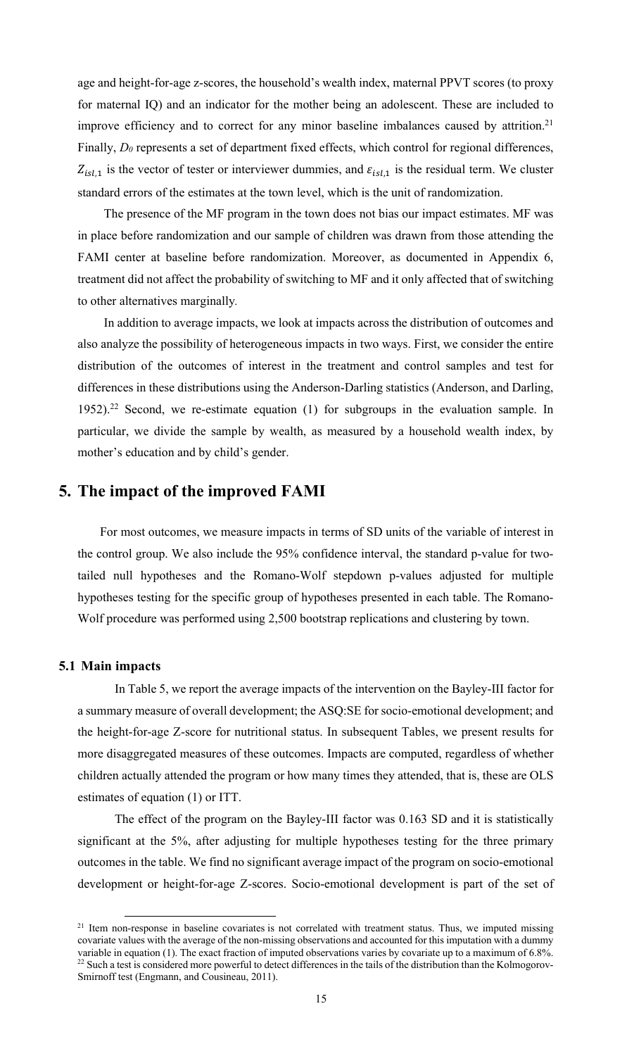age and height-for-age z-scores, the household's wealth index, maternal PPVT scores (to proxy for maternal IQ) and an indicator for the mother being an adolescent. These are included to improve efficiency and to correct for any minor baseline imbalances caused by attrition.[21] Finally, $D_0$ represents a set of department fixed effects, which control for regional differences, $Z_{isl,1}$ is the vector of tester or interviewer dummies, and $\varepsilon_{isl,1}$ is the residual term. We cluster standard errors of the estimates at the town level, which is the unit of randomization.

The presence of the MF program in the town does not bias our impact estimates. MF was in place before randomization and our sample of children was drawn from those attending the FAMI center at baseline before randomization. Moreover, as documented in Appendix 6, treatment did not affect the probability of switching to MF and it only affected that of switching to other alternatives marginally.

In addition to average impacts, we look at impacts across the distribution of outcomes and also analyze the possibility of heterogeneous impacts in two ways. First, we consider the entire distribution of the outcomes of interest in the treatment and control samples and test for differences in these distributions using the Anderson-Darling statistics (Anderson, and Darling, 1952).[22] Second, we re-estimate equation (1) for subgroups in the evaluation sample. In particular, we divide the sample by wealth, as measured by a household wealth index, by mother's education and by child's gender.

## 5. The impact of the improved FAMI

For most outcomes, we measure impacts in terms of SD units of the variable of interest in the control group. We also include the 95% confidence interval, the standard p-value for two-tailed null hypotheses and the Romano-Wolf stepdown p-values adjusted for multiple hypotheses testing for the specific group of hypotheses presented in each table. The Romano-Wolf procedure was performed using 2,500 bootstrap replications and clustering by town.

### 5.1 Main impacts

In Table 5, we report the average impacts of the intervention on the Bayley-III factor for a summary measure of overall development; the ASQ:SE for socio-emotional development; and the height-for-age Z-score for nutritional status. In subsequent Tables, we present results for more disaggregated measures of these outcomes. Impacts are computed, regardless of whether children actually attended the program or how many times they attended, that is, these are OLS estimates of equation (1) or ITT.

The effect of the program on the Bayley-III factor was 0.163 SD and it is statistically significant at the 5%, after adjusting for multiple hypotheses testing for the three primary outcomes in the table. We find no significant average impact of the program on socio-emotional development or height-for-age Z-scores. Socio-emotional development is part of the set of

[21] Item non-response in baseline covariates is not correlated with treatment status. Thus, we imputed missing covariate values with the average of the non-missing observations and accounted for this imputation with a dummy variable in equation (1). The exact fraction of imputed observations varies by covariate up to a maximum of 6.8%.

[22] Such a test is considered more powerful to detect differences in the tails of the distribution than the Kolmogorov-Smirnoff test (Engmann, and Cousineau, 2011).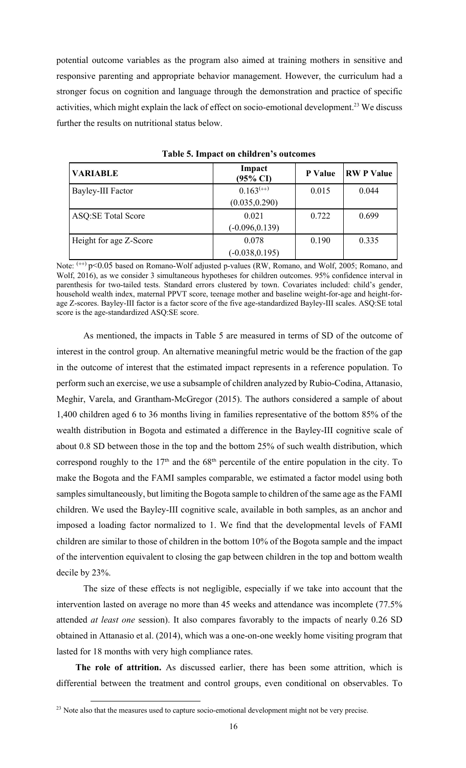potential outcome variables as the program also aimed at training mothers in sensitive and responsive parenting and appropriate behavior management. However, the curriculum had a stronger focus on cognition and language through the demonstration and practice of specific activities, which might explain the lack of effect on socio-emotional development.[23] We discuss further the results on nutritional status below.

**Table 5. Impact on children's outcomes**

| VARIABLE | Impact (95% CI) | P Value | RW P Value |
|---|---|---|---|
| Bayley-III Factor | 0.163[(++)] (0.035,0.290) | 0.015 | 0.044 |
| ASQ:SE Total Score | 0.021 (-0.096,0.139) | 0.722 | 0.699 |
| Height for age Z-Score | 0.078 (-0.038,0.195) | 0.190 | 0.335 |

Note: [(++)] $p<0.05$ based on Romano-Wolf adjusted p-values (RW, Romano, and Wolf, 2005; Romano, and Wolf, 2016), as we consider 3 simultaneous hypotheses for children outcomes. 95% confidence interval in parenthesis for two-tailed tests. Standard errors clustered by town. Covariates included: child's gender, household wealth index, maternal PPVT score, teenage mother and baseline weight-for-age and height-for-age Z-scores. Bayley-III factor is a factor score of the five age-standardized Bayley-III scales. ASQ:SE total score is the age-standardized ASQ:SE score.

As mentioned, the impacts in Table 5 are measured in terms of SD of the outcome of interest in the control group. An alternative meaningful metric would be the fraction of the gap in the outcome of interest that the estimated impact represents in a reference population. To perform such an exercise, we use a subsample of children analyzed by Rubio-Codina, Attanasio, Meghir, Varela, and Grantham-McGregor (2015). The authors considered a sample of about 1,400 children aged 6 to 36 months living in families representative of the bottom 85% of the wealth distribution in Bogota and estimated a difference in the Bayley-III cognitive scale of about 0.8 SD between those in the top and the bottom 25% of such wealth distribution, which correspond roughly to the 17th and the 68th percentile of the entire population in the city. To make the Bogota and the FAMI samples comparable, we estimated a factor model using both samples simultaneously, but limiting the Bogota sample to children of the same age as the FAMI children. We used the Bayley-III cognitive scale, available in both samples, as an anchor and imposed a loading factor normalized to 1. We find that the developmental levels of FAMI children are similar to those of children in the bottom 10% of the Bogota sample and the impact of the intervention equivalent to closing the gap between children in the top and bottom wealth decile by 23%.

The size of these effects is not negligible, especially if we take into account that the intervention lasted on average no more than 45 weeks and attendance was incomplete (77.5% attended *at least one* session). It also compares favorably to the impacts of nearly 0.26 SD obtained in Attanasio et al. (2014), which was a one-on-one weekly home visiting program that lasted for 18 months with very high compliance rates.

**The role of attrition.** As discussed earlier, there has been some attrition, which is differential between the treatment and control groups, even conditional on observables. To

[23] Note also that the measures used to capture socio-emotional development might not be very precise.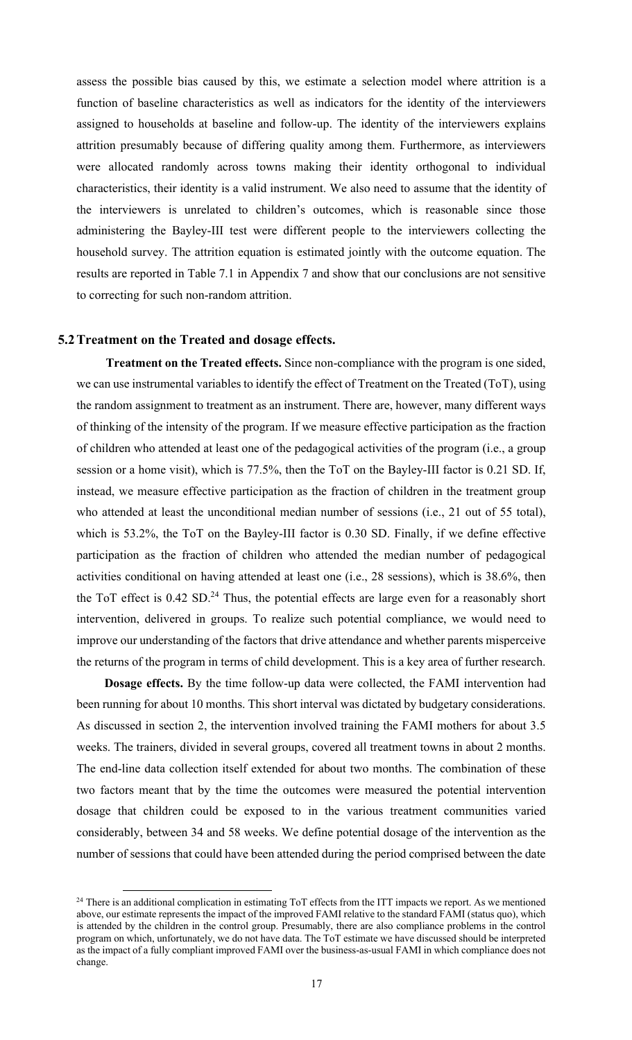assess the possible bias caused by this, we estimate a selection model where attrition is a function of baseline characteristics as well as indicators for the identity of the interviewers assigned to households at baseline and follow-up. The identity of the interviewers explains attrition presumably because of differing quality among them. Furthermore, as interviewers were allocated randomly across towns making their identity orthogonal to individual characteristics, their identity is a valid instrument. We also need to assume that the identity of the interviewers is unrelated to children's outcomes, which is reasonable since those administering the Bayley-III test were different people to the interviewers collecting the household survey. The attrition equation is estimated jointly with the outcome equation. The results are reported in Table 7.1 in Appendix 7 and show that our conclusions are not sensitive to correcting for such non-random attrition.

## 5.2 Treatment on the Treated and dosage effects.

**Treatment on the Treated effects.** Since non-compliance with the program is one sided, we can use instrumental variables to identify the effect of Treatment on the Treated (ToT), using the random assignment to treatment as an instrument. There are, however, many different ways of thinking of the intensity of the program. If we measure effective participation as the fraction of children who attended at least one of the pedagogical activities of the program (i.e., a group session or a home visit), which is 77.5%, then the ToT on the Bayley-III factor is 0.21 SD. If, instead, we measure effective participation as the fraction of children in the treatment group who attended at least the unconditional median number of sessions (i.e., 21 out of 55 total), which is 53.2%, the ToT on the Bayley-III factor is 0.30 SD. Finally, if we define effective participation as the fraction of children who attended the median number of pedagogical activities conditional on having attended at least one (i.e., 28 sessions), which is 38.6%, then the ToT effect is 0.42 SD.[24] Thus, the potential effects are large even for a reasonably short intervention, delivered in groups. To realize such potential compliance, we would need to improve our understanding of the factors that drive attendance and whether parents misperceive the returns of the program in terms of child development. This is a key area of further research.

**Dosage effects.** By the time follow-up data were collected, the FAMI intervention had been running for about 10 months. This short interval was dictated by budgetary considerations. As discussed in section 2, the intervention involved training the FAMI mothers for about 3.5 weeks. The trainers, divided in several groups, covered all treatment towns in about 2 months. The end-line data collection itself extended for about two months. The combination of these two factors meant that by the time the outcomes were measured the potential intervention dosage that children could be exposed to in the various treatment communities varied considerably, between 34 and 58 weeks. We define potential dosage of the intervention as the number of sessions that could have been attended during the period comprised between the date

[24] There is an additional complication in estimating ToT effects from the ITT impacts we report. As we mentioned above, our estimate represents the impact of the improved FAMI relative to the standard FAMI (status quo), which is attended by the children in the control group. Presumably, there are also compliance problems in the control program on which, unfortunately, we do not have data. The ToT estimate we have discussed should be interpreted as the impact of a fully compliant improved FAMI over the business-as-usual FAMI in which compliance does not change.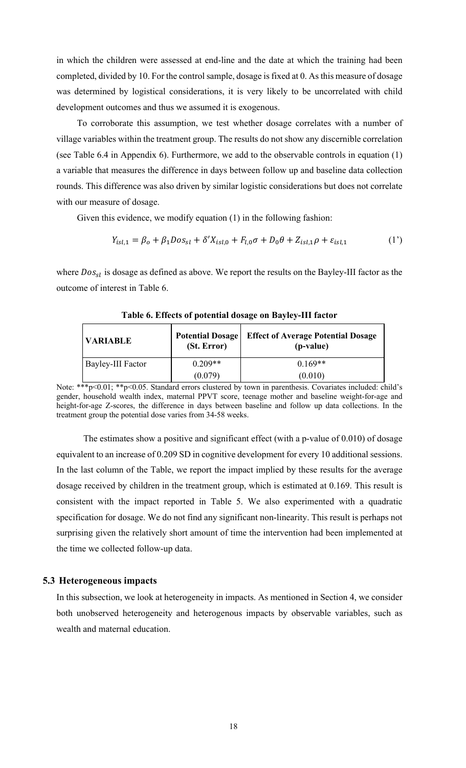in which the children were assessed at end-line and the date at which the training had been completed, divided by 10. For the control sample, dosage is fixed at 0. As this measure of dosage was determined by logistical considerations, it is very likely to be uncorrelated with child development outcomes and thus we assumed it is exogenous.

To corroborate this assumption, we test whether dosage correlates with a number of village variables within the treatment group. The results do not show any discernible correlation (see Table 6.4 in Appendix 6). Furthermore, we add to the observable controls in equation (1) a variable that measures the difference in days between follow up and baseline data collection rounds. This difference was also driven by similar logistic considerations but does not correlate with our measure of dosage.

Given this evidence, we modify equation (1) in the following fashion:

$$Y_{isl,1} = \beta_o + \beta_1 Dos_{sl} + \delta' X_{isl,0} + F_{l,0}\sigma + D_0\theta + Z_{isl,1}\rho + \varepsilon_{isl,1} \tag{1'}$$

where $Dos_{sl}$ is dosage as defined as above. We report the results on the Bayley-III factor as the outcome of interest in Table 6.

**Table 6. Effects of potential dosage on Bayley-III factor**

| VARIABLE | Potential Dosage (St. Error) | Effect of Average Potential Dosage (p-value) |
|---|---|---|
| Bayley-III Factor | 0.209** | 0.169** |
| | (0.079) | (0.010) |

Note: ***p<0.01; **p<0.05. Standard errors clustered by town in parenthesis. Covariates included: child's gender, household wealth index, maternal PPVT score, teenage mother and baseline weight-for-age and height-for-age Z-scores, the difference in days between baseline and follow up data collections. In the treatment group the potential dose varies from 34-58 weeks.

The estimates show a positive and significant effect (with a p-value of 0.010) of dosage equivalent to an increase of 0.209 SD in cognitive development for every 10 additional sessions. In the last column of the Table, we report the impact implied by these results for the average dosage received by children in the treatment group, which is estimated at 0.169. This result is consistent with the impact reported in Table 5. We also experimented with a quadratic specification for dosage. We do not find any significant non-linearity. This result is perhaps not surprising given the relatively short amount of time the intervention had been implemented at the time we collected follow-up data.

### 5.3 Heterogeneous impacts

In this subsection, we look at heterogeneity in impacts. As mentioned in Section 4, we consider both unobserved heterogeneity and heterogenous impacts by observable variables, such as wealth and maternal education.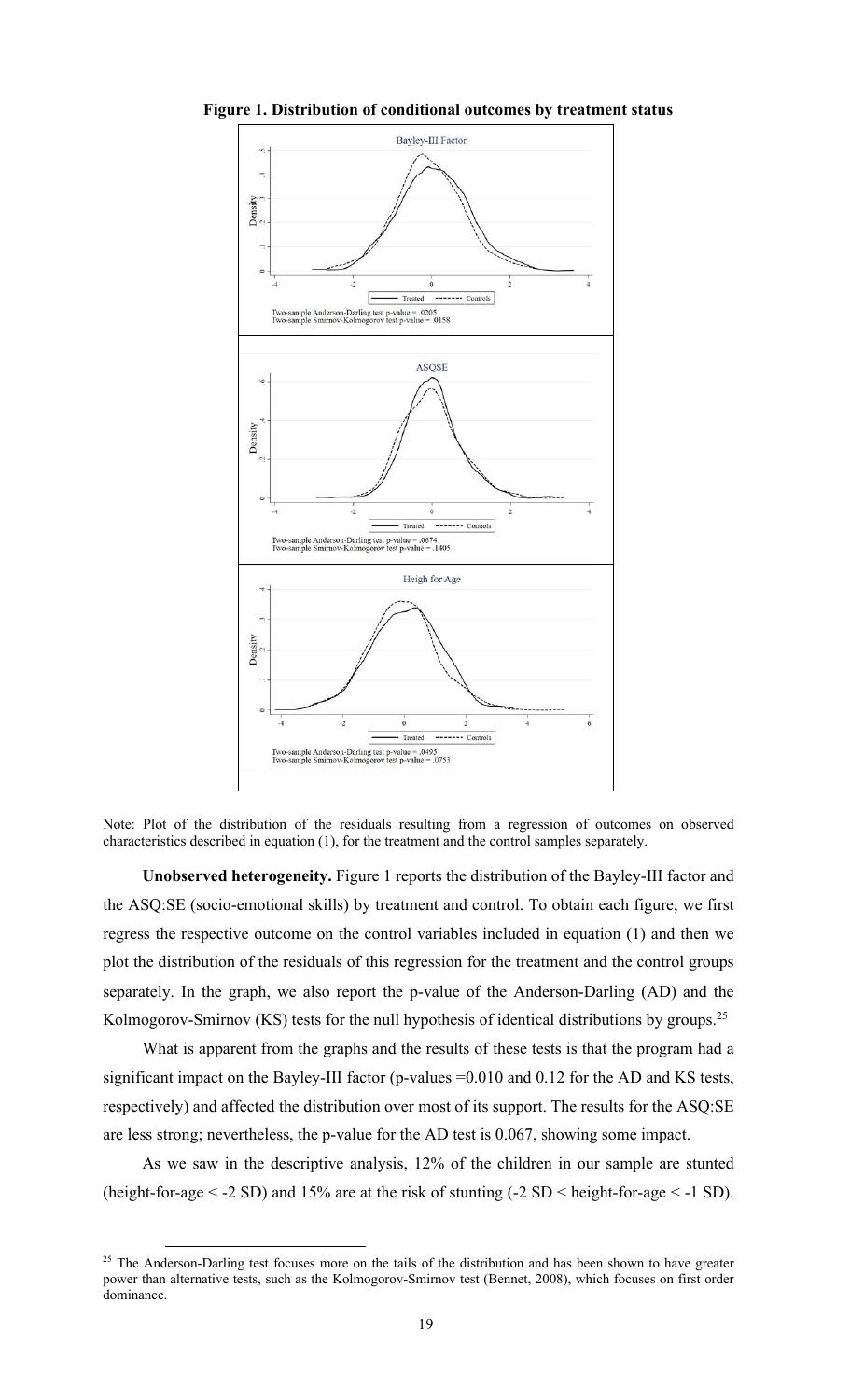**Figure 1. Distribution of conditional outcomes by treatment status**

Bayley-III Factor

Two-sample Anderson-Darling test p-value = .0205
Two-sample Smirnov-Kolmogorov test p-value = .0158

ASQSE

Two-sample Anderson-Darling test p-value = .0674
Two-sample Smirnov-Kolmogorov test p-value = .1405

Heigh for Age

Two-sample Anderson-Darling test p-value = .0495
Two-sample Smirnov-Kolmogorov test p-value = .0753

Note: Plot of the distribution of the residuals resulting from a regression of outcomes on observed characteristics described in equation (1), for the treatment and the control samples separately.

**Unobserved heterogeneity.** Figure 1 reports the distribution of the Bayley-III factor and the ASQ:SE (socio-emotional skills) by treatment and control. To obtain each figure, we first regress the respective outcome on the control variables included in equation (1) and then we plot the distribution of the residuals of this regression for the treatment and the control groups separately. In the graph, we also report the p-value of the Anderson-Darling (AD) and the Kolmogorov-Smirnov (KS) tests for the null hypothesis of identical distributions by groups.[25]

What is apparent from the graphs and the results of these tests is that the program had a significant impact on the Bayley-III factor (p-values =0.010 and 0.12 for the AD and KS tests, respectively) and affected the distribution over most of its support. The results for the ASQ:SE are less strong; nevertheless, the p-value for the AD test is 0.067, showing some impact.

As we saw in the descriptive analysis, 12% of the children in our sample are stunted (height-for-age < -2 SD) and 15% are at the risk of stunting (-2 SD < height-for-age < -1 SD).

[25] The Anderson-Darling test focuses more on the tails of the distribution and has been shown to have greater power than alternative tests, such as the Kolmogorov-Smirnov test (Bennet, 2008), which focuses on first order dominance.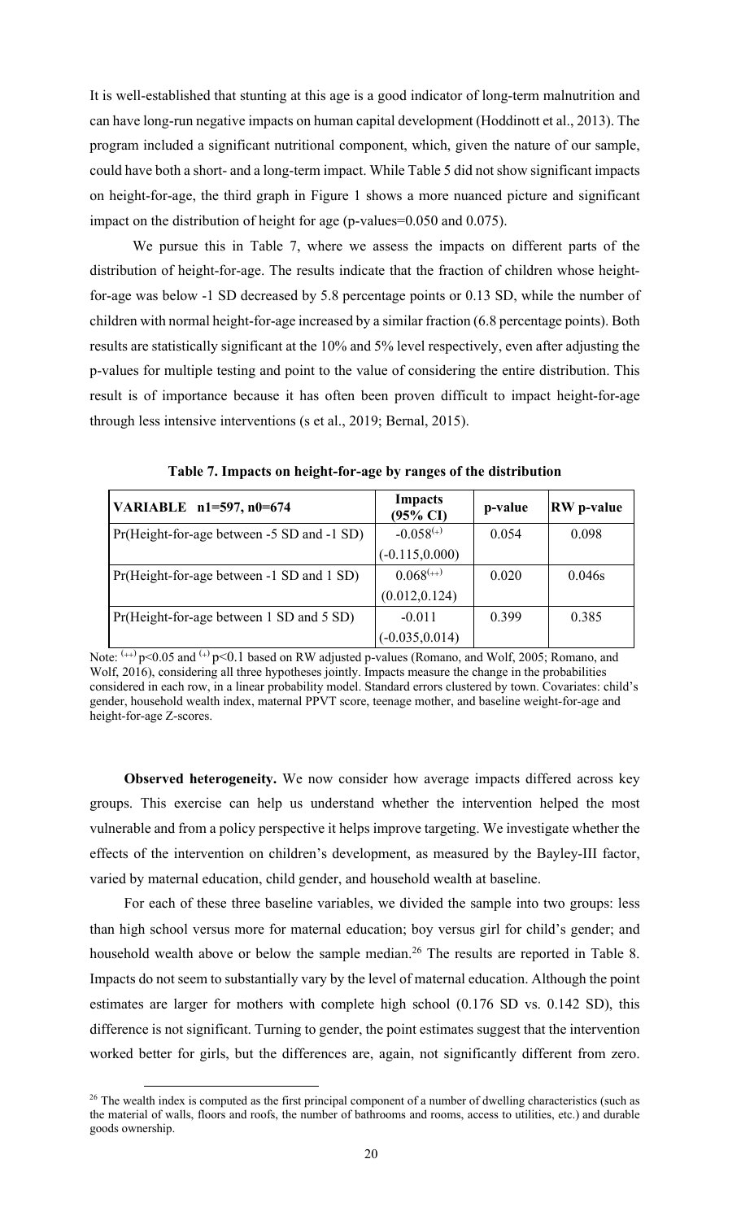It is well-established that stunting at this age is a good indicator of long-term malnutrition and can have long-run negative impacts on human capital development (Hoddinott et al., 2013). The program included a significant nutritional component, which, given the nature of our sample, could have both a short- and a long-term impact. While Table 5 did not show significant impacts on height-for-age, the third graph in Figure 1 shows a more nuanced picture and significant impact on the distribution of height for age (p-values=0.050 and 0.075).

We pursue this in Table 7, where we assess the impacts on different parts of the distribution of height-for-age. The results indicate that the fraction of children whose height-for-age was below -1 SD decreased by 5.8 percentage points or 0.13 SD, while the number of children with normal height-for-age increased by a similar fraction (6.8 percentage points). Both results are statistically significant at the 10% and 5% level respectively, even after adjusting the p-values for multiple testing and point to the value of considering the entire distribution. This result is of importance because it has often been proven difficult to impact height-for-age through less intensive interventions (s et al., 2019; Bernal, 2015).

**Table 7. Impacts on height-for-age by ranges of the distribution**

| VARIABLE n1=597, n0=674 | Impacts (95% CI) | p-value | RW p-value |
|---|---|---|---|
| Pr(Height-for-age between -5 SD and -1 SD) | -0.058(+) | 0.054 | 0.098 |
| | (-0.115,0.000) | | |
| Pr(Height-for-age between -1 SD and 1 SD) | 0.068(++) | 0.020 | 0.046s |
| | (0.012,0.124) | | |
| Pr(Height-for-age between 1 SD and 5 SD) | -0.011 | 0.399 | 0.385 |
| | (-0.035,0.014) | | |

Note: (++) $p<0.05$ and (+) $p<0.1$ based on RW adjusted p-values (Romano, and Wolf, 2005; Romano, and Wolf, 2016), considering all three hypotheses jointly. Impacts measure the change in the probabilities considered in each row, in a linear probability model. Standard errors clustered by town. Covariates: child's gender, household wealth index, maternal PPVT score, teenage mother, and baseline weight-for-age and height-for-age Z-scores.

**Observed heterogeneity.** We now consider how average impacts differed across key groups. This exercise can help us understand whether the intervention helped the most vulnerable and from a policy perspective it helps improve targeting. We investigate whether the effects of the intervention on children's development, as measured by the Bayley-III factor, varied by maternal education, child gender, and household wealth at baseline.

For each of these three baseline variables, we divided the sample into two groups: less than high school versus more for maternal education; boy versus girl for child's gender; and household wealth above or below the sample median.[26] The results are reported in Table 8. Impacts do not seem to substantially vary by the level of maternal education. Although the point estimates are larger for mothers with complete high school (0.176 SD vs. 0.142 SD), this difference is not significant. Turning to gender, the point estimates suggest that the intervention worked better for girls, but the differences are, again, not significantly different from zero.

[26] The wealth index is computed as the first principal component of a number of dwelling characteristics (such as the material of walls, floors and roofs, the number of bathrooms and rooms, access to utilities, etc.) and durable goods ownership.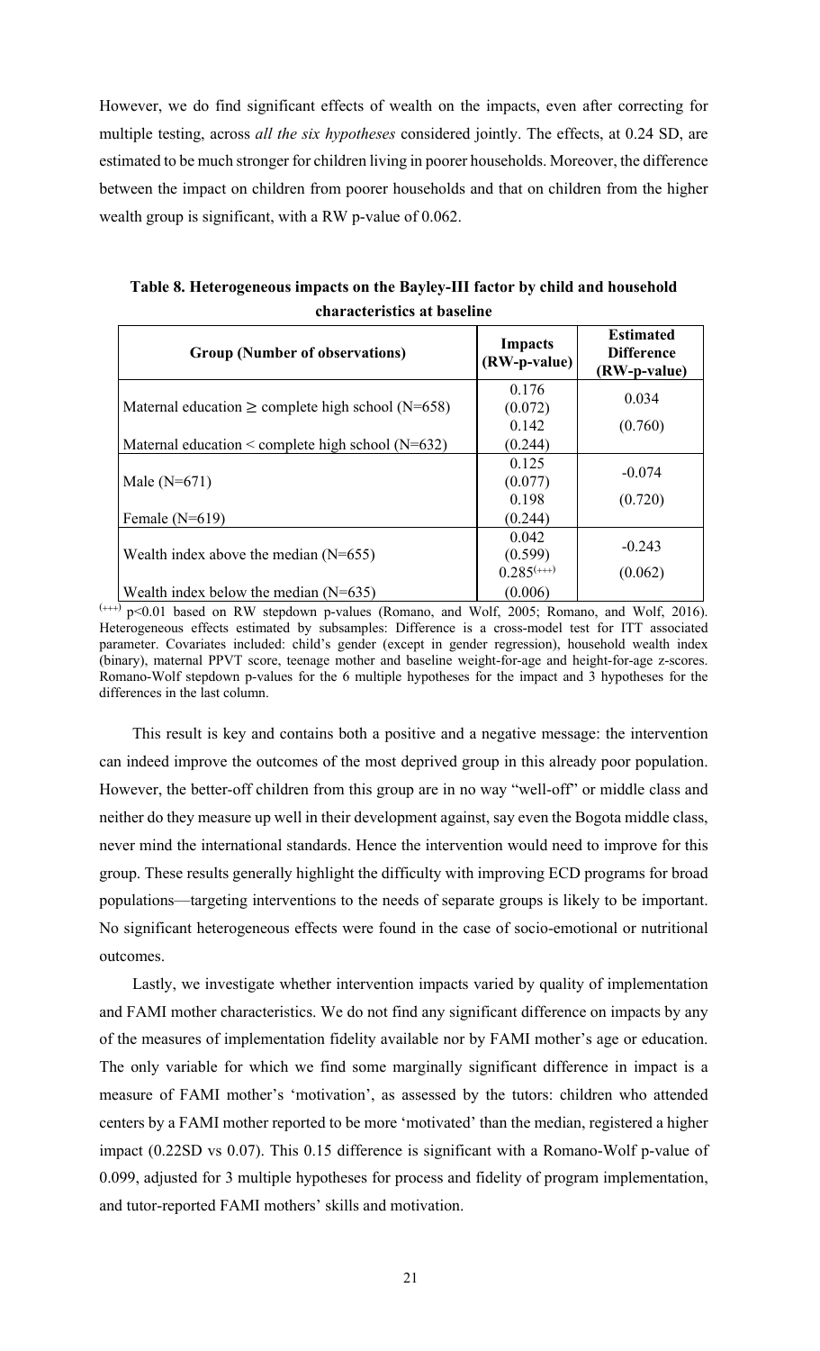However, we do find significant effects of wealth on the impacts, even after correcting for multiple testing, across *all the six hypotheses* considered jointly. The effects, at 0.24 SD, are estimated to be much stronger for children living in poorer households. Moreover, the difference between the impact on children from poorer households and that on children from the higher wealth group is significant, with a RW p-value of 0.062.

**Table 8. Heterogeneous impacts on the Bayley-III factor by child and household characteristics at baseline**

| Group (Number of observations) | Impacts (RW-p-value) | Estimated Difference (RW-p-value) |
|---|---|---|
| Maternal education ≥ complete high school (N=658) | 0.176 (0.072) | 0.034 (0.760) |
| Maternal education < complete high school (N=632) | 0.142 (0.244) | |
| Male (N=671) | 0.125 (0.077) | -0.074 (0.720) |
| Female (N=619) | 0.198 (0.244) | |
| Wealth index above the median (N=655) | 0.042 (0.599) | -0.243 (0.062) |
| Wealth index below the median (N=635) | 0.285^(+++) (0.006) | |

(+++) $p<0.01$ based on RW stepdown p-values (Romano, and Wolf, 2005; Romano, and Wolf, 2016). Heterogeneous effects estimated by subsamples: Difference is a cross-model test for ITT associated parameter. Covariates included: child's gender (except in gender regression), household wealth index (binary), maternal PPVT score, teenage mother and baseline weight-for-age and height-for-age z-scores. Romano-Wolf stepdown p-values for the 6 multiple hypotheses for the impact and 3 hypotheses for the differences in the last column.

This result is key and contains both a positive and a negative message: the intervention can indeed improve the outcomes of the most deprived group in this already poor population. However, the better-off children from this group are in no way "well-off" or middle class and neither do they measure up well in their development against, say even the Bogota middle class, never mind the international standards. Hence the intervention would need to improve for this group. These results generally highlight the difficulty with improving ECD programs for broad populations—targeting interventions to the needs of separate groups is likely to be important. No significant heterogeneous effects were found in the case of socio-emotional or nutritional outcomes.

Lastly, we investigate whether intervention impacts varied by quality of implementation and FAMI mother characteristics. We do not find any significant difference on impacts by any of the measures of implementation fidelity available nor by FAMI mother's age or education. The only variable for which we find some marginally significant difference in impact is a measure of FAMI mother's 'motivation', as assessed by the tutors: children who attended centers by a FAMI mother reported to be more 'motivated' than the median, registered a higher impact (0.22SD vs 0.07). This 0.15 difference is significant with a Romano-Wolf p-value of 0.099, adjusted for 3 multiple hypotheses for process and fidelity of program implementation, and tutor-reported FAMI mothers' skills and motivation.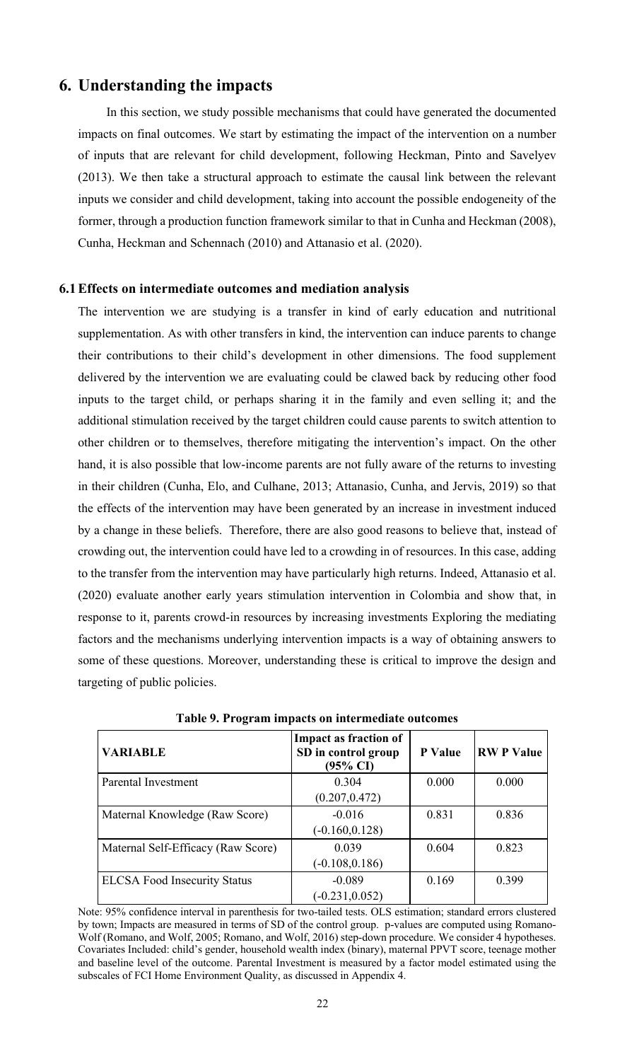## 6. Understanding the impacts

In this section, we study possible mechanisms that could have generated the documented impacts on final outcomes. We start by estimating the impact of the intervention on a number of inputs that are relevant for child development, following Heckman, Pinto and Savelyev (2013). We then take a structural approach to estimate the causal link between the relevant inputs we consider and child development, taking into account the possible endogeneity of the former, through a production function framework similar to that in Cunha and Heckman (2008), Cunha, Heckman and Schennach (2010) and Attanasio et al. (2020).

### 6.1 Effects on intermediate outcomes and mediation analysis

The intervention we are studying is a transfer in kind of early education and nutritional supplementation. As with other transfers in kind, the intervention can induce parents to change their contributions to their child's development in other dimensions. The food supplement delivered by the intervention we are evaluating could be clawed back by reducing other food inputs to the target child, or perhaps sharing it in the family and even selling it; and the additional stimulation received by the target children could cause parents to switch attention to other children or to themselves, therefore mitigating the intervention's impact. On the other hand, it is also possible that low-income parents are not fully aware of the returns to investing in their children (Cunha, Elo, and Culhane, 2013; Attanasio, Cunha, and Jervis, 2019) so that the effects of the intervention may have been generated by an increase in investment induced by a change in these beliefs. Therefore, there are also good reasons to believe that, instead of crowding out, the intervention could have led to a crowding in of resources. In this case, adding to the transfer from the intervention may have particularly high returns. Indeed, Attanasio et al. (2020) evaluate another early years stimulation intervention in Colombia and show that, in response to it, parents crowd-in resources by increasing investments Exploring the mediating factors and the mechanisms underlying intervention impacts is a way of obtaining answers to some of these questions. Moreover, understanding these is critical to improve the design and targeting of public policies.

**Table 9. Program impacts on intermediate outcomes**

| VARIABLE | Impact as fraction of SD in control group (95% CI) | P Value | RW P Value |
|---|---|---|---|
| Parental Investment | 0.304<br>(0.207,0.472) | 0.000 | 0.000 |
| Maternal Knowledge (Raw Score) | -0.016<br>(-0.160,0.128) | 0.831 | 0.836 |
| Maternal Self-Efficacy (Raw Score) | 0.039<br>(-0.108,0.186) | 0.604 | 0.823 |
| ELCSA Food Insecurity Status | -0.089<br>(-0.231,0.052) | 0.169 | 0.399 |

Note: 95% confidence interval in parenthesis for two-tailed tests. OLS estimation; standard errors clustered by town; Impacts are measured in terms of SD of the control group. p-values are computed using Romano-Wolf (Romano, and Wolf, 2005; Romano, and Wolf, 2016) step-down procedure. We consider 4 hypotheses. Covariates Included: child's gender, household wealth index (binary), maternal PPVT score, teenage mother and baseline level of the outcome. Parental Investment is measured by a factor model estimated using the subscales of FCI Home Environment Quality, as discussed in Appendix 4.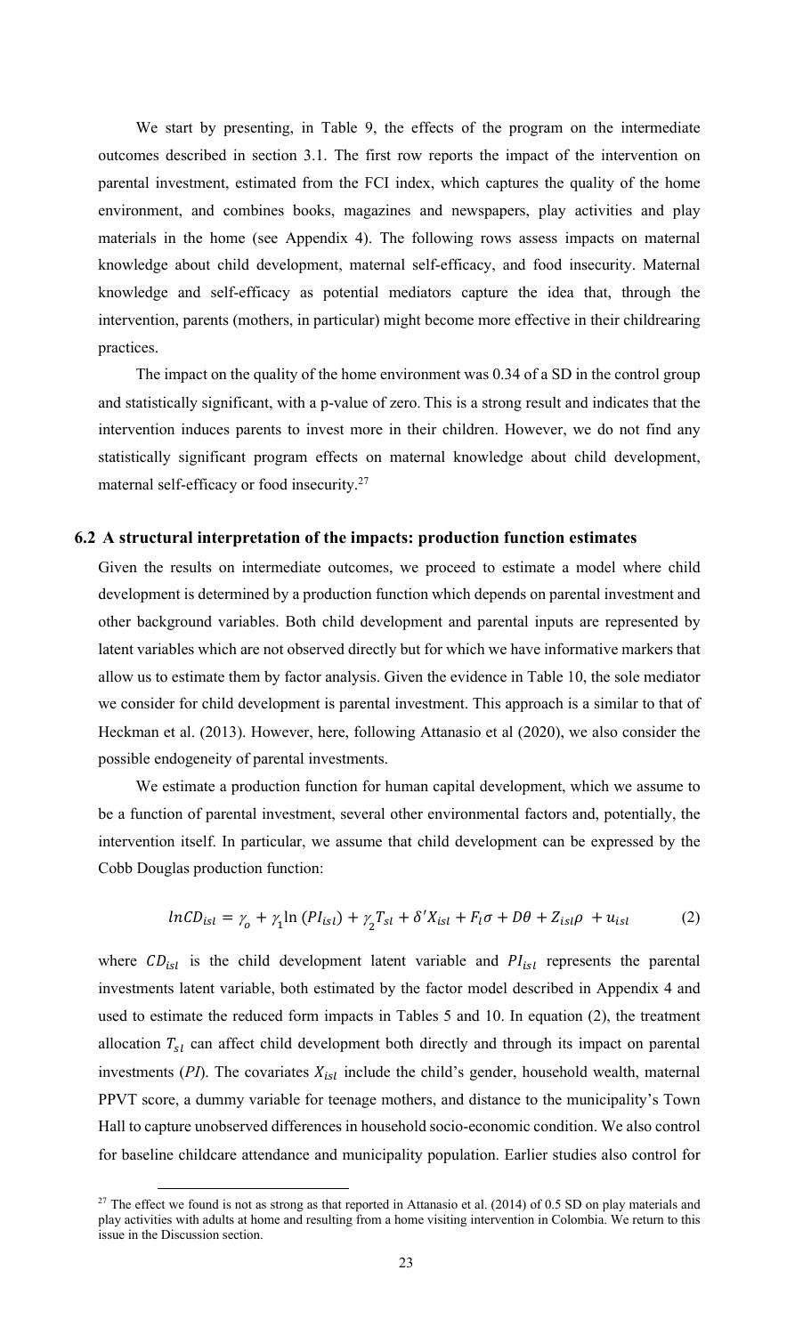We start by presenting, in Table 9, the effects of the program on the intermediate outcomes described in section 3.1. The first row reports the impact of the intervention on parental investment, estimated from the FCI index, which captures the quality of the home environment, and combines books, magazines and newspapers, play activities and play materials in the home (see Appendix 4). The following rows assess impacts on maternal knowledge about child development, maternal self-efficacy, and food insecurity. Maternal knowledge and self-efficacy as potential mediators capture the idea that, through the intervention, parents (mothers, in particular) might become more effective in their childrearing practices.

The impact on the quality of the home environment was 0.34 of a SD in the control group and statistically significant, with a p-value of zero. This is a strong result and indicates that the intervention induces parents to invest more in their children. However, we do not find any statistically significant program effects on maternal knowledge about child development, maternal self-efficacy or food insecurity.[27]

## 6.2 A structural interpretation of the impacts: production function estimates

Given the results on intermediate outcomes, we proceed to estimate a model where child development is determined by a production function which depends on parental investment and other background variables. Both child development and parental inputs are represented by latent variables which are not observed directly but for which we have informative markers that allow us to estimate them by factor analysis. Given the evidence in Table 10, the sole mediator we consider for child development is parental investment. This approach is a similar to that of Heckman et al. (2013). However, here, following Attanasio et al (2020), we also consider the possible endogeneity of parental investments.

We estimate a production function for human capital development, which we assume to be a function of parental investment, several other environmental factors and, potentially, the intervention itself. In particular, we assume that child development can be expressed by the Cobb Douglas production function:

$$lnCD_{isl} = \gamma_o + \gamma_1 \ln (PI_{isl}) + \gamma_2 T_{sl} + \delta' X_{isl} + F_l \sigma + D\theta + Z_{isl}\rho \; + u_{isl} \tag{2}$$

where $CD_{isl}$ is the child development latent variable and $PI_{isl}$ represents the parental investments latent variable, both estimated by the factor model described in Appendix 4 and used to estimate the reduced form impacts in Tables 5 and 10. In equation (2), the treatment allocation $T_{sl}$ can affect child development both directly and through its impact on parental investments (*PI*). The covariates $X_{isl}$ include the child's gender, household wealth, maternal PPVT score, a dummy variable for teenage mothers, and distance to the municipality's Town Hall to capture unobserved differences in household socio-economic condition. We also control for baseline childcare attendance and municipality population. Earlier studies also control for

[27] The effect we found is not as strong as that reported in Attanasio et al. (2014) of 0.5 SD on play materials and play activities with adults at home and resulting from a home visiting intervention in Colombia. We return to this issue in the Discussion section.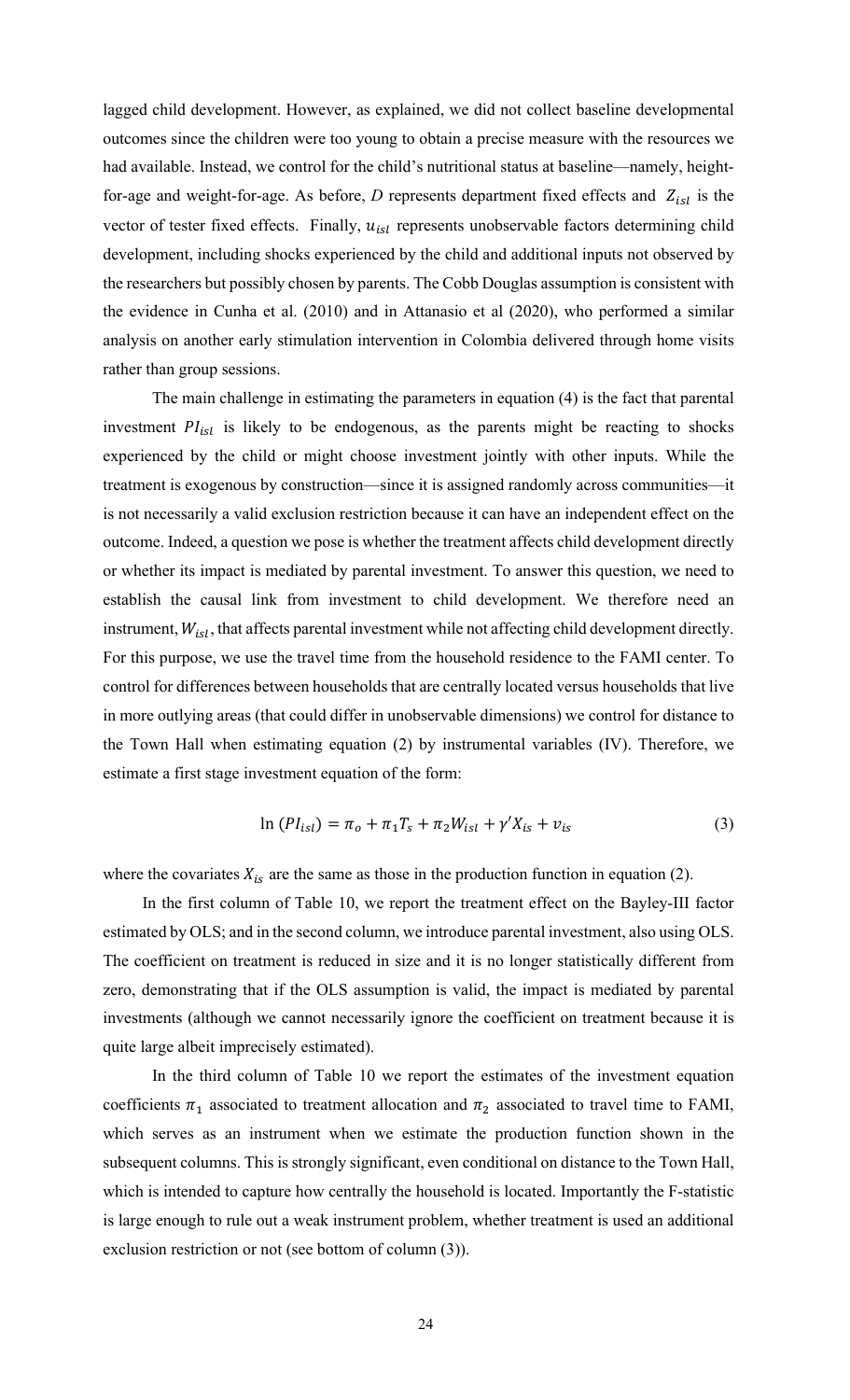lagged child development. However, as explained, we did not collect baseline developmental outcomes since the children were too young to obtain a precise measure with the resources we had available. Instead, we control for the child's nutritional status at baseline—namely, height-for-age and weight-for-age. As before, *D* represents department fixed effects and $Z_{isl}$ is the vector of tester fixed effects. Finally, $u_{isl}$ represents unobservable factors determining child development, including shocks experienced by the child and additional inputs not observed by the researchers but possibly chosen by parents. The Cobb Douglas assumption is consistent with the evidence in Cunha et al. (2010) and in Attanasio et al (2020), who performed a similar analysis on another early stimulation intervention in Colombia delivered through home visits rather than group sessions.

The main challenge in estimating the parameters in equation (4) is the fact that parental investment $PI_{isl}$ is likely to be endogenous, as the parents might be reacting to shocks experienced by the child or might choose investment jointly with other inputs. While the treatment is exogenous by construction—since it is assigned randomly across communities—it is not necessarily a valid exclusion restriction because it can have an independent effect on the outcome. Indeed, a question we pose is whether the treatment affects child development directly or whether its impact is mediated by parental investment. To answer this question, we need to establish the causal link from investment to child development. We therefore need an instrument, $W_{isl}$, that affects parental investment while not affecting child development directly. For this purpose, we use the travel time from the household residence to the FAMI center. To control for differences between households that are centrally located versus households that live in more outlying areas (that could differ in unobservable dimensions) we control for distance to the Town Hall when estimating equation (2) by instrumental variables (IV). Therefore, we estimate a first stage investment equation of the form:

$$\ln (PI_{isl}) = \pi_o + \pi_1 T_s + \pi_2 W_{isl} + \gamma' X_{is} + v_{is} \tag{3}$$

where the covariates $X_{is}$ are the same as those in the production function in equation (2).

In the first column of Table 10, we report the treatment effect on the Bayley-III factor estimated by OLS; and in the second column, we introduce parental investment, also using OLS. The coefficient on treatment is reduced in size and it is no longer statistically different from zero, demonstrating that if the OLS assumption is valid, the impact is mediated by parental investments (although we cannot necessarily ignore the coefficient on treatment because it is quite large albeit imprecisely estimated).

In the third column of Table 10 we report the estimates of the investment equation coefficients $\pi_1$ associated to treatment allocation and $\pi_2$ associated to travel time to FAMI, which serves as an instrument when we estimate the production function shown in the subsequent columns. This is strongly significant, even conditional on distance to the Town Hall, which is intended to capture how centrally the household is located. Importantly the F-statistic is large enough to rule out a weak instrument problem, whether treatment is used an additional exclusion restriction or not (see bottom of column (3)).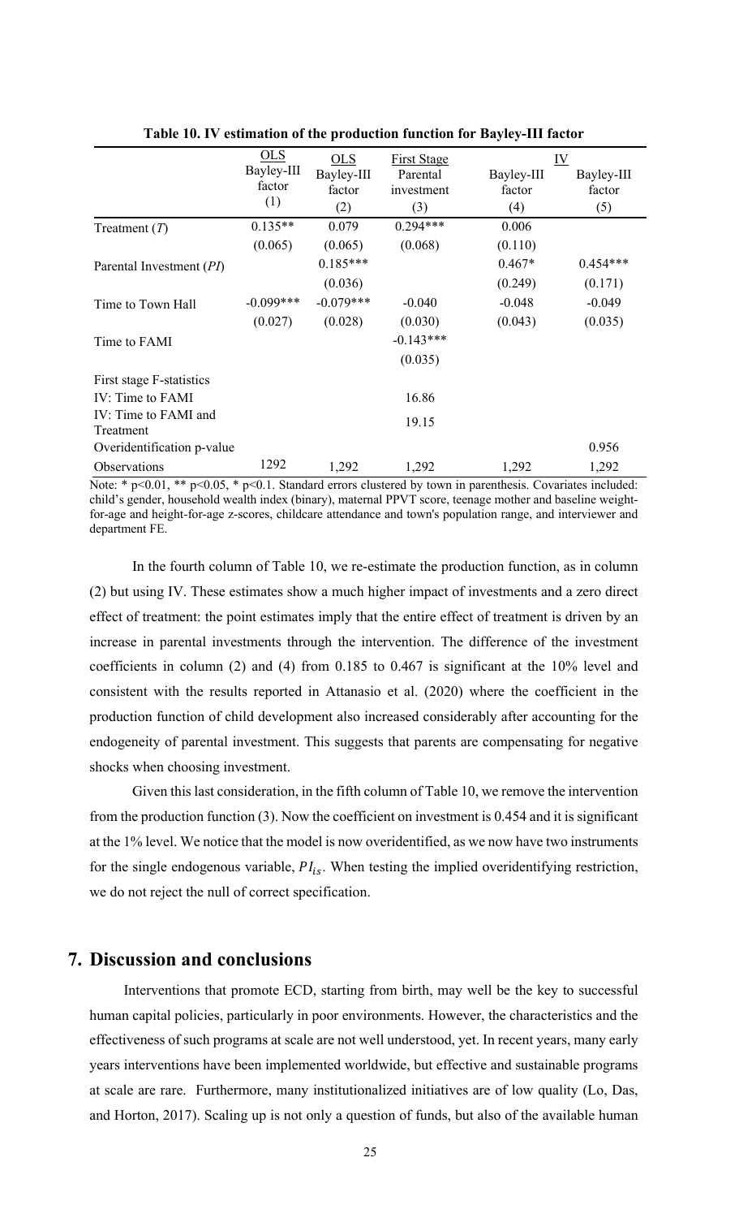**Table 10. IV estimation of the production function for Bayley-III factor**

| | OLS | OLS | First Stage | IV | |
|---|---|---|---|---|---|
| | Bayley-III factor | Bayley-III factor | Parental investment | Bayley-III factor | Bayley-III factor |
| | (1) | (2) | (3) | (4) | (5) |
| Treatment ($T$) | 0.135** | 0.079 | 0.294*** | 0.006 | |
| | (0.065) | (0.065) | (0.068) | (0.110) | |
| Parental Investment ($PI$) | | 0.185*** | | 0.467* | 0.454*** |
| | | (0.036) | | (0.249) | (0.171) |
| Time to Town Hall | -0.099*** | -0.079*** | -0.040 | -0.048 | -0.049 |
| | (0.027) | (0.028) | (0.030) | (0.043) | (0.035) |
| Time to FAMI | | | -0.143*** | | |
| | | | (0.035) | | |
| First stage F-statistics | | | | | |
| IV: Time to FAMI | | | 16.86 | | |
| IV: Time to FAMI and Treatment | | | 19.15 | | |
| Overidentification p-value | | | | | 0.956 |
| Observations | 1292 | 1,292 | 1,292 | 1,292 | 1,292 |

Note: * p<0.01, ** p<0.05, * p<0.1. Standard errors clustered by town in parenthesis. Covariates included: child's gender, household wealth index (binary), maternal PPVT score, teenage mother and baseline weight-for-age and height-for-age z-scores, childcare attendance and town's population range, and interviewer and department FE.

In the fourth column of Table 10, we re-estimate the production function, as in column (2) but using IV. These estimates show a much higher impact of investments and a zero direct effect of treatment: the point estimates imply that the entire effect of treatment is driven by an increase in parental investments through the intervention. The difference of the investment coefficients in column (2) and (4) from 0.185 to 0.467 is significant at the 10% level and consistent with the results reported in Attanasio et al. (2020) where the coefficient in the production function of child development also increased considerably after accounting for the endogeneity of parental investment. This suggests that parents are compensating for negative shocks when choosing investment.

Given this last consideration, in the fifth column of Table 10, we remove the intervention from the production function (3). Now the coefficient on investment is 0.454 and it is significant at the 1% level. We notice that the model is now overidentified, as we now have two instruments for the single endogenous variable, $PI_{is}$. When testing the implied overidentifying restriction, we do not reject the null of correct specification.

## 7. Discussion and conclusions

Interventions that promote ECD, starting from birth, may well be the key to successful human capital policies, particularly in poor environments. However, the characteristics and the effectiveness of such programs at scale are not well understood, yet. In recent years, many early years interventions have been implemented worldwide, but effective and sustainable programs at scale are rare. Furthermore, many institutionalized initiatives are of low quality (Lo, Das, and Horton, 2017). Scaling up is not only a question of funds, but also of the available human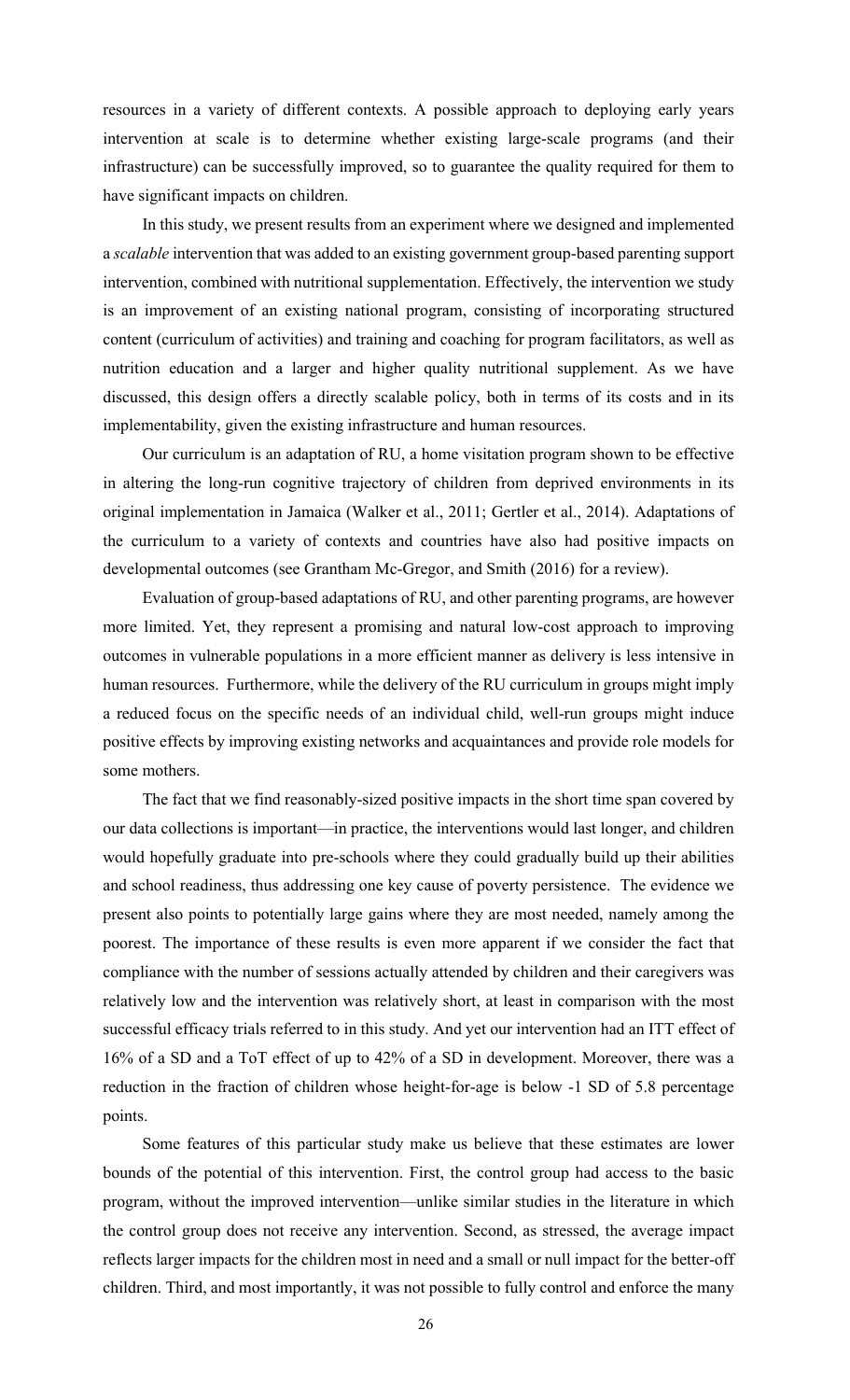resources in a variety of different contexts. A possible approach to deploying early years intervention at scale is to determine whether existing large-scale programs (and their infrastructure) can be successfully improved, so to guarantee the quality required for them to have significant impacts on children.

In this study, we present results from an experiment where we designed and implemented a *scalable* intervention that was added to an existing government group-based parenting support intervention, combined with nutritional supplementation. Effectively, the intervention we study is an improvement of an existing national program, consisting of incorporating structured content (curriculum of activities) and training and coaching for program facilitators, as well as nutrition education and a larger and higher quality nutritional supplement. As we have discussed, this design offers a directly scalable policy, both in terms of its costs and in its implementability, given the existing infrastructure and human resources.

Our curriculum is an adaptation of RU, a home visitation program shown to be effective in altering the long-run cognitive trajectory of children from deprived environments in its original implementation in Jamaica (Walker et al., 2011; Gertler et al., 2014). Adaptations of the curriculum to a variety of contexts and countries have also had positive impacts on developmental outcomes (see Grantham Mc-Gregor, and Smith (2016) for a review).

Evaluation of group-based adaptations of RU, and other parenting programs, are however more limited. Yet, they represent a promising and natural low-cost approach to improving outcomes in vulnerable populations in a more efficient manner as delivery is less intensive in human resources. Furthermore, while the delivery of the RU curriculum in groups might imply a reduced focus on the specific needs of an individual child, well-run groups might induce positive effects by improving existing networks and acquaintances and provide role models for some mothers.

The fact that we find reasonably-sized positive impacts in the short time span covered by our data collections is important—in practice, the interventions would last longer, and children would hopefully graduate into pre-schools where they could gradually build up their abilities and school readiness, thus addressing one key cause of poverty persistence. The evidence we present also points to potentially large gains where they are most needed, namely among the poorest. The importance of these results is even more apparent if we consider the fact that compliance with the number of sessions actually attended by children and their caregivers was relatively low and the intervention was relatively short, at least in comparison with the most successful efficacy trials referred to in this study. And yet our intervention had an ITT effect of 16% of a SD and a ToT effect of up to 42% of a SD in development. Moreover, there was a reduction in the fraction of children whose height-for-age is below -1 SD of 5.8 percentage points.

Some features of this particular study make us believe that these estimates are lower bounds of the potential of this intervention. First, the control group had access to the basic program, without the improved intervention—unlike similar studies in the literature in which the control group does not receive any intervention. Second, as stressed, the average impact reflects larger impacts for the children most in need and a small or null impact for the better-off children. Third, and most importantly, it was not possible to fully control and enforce the many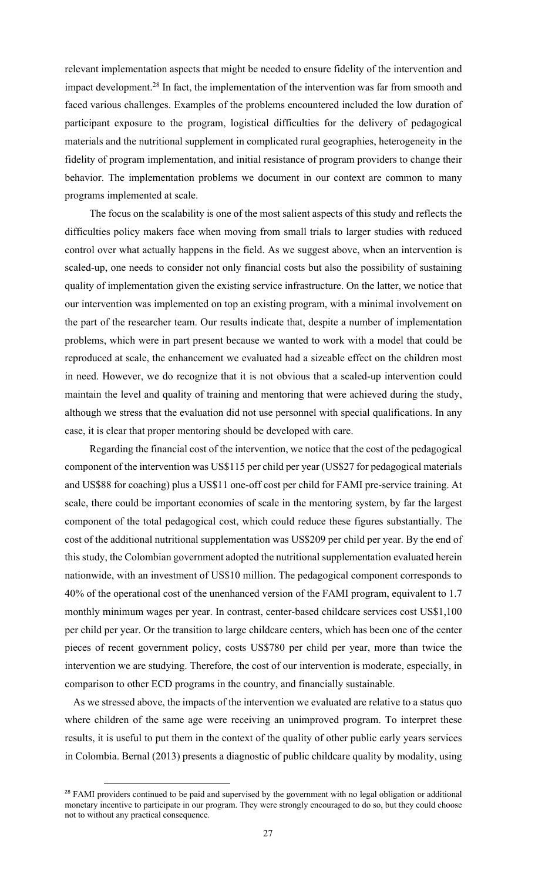relevant implementation aspects that might be needed to ensure fidelity of the intervention and impact development.[28] In fact, the implementation of the intervention was far from smooth and faced various challenges. Examples of the problems encountered included the low duration of participant exposure to the program, logistical difficulties for the delivery of pedagogical materials and the nutritional supplement in complicated rural geographies, heterogeneity in the fidelity of program implementation, and initial resistance of program providers to change their behavior. The implementation problems we document in our context are common to many programs implemented at scale.

The focus on the scalability is one of the most salient aspects of this study and reflects the difficulties policy makers face when moving from small trials to larger studies with reduced control over what actually happens in the field. As we suggest above, when an intervention is scaled-up, one needs to consider not only financial costs but also the possibility of sustaining quality of implementation given the existing service infrastructure. On the latter, we notice that our intervention was implemented on top an existing program, with a minimal involvement on the part of the researcher team. Our results indicate that, despite a number of implementation problems, which were in part present because we wanted to work with a model that could be reproduced at scale, the enhancement we evaluated had a sizeable effect on the children most in need. However, we do recognize that it is not obvious that a scaled-up intervention could maintain the level and quality of training and mentoring that were achieved during the study, although we stress that the evaluation did not use personnel with special qualifications. In any case, it is clear that proper mentoring should be developed with care.

Regarding the financial cost of the intervention, we notice that the cost of the pedagogical component of the intervention was US$115 per child per year (US$27 for pedagogical materials and US$88 for coaching) plus a US$11 one-off cost per child for FAMI pre-service training. At scale, there could be important economies of scale in the mentoring system, by far the largest component of the total pedagogical cost, which could reduce these figures substantially. The cost of the additional nutritional supplementation was US$209 per child per year. By the end of this study, the Colombian government adopted the nutritional supplementation evaluated herein nationwide, with an investment of US$10 million. The pedagogical component corresponds to 40% of the operational cost of the unenhanced version of the FAMI program, equivalent to 1.7 monthly minimum wages per year. In contrast, center-based childcare services cost US$1,100 per child per year. Or the transition to large childcare centers, which has been one of the center pieces of recent government policy, costs US$780 per child per year, more than twice the intervention we are studying. Therefore, the cost of our intervention is moderate, especially, in comparison to other ECD programs in the country, and financially sustainable.

As we stressed above, the impacts of the intervention we evaluated are relative to a status quo where children of the same age were receiving an unimproved program. To interpret these results, it is useful to put them in the context of the quality of other public early years services in Colombia. Bernal (2013) presents a diagnostic of public childcare quality by modality, using

[28] FAMI providers continued to be paid and supervised by the government with no legal obligation or additional monetary incentive to participate in our program. They were strongly encouraged to do so, but they could choose not to without any practical consequence.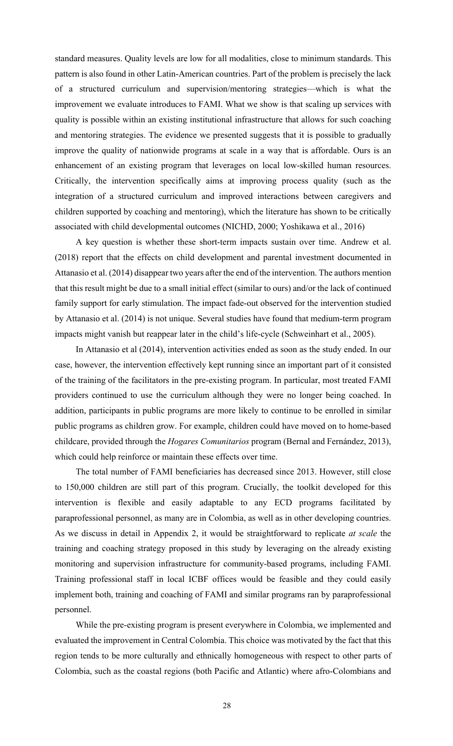standard measures. Quality levels are low for all modalities, close to minimum standards. This pattern is also found in other Latin-American countries. Part of the problem is precisely the lack of a structured curriculum and supervision/mentoring strategies—which is what the improvement we evaluate introduces to FAMI. What we show is that scaling up services with quality is possible within an existing institutional infrastructure that allows for such coaching and mentoring strategies. The evidence we presented suggests that it is possible to gradually improve the quality of nationwide programs at scale in a way that is affordable. Ours is an enhancement of an existing program that leverages on local low-skilled human resources. Critically, the intervention specifically aims at improving process quality (such as the integration of a structured curriculum and improved interactions between caregivers and children supported by coaching and mentoring), which the literature has shown to be critically associated with child developmental outcomes (NICHD, 2000; Yoshikawa et al., 2016)

A key question is whether these short-term impacts sustain over time. Andrew et al. (2018) report that the effects on child development and parental investment documented in Attanasio et al. (2014) disappear two years after the end of the intervention. The authors mention that this result might be due to a small initial effect (similar to ours) and/or the lack of continued family support for early stimulation. The impact fade-out observed for the intervention studied by Attanasio et al. (2014) is not unique. Several studies have found that medium-term program impacts might vanish but reappear later in the child's life-cycle (Schweinhart et al., 2005).

In Attanasio et al (2014), intervention activities ended as soon as the study ended. In our case, however, the intervention effectively kept running since an important part of it consisted of the training of the facilitators in the pre-existing program. In particular, most treated FAMI providers continued to use the curriculum although they were no longer being coached. In addition, participants in public programs are more likely to continue to be enrolled in similar public programs as children grow. For example, children could have moved on to home-based childcare, provided through the *Hogares Comunitarios* program (Bernal and Fernández, 2013), which could help reinforce or maintain these effects over time.

The total number of FAMI beneficiaries has decreased since 2013. However, still close to 150,000 children are still part of this program. Crucially, the toolkit developed for this intervention is flexible and easily adaptable to any ECD programs facilitated by paraprofessional personnel, as many are in Colombia, as well as in other developing countries. As we discuss in detail in Appendix 2, it would be straightforward to replicate *at scale* the training and coaching strategy proposed in this study by leveraging on the already existing monitoring and supervision infrastructure for community-based programs, including FAMI. Training professional staff in local ICBF offices would be feasible and they could easily implement both, training and coaching of FAMI and similar programs ran by paraprofessional personnel.

While the pre-existing program is present everywhere in Colombia, we implemented and evaluated the improvement in Central Colombia. This choice was motivated by the fact that this region tends to be more culturally and ethnically homogeneous with respect to other parts of Colombia, such as the coastal regions (both Pacific and Atlantic) where afro-Colombians and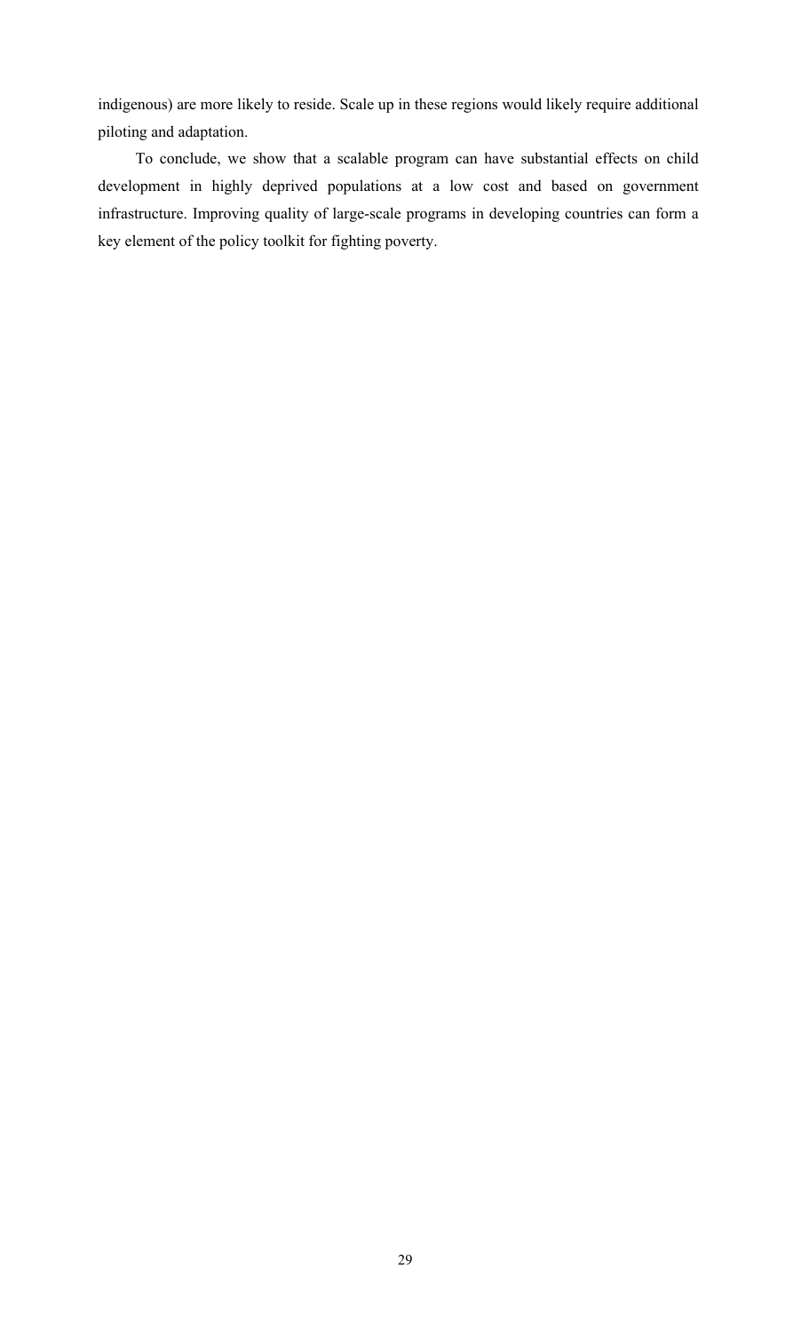indigenous) are more likely to reside. Scale up in these regions would likely require additional piloting and adaptation.

To conclude, we show that a scalable program can have substantial effects on child development in highly deprived populations at a low cost and based on government infrastructure. Improving quality of large-scale programs in developing countries can form a key element of the policy toolkit for fighting poverty.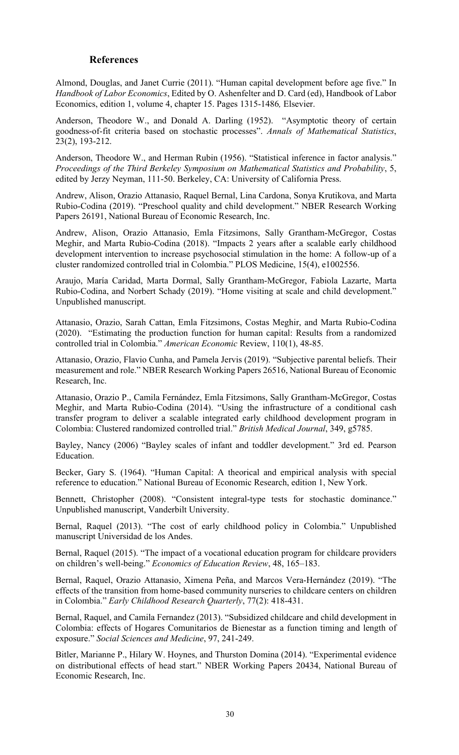## References

Almond, Douglas, and Janet Currie (2011). "Human capital development before age five." In *Handbook of Labor Economics*, Edited by O. Ashenfelter and D. Card (ed), Handbook of Labor Economics, edition 1, volume 4, chapter 15. Pages 1315-1486*,* Elsevier.

Anderson, Theodore W., and Donald A. Darling (1952). "Asymptotic theory of certain goodness-of-fit criteria based on stochastic processes". *Annals of Mathematical Statistics*, 23(2), 193-212.

Anderson, Theodore W., and Herman Rubin (1956). "Statistical inference in factor analysis." *Proceedings of the Third Berkeley Symposium on Mathematical Statistics and Probability*, 5, edited by Jerzy Neyman, 111-50. Berkeley, CA: University of California Press.

Andrew, Alison, Orazio Attanasio, Raquel Bernal, Lina Cardona, Sonya Krutikova, and Marta Rubio-Codina (2019). "Preschool quality and child development." NBER Research Working Papers 26191, National Bureau of Economic Research, Inc.

Andrew, Alison, Orazio Attanasio, Emla Fitzsimons, Sally Grantham-McGregor, Costas Meghir, and Marta Rubio-Codina (2018). "Impacts 2 years after a scalable early childhood development intervention to increase psychosocial stimulation in the home: A follow-up of a cluster randomized controlled trial in Colombia." PLOS Medicine, 15(4), e1002556.

Araujo, María Caridad, Marta Dormal, Sally Grantham-McGregor, Fabiola Lazarte, Marta Rubio-Codina, and Norbert Schady (2019). "Home visiting at scale and child development." Unpublished manuscript.

Attanasio, Orazio, Sarah Cattan, Emla Fitzsimons, Costas Meghir, and Marta Rubio-Codina (2020). "Estimating the production function for human capital: Results from a randomized controlled trial in Colombia." *American Economic* Review, 110(1), 48-85.

Attanasio, Orazio, Flavio Cunha, and Pamela Jervis (2019). "Subjective parental beliefs. Their measurement and role." NBER Research Working Papers 26516, National Bureau of Economic Research, Inc.

Attanasio, Orazio P., Camila Fernández, Emla Fitzsimons, Sally Grantham-McGregor, Costas Meghir, and Marta Rubio-Codina (2014). "Using the infrastructure of a conditional cash transfer program to deliver a scalable integrated early childhood development program in Colombia: Clustered randomized controlled trial." *British Medical Journal*, 349, g5785.

Bayley, Nancy (2006) "Bayley scales of infant and toddler development." 3rd ed. Pearson Education.

Becker, Gary S. (1964). "Human Capital: A theorical and empirical analysis with special reference to education." National Bureau of Economic Research, edition 1, New York.

Bennett, Christopher (2008). "Consistent integral-type tests for stochastic dominance." Unpublished manuscript, Vanderbilt University.

Bernal, Raquel (2013). "The cost of early childhood policy in Colombia." Unpublished manuscript Universidad de los Andes.

Bernal, Raquel (2015). "The impact of a vocational education program for childcare providers on children's well-being." *Economics of Education Review*, 48, 165–183.

Bernal, Raquel, Orazio Attanasio, Ximena Peña, and Marcos Vera-Hernández (2019). "The effects of the transition from home-based community nurseries to childcare centers on children in Colombia." *Early Childhood Research Quarterly*, 77(2): 418-431.

Bernal, Raquel, and Camila Fernandez (2013). "Subsidized childcare and child development in Colombia: effects of Hogares Comunitarios de Bienestar as a function timing and length of exposure." *Social Sciences and Medicine*, 97, 241-249.

Bitler, Marianne P., Hilary W. Hoynes, and Thurston Domina (2014). "Experimental evidence on distributional effects of head start." NBER Working Papers 20434, National Bureau of Economic Research, Inc.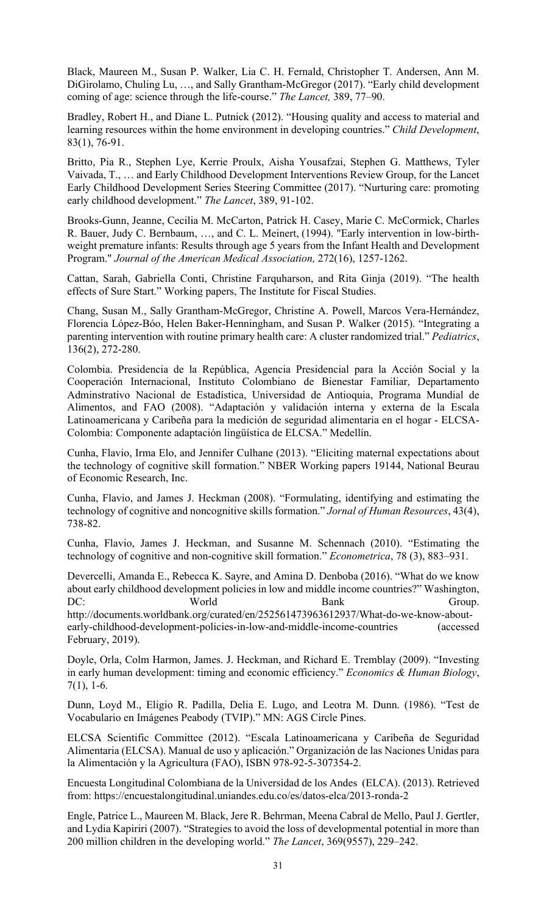Black, Maureen M., Susan P. Walker, Lia C. H. Fernald, Christopher T. Andersen, Ann M. DiGirolamo, Chuling Lu, …, and Sally Grantham-McGregor (2017). "Early child development coming of age: science through the life-course." *The Lancet,* 389, 77–90.

Bradley, Robert H., and Diane L. Putnick (2012). "Housing quality and access to material and learning resources within the home environment in developing countries." *Child Development*, 83(1), 76-91.

Britto, Pia R., Stephen Lye, Kerrie Proulx, Aisha Yousafzai, Stephen G. Matthews, Tyler Vaivada, T., … and Early Childhood Development Interventions Review Group, for the Lancet Early Childhood Development Series Steering Committee (2017). "Nurturing care: promoting early childhood development." *The Lancet*, 389, 91-102.

Brooks-Gunn, Jeanne, Cecilia M. McCarton, Patrick H. Casey, Marie C. McCormick, Charles R. Bauer, Judy C. Bernbaum, …, and C. L. Meinert, (1994). "Early intervention in low-birth-weight premature infants: Results through age 5 years from the Infant Health and Development Program." *Journal of the American Medical Association,* 272(16), 1257-1262.

Cattan, Sarah, Gabriella Conti, Christine Farquharson, and Rita Ginja (2019). "The health effects of Sure Start." Working papers, The Institute for Fiscal Studies.

Chang, Susan M., Sally Grantham-McGregor, Christine A. Powell, Marcos Vera-Hernández, Florencia López-Bóo, Helen Baker-Henningham, and Susan P. Walker (2015). "Integrating a parenting intervention with routine primary health care: A cluster randomized trial." *Pediatrics*, 136(2), 272-280.

Colombia. Presidencia de la República, Agencia Presidencial para la Acción Social y la Cooperación Internacional, Instituto Colombiano de Bienestar Familiar, Departamento Adminstrativo Nacional de Estadística, Universidad de Antioquia, Programa Mundial de Alimentos, and FAO (2008). "Adaptación y validación interna y externa de la Escala Latinoamericana y Caribeña para la medición de seguridad alimentaria en el hogar - ELCSA-Colombia: Componente adaptación lingüística de ELCSA." Medellín.

Cunha, Flavio, Irma Elo, and Jennifer Culhane (2013). "Eliciting maternal expectations about the technology of cognitive skill formation." NBER Working papers 19144, National Beurau of Economic Research, Inc.

Cunha, Flavio, and James J. Heckman (2008). "Formulating, identifying and estimating the technology of cognitive and noncognitive skills formation." *Jornal of Human Resources*, 43(4), 738-82.

Cunha, Flavio, James J. Heckman, and Susanne M. Schennach (2010). "Estimating the technology of cognitive and non-cognitive skill formation." *Econometrica*, 78 (3), 883–931.

Devercelli, Amanda E., Rebecca K. Sayre, and Amina D. Denboba (2016). "What do we know about early childhood development policies in low and middle income countries?" Washington, DC: World Bank Group. http://documents.worldbank.org/curated/en/252561473963612937/What-do-we-know-about-early-childhood-development-policies-in-low-and-middle-income-countries (accessed February, 2019).

Doyle, Orla, Colm Harmon, James. J. Heckman, and Richard E. Tremblay (2009). "Investing in early human development: timing and economic efficiency." *Economics & Human Biology*, 7(1), 1-6.

Dunn, Loyd M., Eligio R. Padilla, Delia E. Lugo, and Leotra M. Dunn. (1986). "Test de Vocabulario en Imágenes Peabody (TVIP)." MN: AGS Circle Pines.

ELCSA Scientific Committee (2012). "Escala Latinoamericana y Caribeña de Seguridad Alimentaria (ELCSA). Manual de uso y aplicación." Organización de las Naciones Unidas para la Alimentación y la Agricultura (FAO), ISBN 978-92-5-307354-2.

Encuesta Longitudinal Colombiana de la Universidad de los Andes (ELCA). (2013). Retrieved from: https://encuestalongitudinal.uniandes.edu.co/es/datos-elca/2013-ronda-2

Engle, Patrice L., Maureen M. Black, Jere R. Behrman, Meena Cabral de Mello, Paul J. Gertler, and Lydia Kapiriri (2007). "Strategies to avoid the loss of developmental potential in more than 200 million children in the developing world." *The Lancet*, 369(9557), 229–242.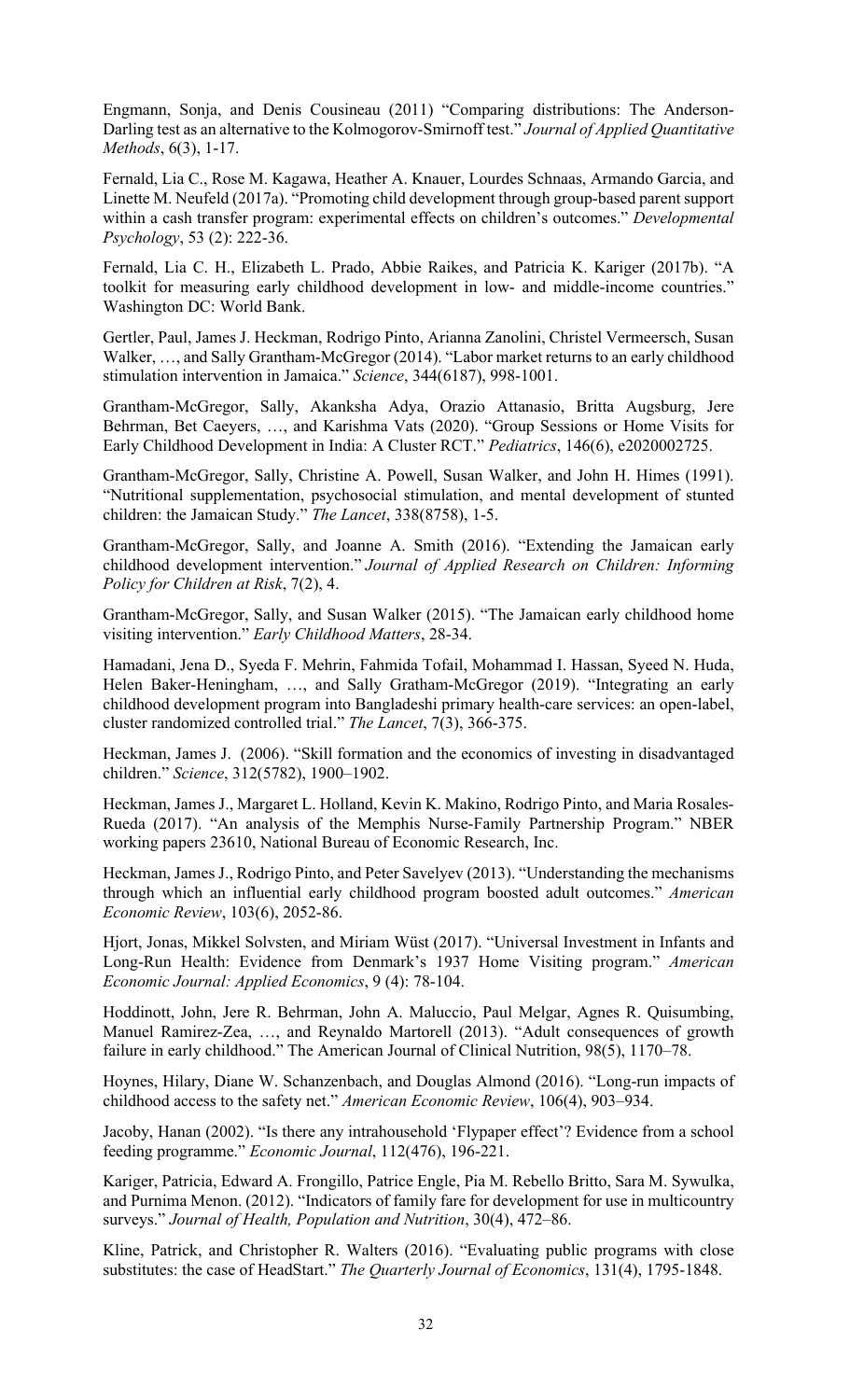Engmann, Sonja, and Denis Cousineau (2011) "Comparing distributions: The Anderson-Darling test as an alternative to the Kolmogorov-Smirnoff test." *Journal of Applied Quantitative Methods*, 6(3), 1-17.

Fernald, Lia C., Rose M. Kagawa, Heather A. Knauer, Lourdes Schnaas, Armando Garcia, and Linette M. Neufeld (2017a). "Promoting child development through group-based parent support within a cash transfer program: experimental effects on children's outcomes." *Developmental Psychology*, 53 (2): 222-36.

Fernald, Lia C. H., Elizabeth L. Prado, Abbie Raikes, and Patricia K. Kariger (2017b). "A toolkit for measuring early childhood development in low- and middle-income countries." Washington DC: World Bank.

Gertler, Paul, James J. Heckman, Rodrigo Pinto, Arianna Zanolini, Christel Vermeersch, Susan Walker, …, and Sally Grantham-McGregor (2014). "Labor market returns to an early childhood stimulation intervention in Jamaica." *Science*, 344(6187), 998-1001.

Grantham-McGregor, Sally, Akanksha Adya, Orazio Attanasio, Britta Augsburg, Jere Behrman, Bet Caeyers, …, and Karishma Vats (2020). "Group Sessions or Home Visits for Early Childhood Development in India: A Cluster RCT." *Pediatrics*, 146(6), e2020002725.

Grantham-McGregor, Sally, Christine A. Powell, Susan Walker, and John H. Himes (1991). "Nutritional supplementation, psychosocial stimulation, and mental development of stunted children: the Jamaican Study." *The Lancet*, 338(8758), 1-5.

Grantham-McGregor, Sally, and Joanne A. Smith (2016). "Extending the Jamaican early childhood development intervention." *Journal of Applied Research on Children: Informing Policy for Children at Risk*, 7(2), 4.

Grantham-McGregor, Sally, and Susan Walker (2015). "The Jamaican early childhood home visiting intervention." *Early Childhood Matters*, 28-34.

Hamadani, Jena D., Syeda F. Mehrin, Fahmida Tofail, Mohammad I. Hassan, Syeed N. Huda, Helen Baker-Heningham, …, and Sally Gratham-McGregor (2019). "Integrating an early childhood development program into Bangladeshi primary health-care services: an open-label, cluster randomized controlled trial." *The Lancet*, 7(3), 366-375.

Heckman, James J. (2006). "Skill formation and the economics of investing in disadvantaged children." *Science*, 312(5782), 1900–1902.

Heckman, James J., Margaret L. Holland, Kevin K. Makino, Rodrigo Pinto, and Maria Rosales-Rueda (2017). "An analysis of the Memphis Nurse-Family Partnership Program." NBER working papers 23610, National Bureau of Economic Research, Inc.

Heckman, James J., Rodrigo Pinto, and Peter Savelyev (2013). "Understanding the mechanisms through which an influential early childhood program boosted adult outcomes." *American Economic Review*, 103(6), 2052-86.

Hjort, Jonas, Mikkel Solvsten, and Miriam Wüst (2017). "Universal Investment in Infants and Long-Run Health: Evidence from Denmark's 1937 Home Visiting program." *American Economic Journal: Applied Economics*, 9 (4): 78-104.

Hoddinott, John, Jere R. Behrman, John A. Maluccio, Paul Melgar, Agnes R. Quisumbing, Manuel Ramirez-Zea, …, and Reynaldo Martorell (2013). "Adult consequences of growth failure in early childhood." The American Journal of Clinical Nutrition, 98(5), 1170–78.

Hoynes, Hilary, Diane W. Schanzenbach, and Douglas Almond (2016). "Long-run impacts of childhood access to the safety net." *American Economic Review*, 106(4), 903–934.

Jacoby, Hanan (2002). "Is there any intrahousehold 'Flypaper effect'? Evidence from a school feeding programme." *Economic Journal*, 112(476), 196-221.

Kariger, Patricia, Edward A. Frongillo, Patrice Engle, Pia M. Rebello Britto, Sara M. Sywulka, and Purnima Menon. (2012). "Indicators of family fare for development for use in multicountry surveys." *Journal of Health, Population and Nutrition*, 30(4), 472–86.

Kline, Patrick, and Christopher R. Walters (2016). "Evaluating public programs with close substitutes: the case of HeadStart." *The Quarterly Journal of Economics*, 131(4), 1795-1848.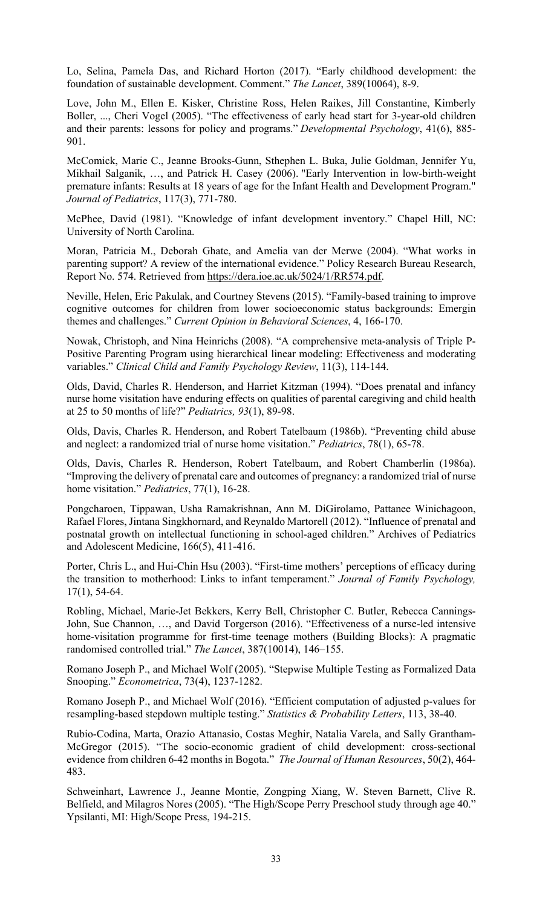Lo, Selina, Pamela Das, and Richard Horton (2017). "Early childhood development: the foundation of sustainable development. Comment." *The Lancet*, 389(10064), 8-9.

Love, John M., Ellen E. Kisker, Christine Ross, Helen Raikes, Jill Constantine, Kimberly Boller, ..., Cheri Vogel (2005). "The effectiveness of early head start for 3-year-old children and their parents: lessons for policy and programs." *Developmental Psychology*, 41(6), 885-901.

McComick, Marie C., Jeanne Brooks-Gunn, Sthephen L. Buka, Julie Goldman, Jennifer Yu, Mikhail Salganik, …, and Patrick H. Casey (2006). "Early Intervention in low-birth-weight premature infants: Results at 18 years of age for the Infant Health and Development Program." *Journal of Pediatrics*, 117(3), 771-780.

McPhee, David (1981). "Knowledge of infant development inventory." Chapel Hill, NC: University of North Carolina.

Moran, Patricia M., Deborah Ghate, and Amelia van der Merwe (2004). "What works in parenting support? A review of the international evidence." Policy Research Bureau Research, Report No. 574. Retrieved from https://dera.ioe.ac.uk/5024/1/RR574.pdf.

Neville, Helen, Eric Pakulak, and Courtney Stevens (2015). "Family-based training to improve cognitive outcomes for children from lower socioeconomic status backgrounds: Emergin themes and challenges." *Current Opinion in Behavioral Sciences*, 4, 166-170.

Nowak, Christoph, and Nina Heinrichs (2008). "A comprehensive meta-analysis of Triple P-Positive Parenting Program using hierarchical linear modeling: Effectiveness and moderating variables." *Clinical Child and Family Psychology Review*, 11(3), 114-144.

Olds, David, Charles R. Henderson, and Harriet Kitzman (1994). "Does prenatal and infancy nurse home visitation have enduring effects on qualities of parental caregiving and child health at 25 to 50 months of life?" *Pediatrics, 93*(1), 89-98.

Olds, Davis, Charles R. Henderson, and Robert Tatelbaum (1986b). "Preventing child abuse and neglect: a randomized trial of nurse home visitation." *Pediatrics*, 78(1), 65-78.

Olds, Davis, Charles R. Henderson, Robert Tatelbaum, and Robert Chamberlin (1986a). "Improving the delivery of prenatal care and outcomes of pregnancy: a randomized trial of nurse home visitation." *Pediatrics*, 77(1), 16-28.

Pongcharoen, Tippawan, Usha Ramakrishnan, Ann M. DiGirolamo, Pattanee Winichagoon, Rafael Flores, Jintana Singkhornard, and Reynaldo Martorell (2012). "Influence of prenatal and postnatal growth on intellectual functioning in school-aged children." Archives of Pediatrics and Adolescent Medicine, 166(5), 411-416.

Porter, Chris L., and Hui-Chin Hsu (2003). "First-time mothers' perceptions of efficacy during the transition to motherhood: Links to infant temperament." *Journal of Family Psychology,* 17(1), 54-64.

Robling, Michael, Marie-Jet Bekkers, Kerry Bell, Christopher C. Butler, Rebecca Cannings-John, Sue Channon, …, and David Torgerson (2016). "Effectiveness of a nurse-led intensive home-visitation programme for first-time teenage mothers (Building Blocks): A pragmatic randomised controlled trial." *The Lancet*, 387(10014), 146–155.

Romano Joseph P., and Michael Wolf (2005). "Stepwise Multiple Testing as Formalized Data Snooping." *Econometrica*, 73(4), 1237-1282.

Romano Joseph P., and Michael Wolf (2016). "Efficient computation of adjusted p-values for resampling-based stepdown multiple testing." *Statistics & Probability Letters*, 113, 38-40.

Rubio-Codina, Marta, Orazio Attanasio, Costas Meghir, Natalia Varela, and Sally Grantham-McGregor (2015). "The socio-economic gradient of child development: cross-sectional evidence from children 6-42 months in Bogota." *The Journal of Human Resources*, 50(2), 464-483.

Schweinhart, Lawrence J., Jeanne Montie, Zongping Xiang, W. Steven Barnett, Clive R. Belfield, and Milagros Nores (2005). "The High/Scope Perry Preschool study through age 40." Ypsilanti, MI: High/Scope Press, 194-215.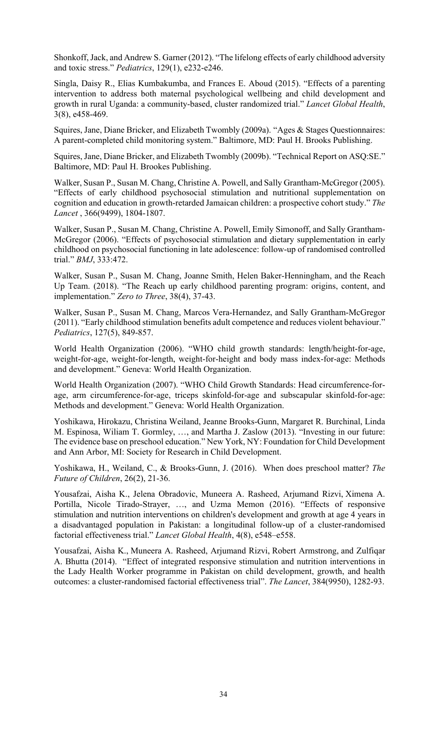Shonkoff, Jack, and Andrew S. Garner (2012). "The lifelong effects of early childhood adversity and toxic stress." *Pediatrics*, 129(1), e232-e246.

Singla, Daisy R., Elias Kumbakumba, and Frances E. Aboud (2015). "Effects of a parenting intervention to address both maternal psychological wellbeing and child development and growth in rural Uganda: a community-based, cluster randomized trial." *Lancet Global Health*, 3(8), e458-469.

Squires, Jane, Diane Bricker, and Elizabeth Twombly (2009a). "Ages & Stages Questionnaires: A parent-completed child monitoring system." Baltimore, MD: Paul H. Brooks Publishing.

Squires, Jane, Diane Bricker, and Elizabeth Twombly (2009b). "Technical Report on ASQ:SE." Baltimore, MD: Paul H. Brookes Publishing.

Walker, Susan P., Susan M. Chang, Christine A. Powell, and Sally Grantham-McGregor (2005). "Effects of early childhood psychosocial stimulation and nutritional supplementation on cognition and education in growth-retarded Jamaican children: a prospective cohort study." *The Lancet* , 366(9499), 1804-1807.

Walker, Susan P., Susan M. Chang, Christine A. Powell, Emily Simonoff, and Sally Grantham-McGregor (2006). "Effects of psychosocial stimulation and dietary supplementation in early childhood on psychosocial functioning in late adolescence: follow-up of randomised controlled trial." *BMJ*, 333:472.

Walker, Susan P., Susan M. Chang, Joanne Smith, Helen Baker-Henningham, and the Reach Up Team. (2018). "The Reach up early childhood parenting program: origins, content, and implementation." *Zero to Three*, 38(4), 37-43.

Walker, Susan P., Susan M. Chang, Marcos Vera-Hernandez, and Sally Grantham-McGregor (2011). "Early childhood stimulation benefits adult competence and reduces violent behaviour." *Pediatrics*, 127(5), 849-857.

World Health Organization (2006). "WHO child growth standards: length/height-for-age, weight-for-age, weight-for-length, weight-for-height and body mass index-for-age: Methods and development." Geneva: World Health Organization.

World Health Organization (2007). "WHO Child Growth Standards: Head circumference-for-age, arm circumference-for-age, triceps skinfold-for-age and subscapular skinfold-for-age: Methods and development." Geneva: World Health Organization.

Yoshikawa, Hirokazu, Christina Weiland, Jeanne Brooks-Gunn, Margaret R. Burchinal, Linda M. Espinosa, Wiliam T. Gormley, …, and Martha J. Zaslow (2013). "Investing in our future: The evidence base on preschool education." New York, NY: Foundation for Child Development and Ann Arbor, MI: Society for Research in Child Development.

Yoshikawa, H., Weiland, C., & Brooks-Gunn, J. (2016). When does preschool matter? *The Future of Children*, 26(2), 21-36.

Yousafzai, Aisha K., Jelena Obradovic, Muneera A. Rasheed, Arjumand Rizvi, Ximena A. Portilla, Nicole Tirado-Strayer, …, and Uzma Memon (2016). "Effects of responsive stimulation and nutrition interventions on children's development and growth at age 4 years in a disadvantaged population in Pakistan: a longitudinal follow-up of a cluster-randomised factorial effectiveness trial." *Lancet Global Health*, 4(8), e548–e558.

Yousafzai, Aisha K., Muneera A. Rasheed, Arjumand Rizvi, Robert Armstrong, and Zulfiqar A. Bhutta (2014). "Effect of integrated responsive stimulation and nutrition interventions in the Lady Health Worker programme in Pakistan on child development, growth, and health outcomes: a cluster-randomised factorial effectiveness trial". *The Lancet*, 384(9950), 1282-93.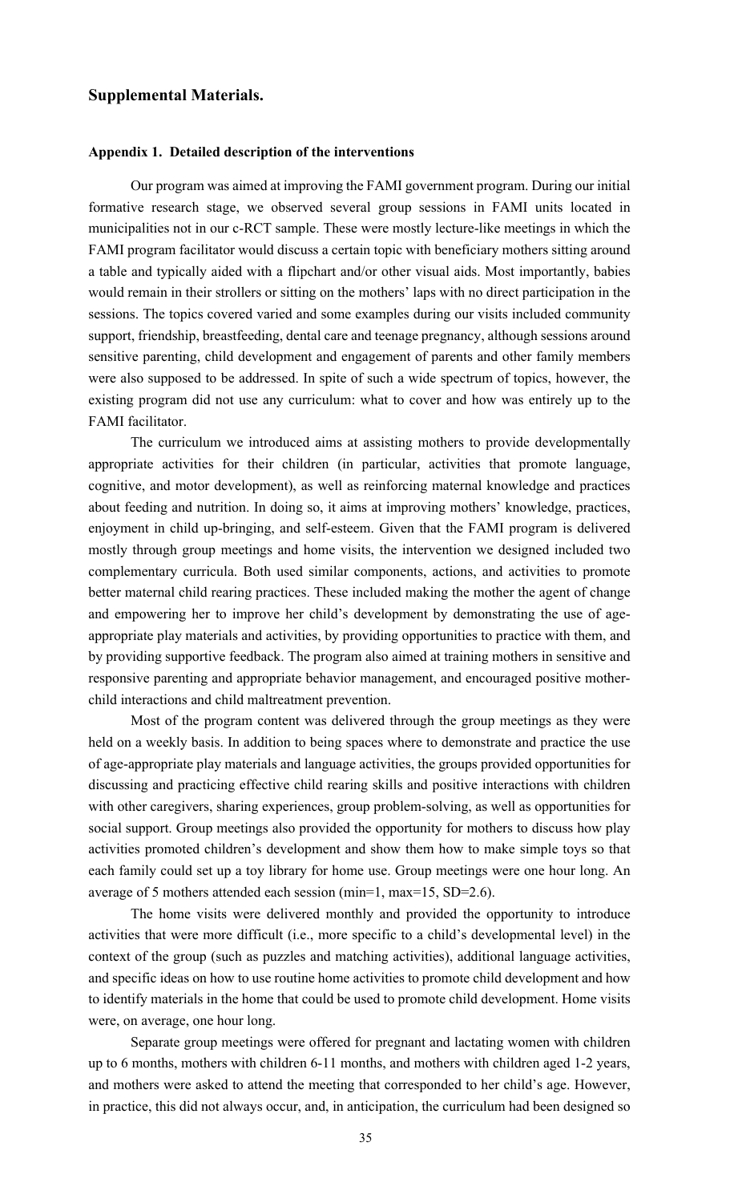## Supplemental Materials.

### Appendix 1. Detailed description of the interventions

Our program was aimed at improving the FAMI government program. During our initial formative research stage, we observed several group sessions in FAMI units located in municipalities not in our c-RCT sample. These were mostly lecture-like meetings in which the FAMI program facilitator would discuss a certain topic with beneficiary mothers sitting around a table and typically aided with a flipchart and/or other visual aids. Most importantly, babies would remain in their strollers or sitting on the mothers' laps with no direct participation in the sessions. The topics covered varied and some examples during our visits included community support, friendship, breastfeeding, dental care and teenage pregnancy, although sessions around sensitive parenting, child development and engagement of parents and other family members were also supposed to be addressed. In spite of such a wide spectrum of topics, however, the existing program did not use any curriculum: what to cover and how was entirely up to the FAMI facilitator.

The curriculum we introduced aims at assisting mothers to provide developmentally appropriate activities for their children (in particular, activities that promote language, cognitive, and motor development), as well as reinforcing maternal knowledge and practices about feeding and nutrition. In doing so, it aims at improving mothers' knowledge, practices, enjoyment in child up-bringing, and self-esteem. Given that the FAMI program is delivered mostly through group meetings and home visits, the intervention we designed included two complementary curricula. Both used similar components, actions, and activities to promote better maternal child rearing practices. These included making the mother the agent of change and empowering her to improve her child's development by demonstrating the use of age-appropriate play materials and activities, by providing opportunities to practice with them, and by providing supportive feedback. The program also aimed at training mothers in sensitive and responsive parenting and appropriate behavior management, and encouraged positive mother-child interactions and child maltreatment prevention.

Most of the program content was delivered through the group meetings as they were held on a weekly basis. In addition to being spaces where to demonstrate and practice the use of age-appropriate play materials and language activities, the groups provided opportunities for discussing and practicing effective child rearing skills and positive interactions with children with other caregivers, sharing experiences, group problem-solving, as well as opportunities for social support. Group meetings also provided the opportunity for mothers to discuss how play activities promoted children's development and show them how to make simple toys so that each family could set up a toy library for home use. Group meetings were one hour long. An average of 5 mothers attended each session (min=1, max=15, SD=2.6).

The home visits were delivered monthly and provided the opportunity to introduce activities that were more difficult (i.e., more specific to a child's developmental level) in the context of the group (such as puzzles and matching activities), additional language activities, and specific ideas on how to use routine home activities to promote child development and how to identify materials in the home that could be used to promote child development. Home visits were, on average, one hour long.

Separate group meetings were offered for pregnant and lactating women with children up to 6 months, mothers with children 6-11 months, and mothers with children aged 1-2 years, and mothers were asked to attend the meeting that corresponded to her child's age. However, in practice, this did not always occur, and, in anticipation, the curriculum had been designed so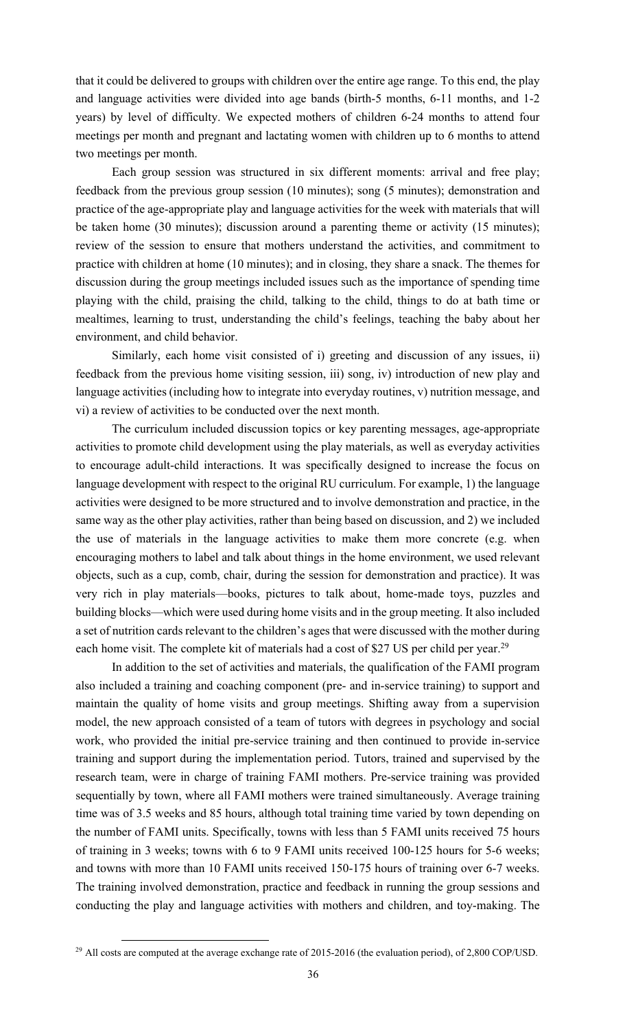that it could be delivered to groups with children over the entire age range. To this end, the play and language activities were divided into age bands (birth-5 months, 6-11 months, and 1-2 years) by level of difficulty. We expected mothers of children 6-24 months to attend four meetings per month and pregnant and lactating women with children up to 6 months to attend two meetings per month.

Each group session was structured in six different moments: arrival and free play; feedback from the previous group session (10 minutes); song (5 minutes); demonstration and practice of the age-appropriate play and language activities for the week with materials that will be taken home (30 minutes); discussion around a parenting theme or activity (15 minutes); review of the session to ensure that mothers understand the activities, and commitment to practice with children at home (10 minutes); and in closing, they share a snack. The themes for discussion during the group meetings included issues such as the importance of spending time playing with the child, praising the child, talking to the child, things to do at bath time or mealtimes, learning to trust, understanding the child's feelings, teaching the baby about her environment, and child behavior.

Similarly, each home visit consisted of i) greeting and discussion of any issues, ii) feedback from the previous home visiting session, iii) song, iv) introduction of new play and language activities (including how to integrate into everyday routines, v) nutrition message, and vi) a review of activities to be conducted over the next month.

The curriculum included discussion topics or key parenting messages, age-appropriate activities to promote child development using the play materials, as well as everyday activities to encourage adult-child interactions. It was specifically designed to increase the focus on language development with respect to the original RU curriculum. For example, 1) the language activities were designed to be more structured and to involve demonstration and practice, in the same way as the other play activities, rather than being based on discussion, and 2) we included the use of materials in the language activities to make them more concrete (e.g. when encouraging mothers to label and talk about things in the home environment, we used relevant objects, such as a cup, comb, chair, during the session for demonstration and practice). It was very rich in play materials—books, pictures to talk about, home-made toys, puzzles and building blocks—which were used during home visits and in the group meeting. It also included a set of nutrition cards relevant to the children's ages that were discussed with the mother during each home visit. The complete kit of materials had a cost of $27 US per child per year.[29]

In addition to the set of activities and materials, the qualification of the FAMI program also included a training and coaching component (pre- and in-service training) to support and maintain the quality of home visits and group meetings. Shifting away from a supervision model, the new approach consisted of a team of tutors with degrees in psychology and social work, who provided the initial pre-service training and then continued to provide in-service training and support during the implementation period. Tutors, trained and supervised by the research team, were in charge of training FAMI mothers. Pre-service training was provided sequentially by town, where all FAMI mothers were trained simultaneously. Average training time was of 3.5 weeks and 85 hours, although total training time varied by town depending on the number of FAMI units. Specifically, towns with less than 5 FAMI units received 75 hours of training in 3 weeks; towns with 6 to 9 FAMI units received 100-125 hours for 5-6 weeks; and towns with more than 10 FAMI units received 150-175 hours of training over 6-7 weeks. The training involved demonstration, practice and feedback in running the group sessions and conducting the play and language activities with mothers and children, and toy-making. The

[29] All costs are computed at the average exchange rate of 2015-2016 (the evaluation period), of 2,800 COP/USD.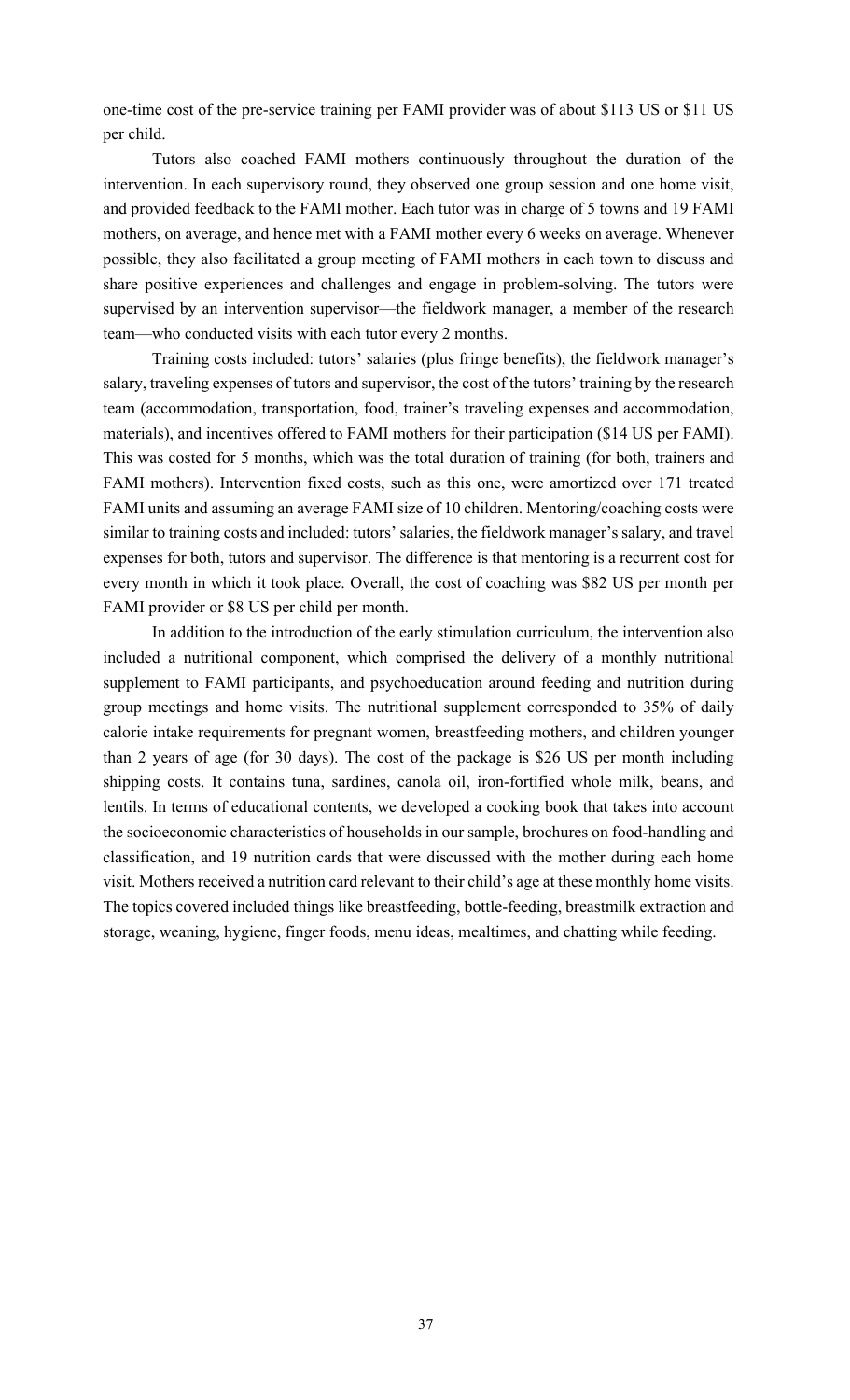one-time cost of the pre-service training per FAMI provider was of about $113 US or $11 US per child.

Tutors also coached FAMI mothers continuously throughout the duration of the intervention. In each supervisory round, they observed one group session and one home visit, and provided feedback to the FAMI mother. Each tutor was in charge of 5 towns and 19 FAMI mothers, on average, and hence met with a FAMI mother every 6 weeks on average. Whenever possible, they also facilitated a group meeting of FAMI mothers in each town to discuss and share positive experiences and challenges and engage in problem-solving. The tutors were supervised by an intervention supervisor—the fieldwork manager, a member of the research team—who conducted visits with each tutor every 2 months.

Training costs included: tutors' salaries (plus fringe benefits), the fieldwork manager's salary, traveling expenses of tutors and supervisor, the cost of the tutors' training by the research team (accommodation, transportation, food, trainer's traveling expenses and accommodation, materials), and incentives offered to FAMI mothers for their participation ($14 US per FAMI). This was costed for 5 months, which was the total duration of training (for both, trainers and FAMI mothers). Intervention fixed costs, such as this one, were amortized over 171 treated FAMI units and assuming an average FAMI size of 10 children. Mentoring/coaching costs were similar to training costs and included: tutors' salaries, the fieldwork manager's salary, and travel expenses for both, tutors and supervisor. The difference is that mentoring is a recurrent cost for every month in which it took place. Overall, the cost of coaching was $82 US per month per FAMI provider or $8 US per child per month.

In addition to the introduction of the early stimulation curriculum, the intervention also included a nutritional component, which comprised the delivery of a monthly nutritional supplement to FAMI participants, and psychoeducation around feeding and nutrition during group meetings and home visits. The nutritional supplement corresponded to 35% of daily calorie intake requirements for pregnant women, breastfeeding mothers, and children younger than 2 years of age (for 30 days). The cost of the package is $26 US per month including shipping costs. It contains tuna, sardines, canola oil, iron-fortified whole milk, beans, and lentils. In terms of educational contents, we developed a cooking book that takes into account the socioeconomic characteristics of households in our sample, brochures on food-handling and classification, and 19 nutrition cards that were discussed with the mother during each home visit. Mothers received a nutrition card relevant to their child's age at these monthly home visits. The topics covered included things like breastfeeding, bottle-feeding, breastmilk extraction and storage, weaning, hygiene, finger foods, menu ideas, mealtimes, and chatting while feeding.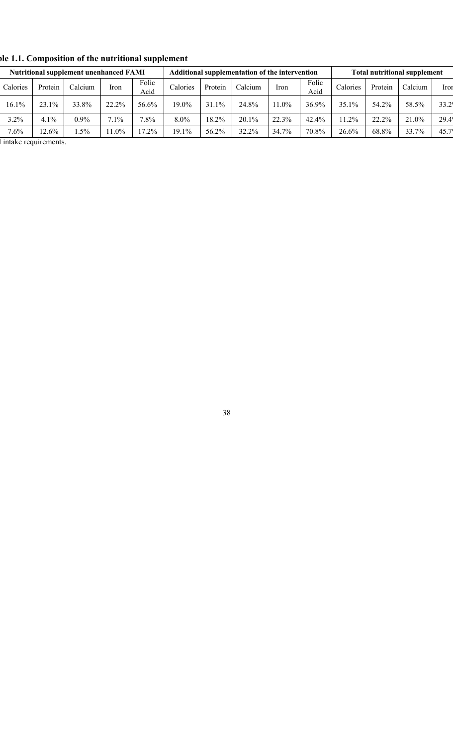**ble 1.1. Composition of the nutritional supplement**

| Nutritional supplement unenhanced FAMI | | | | | Additional supplementation of the intervention | | | | | Total nutritional supplement | | | |
|---|---|---|---|---|---|---|---|---|---|---|---|---|---|
| Calories | Protein | Calcium | Iron | Folic Acid | Calories | Protein | Calcium | Iron | Folic Acid | Calories | Protein | Calcium | Iror |
| 16.1% | 23.1% | 33.8% | 22.2% | 56.6% | 19.0% | 31.1% | 24.8% | 11.0% | 36.9% | 35.1% | 54.2% | 58.5% | 33.2 |
| 3.2% | 4.1% | 0.9% | 7.1% | 7.8% | 8.0% | 18.2% | 20.1% | 22.3% | 42.4% | 11.2% | 22.2% | 21.0% | 29.4 |
| 7.6% | 12.6% | 1.5% | 11.0% | 17.2% | 19.1% | 56.2% | 32.2% | 34.7% | 70.8% | 26.6% | 68.8% | 33.7% | 45.7 |

l intake requirements.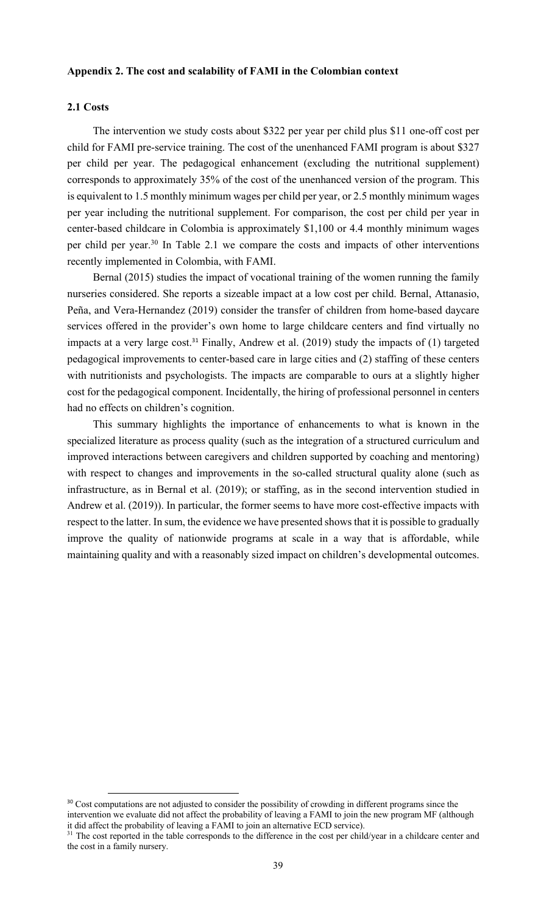**Appendix 2. The cost and scalability of FAMI in the Colombian context**

**2.1 Costs**

The intervention we study costs about \$322 per year per child plus \$11 one-off cost per child for FAMI pre-service training. The cost of the unenhanced FAMI program is about \$327 per child per year. The pedagogical enhancement (excluding the nutritional supplement) corresponds to approximately 35% of the cost of the unenhanced version of the program. This is equivalent to 1.5 monthly minimum wages per child per year, or 2.5 monthly minimum wages per year including the nutritional supplement. For comparison, the cost per child per year in center-based childcare in Colombia is approximately \$1,100 or 4.4 monthly minimum wages per child per year.[30] In Table 2.1 we compare the costs and impacts of other interventions recently implemented in Colombia, with FAMI.

Bernal (2015) studies the impact of vocational training of the women running the family nurseries considered. She reports a sizeable impact at a low cost per child. Bernal, Attanasio, Peña, and Vera-Hernandez (2019) consider the transfer of children from home-based daycare services offered in the provider's own home to large childcare centers and find virtually no impacts at a very large cost.[31] Finally, Andrew et al. (2019) study the impacts of (1) targeted pedagogical improvements to center-based care in large cities and (2) staffing of these centers with nutritionists and psychologists. The impacts are comparable to ours at a slightly higher cost for the pedagogical component. Incidentally, the hiring of professional personnel in centers had no effects on children's cognition.

This summary highlights the importance of enhancements to what is known in the specialized literature as process quality (such as the integration of a structured curriculum and improved interactions between caregivers and children supported by coaching and mentoring) with respect to changes and improvements in the so-called structural quality alone (such as infrastructure, as in Bernal et al. (2019); or staffing, as in the second intervention studied in Andrew et al. (2019)). In particular, the former seems to have more cost-effective impacts with respect to the latter. In sum, the evidence we have presented shows that it is possible to gradually improve the quality of nationwide programs at scale in a way that is affordable, while maintaining quality and with a reasonably sized impact on children's developmental outcomes.

[30] Cost computations are not adjusted to consider the possibility of crowding in different programs since the intervention we evaluate did not affect the probability of leaving a FAMI to join the new program MF (although it did affect the probability of leaving a FAMI to join an alternative ECD service).

[31] The cost reported in the table corresponds to the difference in the cost per child/year in a childcare center and the cost in a family nursery.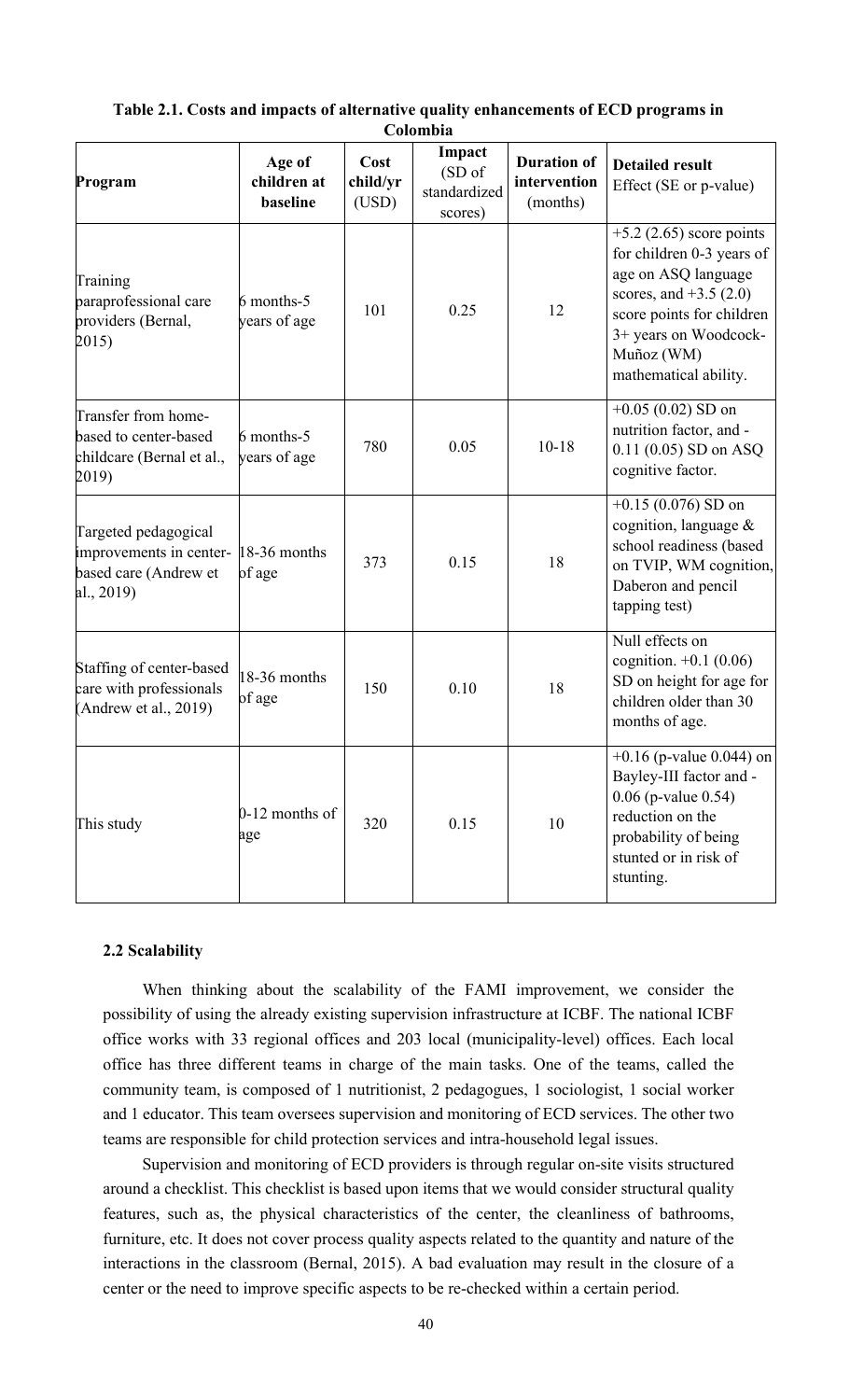**Table 2.1. Costs and impacts of alternative quality enhancements of ECD programs in Colombia**

| Program | Age of children at baseline | Cost child/yr (USD) | Impact (SD of standardized scores) | Duration of intervention (months) | Detailed result Effect (SE or p-value) |
|---|---|---|---|---|---|
| Training paraprofessional care providers (Bernal, 2015) | 6 months-5 years of age | 101 | 0.25 | 12 | +5.2 (2.65) score points for children 0-3 years of age on ASQ language scores, and +3.5 (2.0) score points for children 3+ years on Woodcock-Muñoz (WM) mathematical ability. |
| Transfer from home-based to center-based childcare (Bernal et al., 2019) | 6 months-5 years of age | 780 | 0.05 | 10-18 | +0.05 (0.02) SD on nutrition factor, and -0.11 (0.05) SD on ASQ cognitive factor. |
| Targeted pedagogical improvements in center-based care (Andrew et al., 2019) | 18-36 months of age | 373 | 0.15 | 18 | +0.15 (0.076) SD on cognition, language & school readiness (based on TVIP, WM cognition, Daberon and pencil tapping test) |
| Staffing of center-based care with professionals (Andrew et al., 2019) | 18-36 months of age | 150 | 0.10 | 18 | Null effects on cognition. +0.1 (0.06) SD on height for age for children older than 30 months of age. |
| This study | 0-12 months of age | 320 | 0.15 | 10 | +0.16 (p-value 0.044) on Bayley-III factor and -0.06 (p-value 0.54) reduction on the probability of being stunted or in risk of stunting. |

### 2.2 Scalability

When thinking about the scalability of the FAMI improvement, we consider the possibility of using the already existing supervision infrastructure at ICBF. The national ICBF office works with 33 regional offices and 203 local (municipality-level) offices. Each local office has three different teams in charge of the main tasks. One of the teams, called the community team, is composed of 1 nutritionist, 2 pedagogues, 1 sociologist, 1 social worker and 1 educator. This team oversees supervision and monitoring of ECD services. The other two teams are responsible for child protection services and intra-household legal issues.

Supervision and monitoring of ECD providers is through regular on-site visits structured around a checklist. This checklist is based upon items that we would consider structural quality features, such as, the physical characteristics of the center, the cleanliness of bathrooms, furniture, etc. It does not cover process quality aspects related to the quantity and nature of the interactions in the classroom (Bernal, 2015). A bad evaluation may result in the closure of a center or the need to improve specific aspects to be re-checked within a certain period.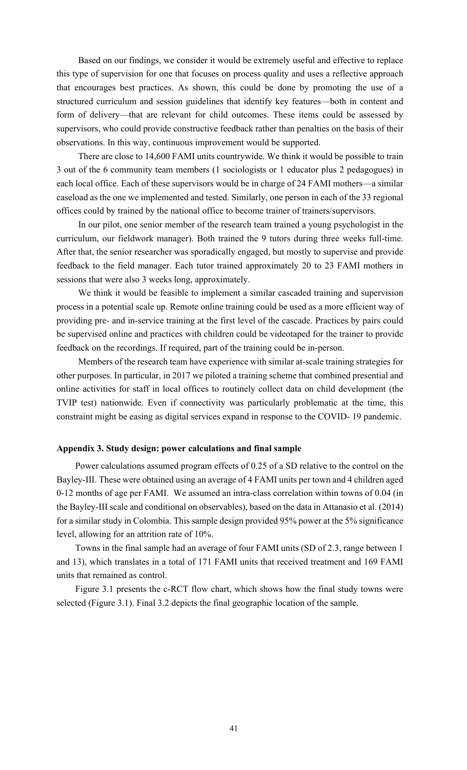Based on our findings, we consider it would be extremely useful and effective to replace this type of supervision for one that focuses on process quality and uses a reflective approach that encourages best practices. As shown, this could be done by promoting the use of a structured curriculum and session guidelines that identify key features—both in content and form of delivery—that are relevant for child outcomes. These items could be assessed by supervisors, who could provide constructive feedback rather than penalties on the basis of their observations. In this way, continuous improvement would be supported.

There are close to 14,600 FAMI units countrywide. We think it would be possible to train 3 out of the 6 community team members (1 sociologists or 1 educator plus 2 pedagogues) in each local office. Each of these supervisors would be in charge of 24 FAMI mothers—a similar caseload as the one we implemented and tested. Similarly, one person in each of the 33 regional offices could by trained by the national office to become trainer of trainers/supervisors.

In our pilot, one senior member of the research team trained a young psychologist in the curriculum, our fieldwork manager). Both trained the 9 tutors during three weeks full-time. After that, the senior researcher was sporadically engaged, but mostly to supervise and provide feedback to the field manager. Each tutor trained approximately 20 to 23 FAMI mothers in sessions that were also 3 weeks long, approximately.

We think it would be feasible to implement a similar cascaded training and supervision process in a potential scale up. Remote online training could be used as a more efficient way of providing pre- and in-service training at the first level of the cascade. Practices by pairs could be supervised online and practices with children could be videotaped for the trainer to provide feedback on the recordings. If required, part of the training could be in-person.

Members of the research team have experience with similar at-scale training strategies for other purposes. In particular, in 2017 we piloted a training scheme that combined presential and online activities for staff in local offices to routinely collect data on child development (the TVIP test) nationwide. Even if connectivity was particularly problematic at the time, this constraint might be easing as digital services expand in response to the COVID- 19 pandemic.

#### Appendix 3. Study design: power calculations and final sample

Power calculations assumed program effects of 0.25 of a SD relative to the control on the Bayley-III. These were obtained using an average of 4 FAMI units per town and 4 children aged 0-12 months of age per FAMI. We assumed an intra-class correlation within towns of 0.04 (in the Bayley-III scale and conditional on observables), based on the data in Attanasio et al. (2014) for a similar study in Colombia. This sample design provided 95% power at the 5% significance level, allowing for an attrition rate of 10%.

Towns in the final sample had an average of four FAMI units (SD of 2.3, range between 1 and 13), which translates in a total of 171 FAMI units that received treatment and 169 FAMI units that remained as control.

Figure 3.1 presents the c-RCT flow chart, which shows how the final study towns were selected (Figure 3.1). Final 3.2 depicts the final geographic location of the sample.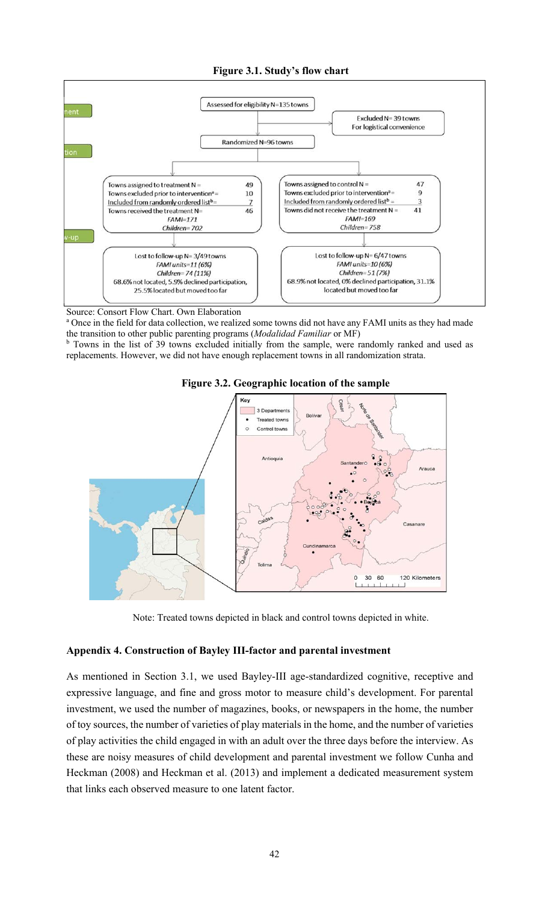**Figure 3.1. Study's flow chart**

Assessed for eligibility N=135 towns

Excluded N= 39 towns
For logistical convenience

Randomized N=96 towns

| | |
|---|---|
| Towns assigned to treatment N = | 49 |
| Towns excluded prior to intervention[a] = | 10 |
| Included from randomly ordered list[b] = | 7 |
| Towns received the treatment N= | 46 |
| *FAMI=171* | |
| *Children= 702* | |

| | |
|---|---|
| Towns assigned to control N = | 47 |
| Towns excluded prior to intervention[a] = | 9 |
| Included from randomly ordered list[b] = | 3 |
| Towns did not receive the treatment N = | 41 |
| *FAMI=169* | |
| *Children= 758* | |

Lost to follow-up N= 3/49 towns
*FAMI units=11 (6%)*
*Children= 74 (11%)*
68.6% not located, 5.9% declined participation, 25.5% located but moved too far

Lost to follow-up N= 6/47 towns
*FAMI units=10 (6%)*
*Children= 51 (7%)*
68.9% not located, 0% declined participation, 31.1% located but moved too far

Source: Consort Flow Chart. Own Elaboration

[a] Once in the field for data collection, we realized some towns did not have any FAMI units as they had made the transition to other public parenting programs (*Modalidad Familiar* or MF)

[b] Towns in the list of 39 towns excluded initially from the sample, were randomly ranked and used as replacements. However, we did not have enough replacement towns in all randomization strata.

**Figure 3.2. Geographic location of the sample**

Note: Treated towns depicted in black and control towns depicted in white.

### Appendix 4. Construction of Bayley III-factor and parental investment

As mentioned in Section 3.1, we used Bayley-III age-standardized cognitive, receptive and expressive language, and fine and gross motor to measure child's development. For parental investment, we used the number of magazines, books, or newspapers in the home, the number of toy sources, the number of varieties of play materials in the home, and the number of varieties of play activities the child engaged in with an adult over the three days before the interview. As these are noisy measures of child development and parental investment we follow Cunha and Heckman (2008) and Heckman et al. (2013) and implement a dedicated measurement system that links each observed measure to one latent factor.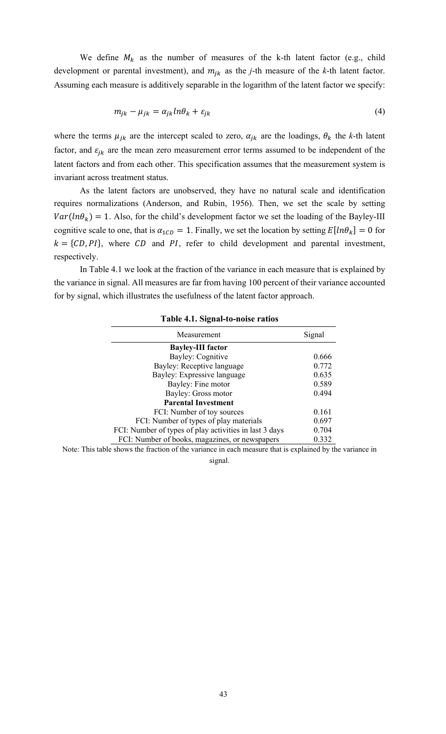We define $M_k$ as the number of measures of the k-th latent factor (e.g., child development or parental investment), and $m_{jk}$ as the *j*-th measure of the *k*-th latent factor. Assuming each measure is additively separable in the logarithm of the latent factor we specify:

$$m_{jk} - \mu_{jk} = \alpha_{jk} ln\theta_k + \varepsilon_{jk} \tag{4}$$

where the terms $\mu_{jk}$ are the intercept scaled to zero, $\alpha_{jk}$ are the loadings, $\theta_k$ the *k*-th latent factor, and $\varepsilon_{jk}$ are the mean zero measurement error terms assumed to be independent of the latent factors and from each other. This specification assumes that the measurement system is invariant across treatment status.

As the latent factors are unobserved, they have no natural scale and identification requires normalizations (Anderson, and Rubin, 1956). Then, we set the scale by setting $Var(ln\theta_k) = 1$. Also, for the child's development factor we set the loading of the Bayley-III cognitive scale to one, that is $\alpha_{1CD} = 1$. Finally, we set the location by setting $E[ln\theta_k] = 0$ for $k = \{CD, PI\}$, where $CD$ and $PI$, refer to child development and parental investment, respectively.

In Table 4.1 we look at the fraction of the variance in each measure that is explained by the variance in signal. All measures are far from having 100 percent of their variance accounted for by signal, which illustrates the usefulness of the latent factor approach.

**Table 4.1. Signal-to-noise ratios**

| Measurement | Signal |
|---|---|
| **Bayley-III factor** | |
| Bayley: Cognitive | 0.666 |
| Bayley: Receptive language | 0.772 |
| Bayley: Expressive language | 0.635 |
| Bayley: Fine motor | 0.589 |
| Bayley: Gross motor | 0.494 |
| **Parental Investment** | |
| FCI: Number of toy sources | 0.161 |
| FCI: Number of types of play materials | 0.697 |
| FCI: Number of types of play activities in last 3 days | 0.704 |
| FCI: Number of books, magazines, or newspapers | 0.332 |

Note: This table shows the fraction of the variance in each measure that is explained by the variance in signal.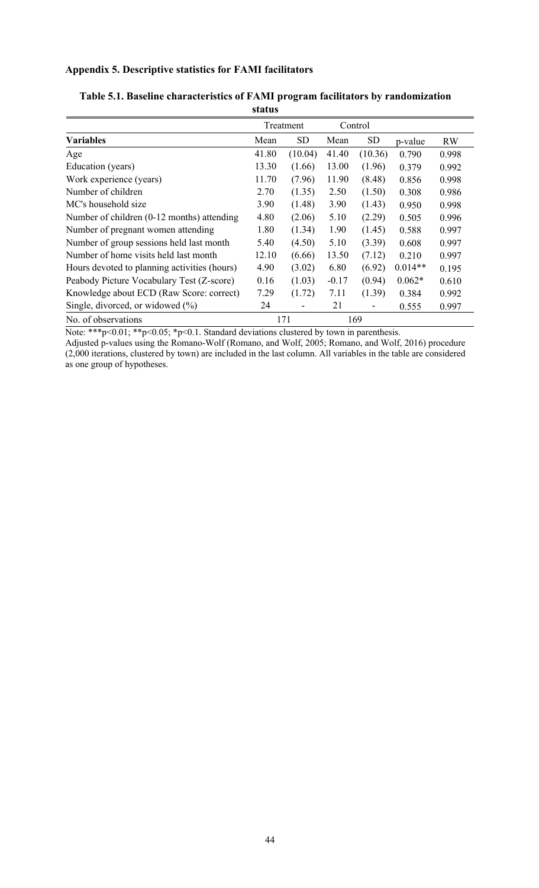**Appendix 5. Descriptive statistics for FAMI facilitators**

**Table 5.1. Baseline characteristics of FAMI program facilitators by randomization status**

| | Treatment | | Control | | | |
|---|---|---|---|---|---|---|
| **Variables** | Mean | SD | Mean | SD | p-value | RW |
| Age | 41.80 | (10.04) | 41.40 | (10.36) | 0.790 | 0.998 |
| Education (years) | 13.30 | (1.66) | 13.00 | (1.96) | 0.379 | 0.992 |
| Work experience (years) | 11.70 | (7.96) | 11.90 | (8.48) | 0.856 | 0.998 |
| Number of children | 2.70 | (1.35) | 2.50 | (1.50) | 0.308 | 0.986 |
| MC's household size | 3.90 | (1.48) | 3.90 | (1.43) | 0.950 | 0.998 |
| Number of children (0-12 months) attending | 4.80 | (2.06) | 5.10 | (2.29) | 0.505 | 0.996 |
| Number of pregnant women attending | 1.80 | (1.34) | 1.90 | (1.45) | 0.588 | 0.997 |
| Number of group sessions held last month | 5.40 | (4.50) | 5.10 | (3.39) | 0.608 | 0.997 |
| Number of home visits held last month | 12.10 | (6.66) | 13.50 | (7.12) | 0.210 | 0.997 |
| Hours devoted to planning activities (hours) | 4.90 | (3.02) | 6.80 | (6.92) | 0.014** | 0.195 |
| Peabody Picture Vocabulary Test (Z-score) | 0.16 | (1.03) | -0.17 | (0.94) | 0.062* | 0.610 |
| Knowledge about ECD (Raw Score: correct) | 7.29 | (1.72) | 7.11 | (1.39) | 0.384 | 0.992 |
| Single, divorced, or widowed (%) | 24 | - | 21 | - | 0.555 | 0.997 |
| No. of observations | 171 | | 169 | | | |

Note: ***p<0.01; **p<0.05; *p<0.1. Standard deviations clustered by town in parenthesis.
Adjusted p-values using the Romano-Wolf (Romano, and Wolf, 2005; Romano, and Wolf, 2016) procedure (2,000 iterations, clustered by town) are included in the last column. All variables in the table are considered as one group of hypotheses.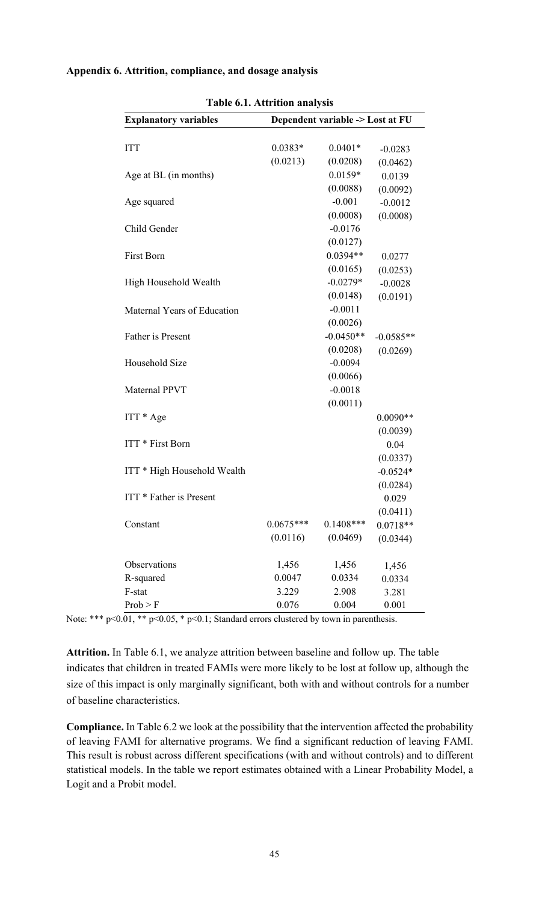**Appendix 6. Attrition, compliance, and dosage analysis**

**Table 6.1. Attrition analysis**

| Explanatory variables | Dependent variable -> Lost at FU | | |
|---|---|---|---|
| ITT | 0.0383* | 0.0401* | -0.0283 |
| | (0.0213) | (0.0208) | (0.0462) |
| Age at BL (in months) | | 0.0159* | 0.0139 |
| | | (0.0088) | (0.0092) |
| Age squared | | -0.001 | -0.0012 |
| | | (0.0008) | (0.0008) |
| Child Gender | | -0.0176 | |
| | | (0.0127) | |
| First Born | | 0.0394** | 0.0277 |
| | | (0.0165) | (0.0253) |
| High Household Wealth | | -0.0279* | -0.0028 |
| | | (0.0148) | (0.0191) |
| Maternal Years of Education | | -0.0011 | |
| | | (0.0026) | |
| Father is Present | | -0.0450** | -0.0585** |
| | | (0.0208) | (0.0269) |
| Household Size | | -0.0094 | |
| | | (0.0066) | |
| Maternal PPVT | | -0.0018 | |
| | | (0.0011) | |
| ITT * Age | | | 0.0090** |
| | | | (0.0039) |
| ITT * First Born | | | 0.04 |
| | | | (0.0337) |
| ITT * High Household Wealth | | | -0.0524* |
| | | | (0.0284) |
| ITT * Father is Present | | | 0.029 |
| | | | (0.0411) |
| Constant | 0.0675*** | 0.1408*** | 0.0718** |
| | (0.0116) | (0.0469) | (0.0344) |
| Observations | 1,456 | 1,456 | 1,456 |
| R-squared | 0.0047 | 0.0334 | 0.0334 |
| F-stat | 3.229 | 2.908 | 3.281 |
| Prob > F | 0.076 | 0.004 | 0.001 |

Note: *** p<0.01, ** p<0.05, * p<0.1; Standard errors clustered by town in parenthesis.

**Attrition.** In Table 6.1, we analyze attrition between baseline and follow up. The table indicates that children in treated FAMIs were more likely to be lost at follow up, although the size of this impact is only marginally significant, both with and without controls for a number of baseline characteristics.

**Compliance.** In Table 6.2 we look at the possibility that the intervention affected the probability of leaving FAMI for alternative programs. We find a significant reduction of leaving FAMI. This result is robust across different specifications (with and without controls) and to different statistical models. In the table we report estimates obtained with a Linear Probability Model, a Logit and a Probit model.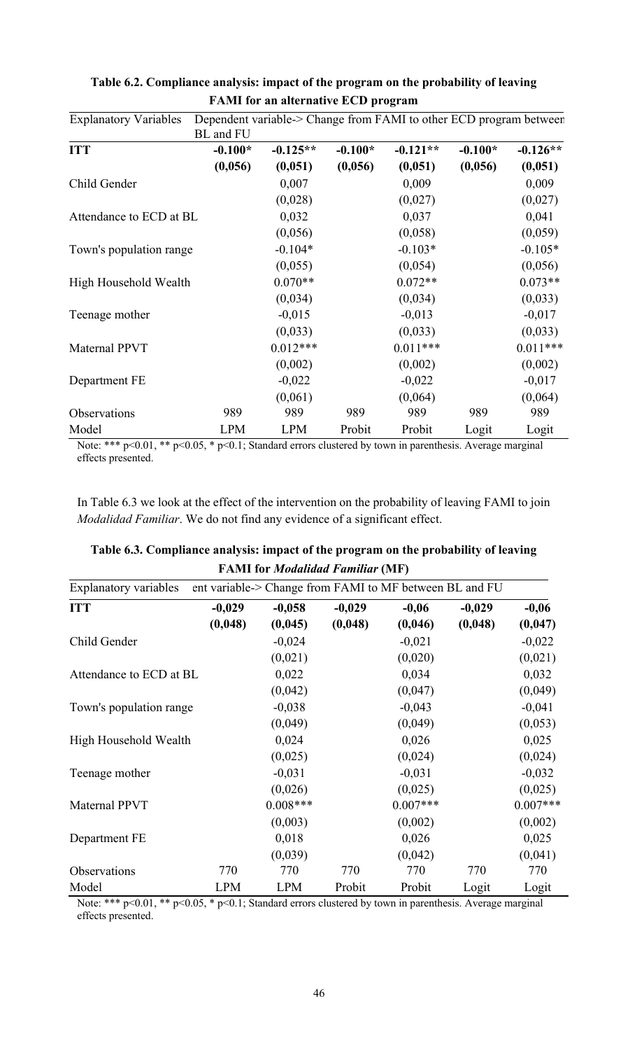**Table 6.2. Compliance analysis: impact of the program on the probability of leaving FAMI for an alternative ECD program**

| Explanatory Variables | Dependent variable-> Change from FAMI to other ECD program between BL and FU | | | | | |
|---|---|---|---|---|---|---|
| **ITT** | **-0.100*** | **-0.125**** | **-0.100*** | **-0.121**** | **-0.100*** | **-0.126**** |
| | **(0,056)** | **(0,051)** | **(0,056)** | **(0,051)** | **(0,056)** | **(0,051)** |
| Child Gender | | 0,007 | | 0,009 | | 0,009 |
| | | (0,028) | | (0,027) | | (0,027) |
| Attendance to ECD at BL | | 0,032 | | 0,037 | | 0,041 |
| | | (0,056) | | (0,058) | | (0,059) |
| Town's population range | | -0.104* | | -0.103* | | -0.105* |
| | | (0,055) | | (0,054) | | (0,056) |
| High Household Wealth | | 0.070** | | 0.072** | | 0.073** |
| | | (0,034) | | (0,034) | | (0,033) |
| Teenage mother | | -0,015 | | -0,013 | | -0,017 |
| | | (0,033) | | (0,033) | | (0,033) |
| Maternal PPVT | | 0.012*** | | 0.011*** | | 0.011*** |
| | | (0,002) | | (0,002) | | (0,002) |
| Department FE | | -0,022 | | -0,022 | | -0,017 |
| | | (0,061) | | (0,064) | | (0,064) |
| Observations | 989 | 989 | 989 | 989 | 989 | 989 |
| Model | LPM | LPM | Probit | Probit | Logit | Logit |

Note: *** p<0.01, ** p<0.05, * p<0.1; Standard errors clustered by town in parenthesis. Average marginal effects presented.

In Table 6.3 we look at the effect of the intervention on the probability of leaving FAMI to join *Modalidad Familiar*. We do not find any evidence of a significant effect.

**Table 6.3. Compliance analysis: impact of the program on the probability of leaving FAMI for *Modalidad Familiar* (MF)**

| Explanatory variables | ent variable-> Change from FAMI to MF between BL and FU | | | | | |
|---|---|---|---|---|---|---|
| **ITT** | **-0,029** | **-0,058** | **-0,029** | **-0,06** | **-0,029** | **-0,06** |
| | **(0,048)** | **(0,045)** | **(0,048)** | **(0,046)** | **(0,048)** | **(0,047)** |
| Child Gender | | -0,024 | | -0,021 | | -0,022 |
| | | (0,021) | | (0,020) | | (0,021) |
| Attendance to ECD at BL | | 0,022 | | 0,034 | | 0,032 |
| | | (0,042) | | (0,047) | | (0,049) |
| Town's population range | | -0,038 | | -0,043 | | -0,041 |
| | | (0,049) | | (0,049) | | (0,053) |
| High Household Wealth | | 0,024 | | 0,026 | | 0,025 |
| | | (0,025) | | (0,024) | | (0,024) |
| Teenage mother | | -0,031 | | -0,031 | | -0,032 |
| | | (0,026) | | (0,025) | | (0,025) |
| Maternal PPVT | | 0.008*** | | 0.007*** | | 0.007*** |
| | | (0,003) | | (0,002) | | (0,002) |
| Department FE | | 0,018 | | 0,026 | | 0,025 |
| | | (0,039) | | (0,042) | | (0,041) |
| Observations | 770 | 770 | 770 | 770 | 770 | 770 |
| Model | LPM | LPM | Probit | Probit | Logit | Logit |

Note: *** p<0.01, ** p<0.05, * p<0.1; Standard errors clustered by town in parenthesis. Average marginal effects presented.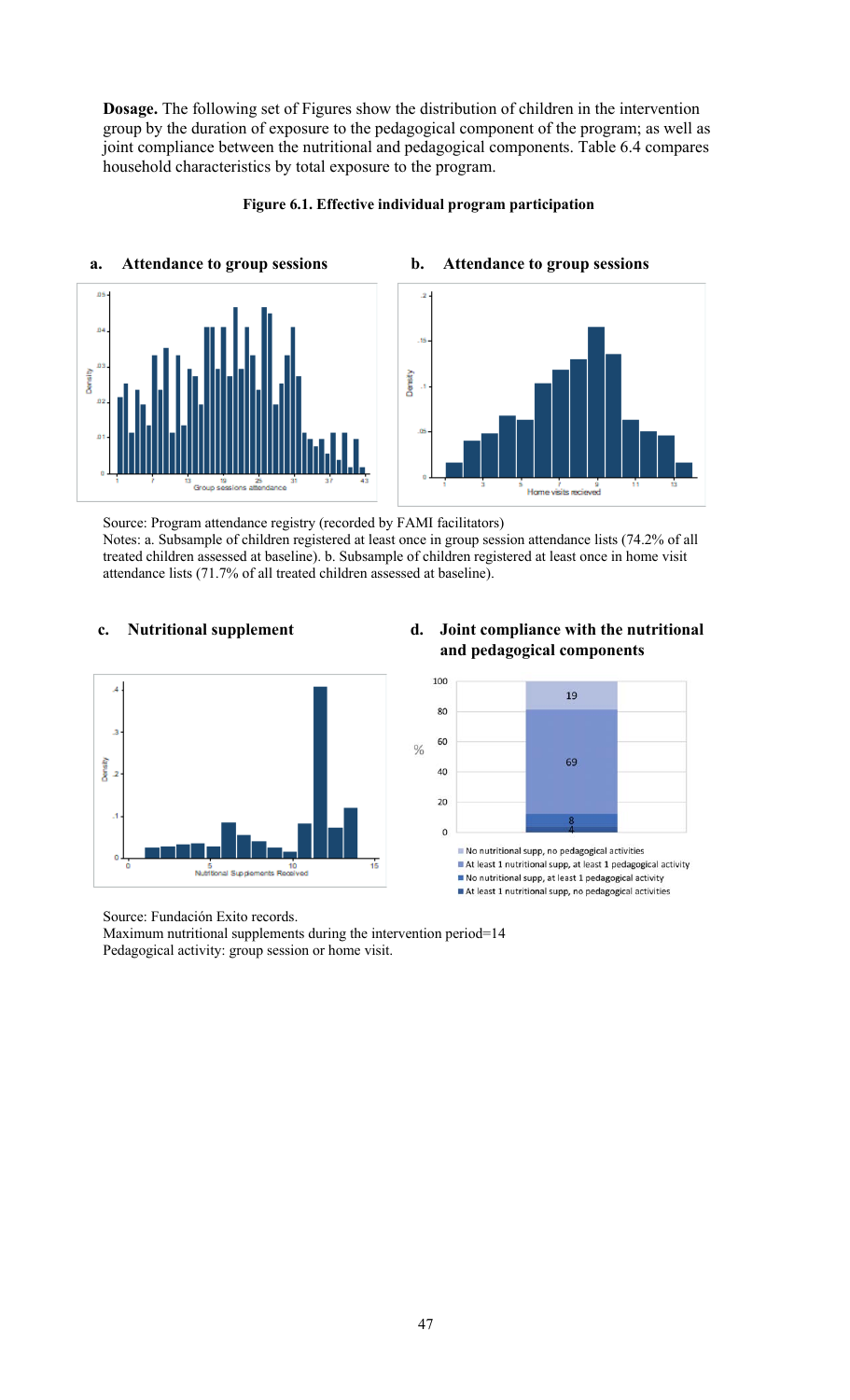**Dosage.** The following set of Figures show the distribution of children in the intervention group by the duration of exposure to the pedagogical component of the program; as well as joint compliance between the nutritional and pedagogical components. Table 6.4 compares household characteristics by total exposure to the program.

**Figure 6.1. Effective individual program participation**

**a. Attendance to group sessions**

**b. Attendance to group sessions**

Source: Program attendance registry (recorded by FAMI facilitators)
Notes: a. Subsample of children registered at least once in group session attendance lists (74.2% of all treated children assessed at baseline). b. Subsample of children registered at least once in home visit attendance lists (71.7% of all treated children assessed at baseline).

**c. Nutritional supplement**

**d. Joint compliance with the nutritional and pedagogical components**

Source: Fundación Exito records.
Maximum nutritional supplements during the intervention period=14
Pedagogical activity: group session or home visit.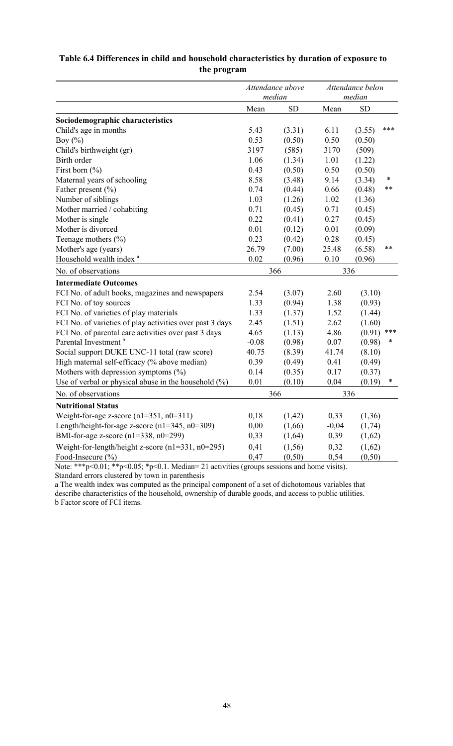**Table 6.4 Differences in child and household characteristics by duration of exposure to the program**

| | *Attendance above median* | | *Attendance below median* | | |
|---|---|---|---|---|---|
| | Mean | SD | Mean | SD | |
| **Sociodemographic characteristics** | | | | | |
| Child's age in months | 5.43 | (3.31) | 6.11 | (3.55) | *** |
| Boy (%) | 0.53 | (0.50) | 0.50 | (0.50) | |
| Child's birthweight (gr) | 3197 | (585) | 3170 | (509) | |
| Birth order | 1.06 | (1.34) | 1.01 | (1.22) | |
| First born (%) | 0.43 | (0.50) | 0.50 | (0.50) | |
| Maternal years of schooling | 8.58 | (3.48) | 9.14 | (3.34) | * |
| Father present (%) | 0.74 | (0.44) | 0.66 | (0.48) | ** |
| Number of siblings | 1.03 | (1.26) | 1.02 | (1.36) | |
| Mother married / cohabiting | 0.71 | (0.45) | 0.71 | (0.45) | |
| Mother is single | 0.22 | (0.41) | 0.27 | (0.45) | |
| Mother is divorced | 0.01 | (0.12) | 0.01 | (0.09) | |
| Teenage mothers (%) | 0.23 | (0.42) | 0.28 | (0.45) | |
| Mother's age (years) | 26.79 | (7.00) | 25.48 | (6.58) | ** |
| Household wealth index [a] | 0.02 | (0.96) | 0.10 | (0.96) | |
| No. of observations | 366 | | 336 | | |
| **Intermediate Outcomes** | | | | | |
| FCI No. of adult books, magazines and newspapers | 2.54 | (3.07) | 2.60 | (3.10) | |
| FCI No. of toy sources | 1.33 | (0.94) | 1.38 | (0.93) | |
| FCI No. of varieties of play materials | 1.33 | (1.37) | 1.52 | (1.44) | |
| FCI No. of varieties of play activities over past 3 days | 2.45 | (1.51) | 2.62 | (1.60) | |
| FCI No. of parental care activities over past 3 days | 4.65 | (1.13) | 4.86 | (0.91) | *** |
| Parental Investment [b] | -0.08 | (0.98) | 0.07 | (0.98) | * |
| Social support DUKE UNC-11 total (raw score) | 40.75 | (8.39) | 41.74 | (8.10) | |
| High maternal self-efficacy (% above median) | 0.39 | (0.49) | 0.41 | (0.49) | |
| Mothers with depression symptoms (%) | 0.14 | (0.35) | 0.17 | (0.37) | |
| Use of verbal or physical abuse in the household (%) | 0.01 | (0.10) | 0.04 | (0.19) | * |
| No. of observations | 366 | | 336 | | |
| **Nutritional Status** | | | | | |
| Weight-for-age z-score (n1=351, n0=311) | 0,18 | (1,42) | 0,33 | (1,36) | |
| Length/height-for-age z-score (n1=345, n0=309) | 0,00 | (1,66) | -0,04 | (1,74) | |
| BMI-for-age z-score (n1=338, n0=299) | 0,33 | (1,64) | 0,39 | (1,62) | |
| Weight-for-length/height z-score (n1=331, n0=295) | 0,41 | (1,56) | 0,32 | (1,62) | |
| Food-Insecure (%) | 0,47 | (0,50) | 0,54 | (0,50) | |

Note: ***p<0.01; **p<0.05; *p<0.1. Median= 21 activities (groups sessions and home visits).
Standard errors clustered by town in parenthesis

a The wealth index was computed as the principal component of a set of dichotomous variables that describe characteristics of the household, ownership of durable goods, and access to public utilities.
b Factor score of FCI items.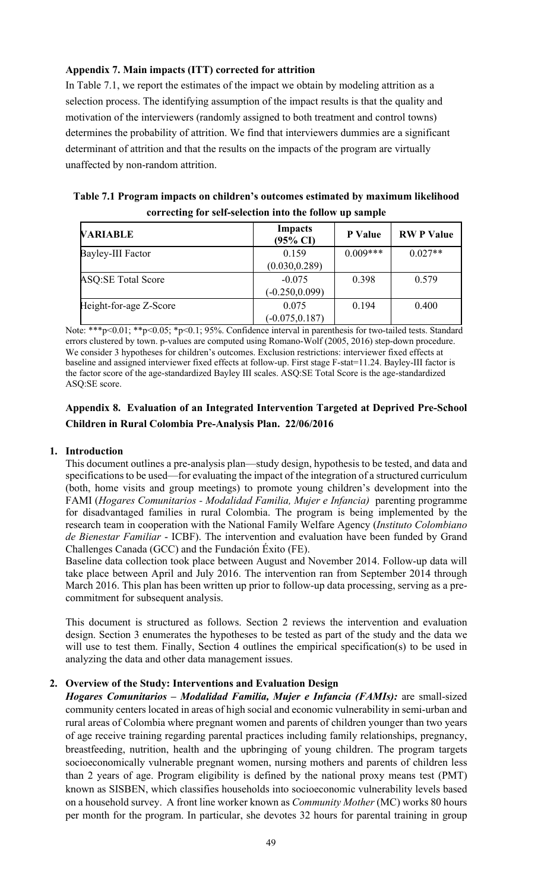### Appendix 7. Main impacts (ITT) corrected for attrition

In Table 7.1, we report the estimates of the impact we obtain by modeling attrition as a selection process. The identifying assumption of the impact results is that the quality and motivation of the interviewers (randomly assigned to both treatment and control towns) determines the probability of attrition. We find that interviewers dummies are a significant determinant of attrition and that the results on the impacts of the program are virtually unaffected by non-random attrition.

**Table 7.1 Program impacts on children's outcomes estimated by maximum likelihood correcting for self-selection into the follow up sample**

| VARIABLE | Impacts (95% CI) | P Value | RW P Value |
|---|---|---|---|
| Bayley-III Factor | 0.159 (0.030,0.289) | 0.009*** | 0.027** |
| ASQ:SE Total Score | -0.075 (-0.250,0.099) | 0.398 | 0.579 |
| Height-for-age Z-Score | 0.075 (-0.075,0.187) | 0.194 | 0.400 |

Note: ***p<0.01; **p<0.05; *p<0.1; 95%. Confidence interval in parenthesis for two-tailed tests. Standard errors clustered by town. p-values are computed using Romano-Wolf (2005, 2016) step-down procedure. We consider 3 hypotheses for children's outcomes. Exclusion restrictions: interviewer fixed effects at baseline and assigned interviewer fixed effects at follow-up. First stage F-stat=11.24. Bayley-III factor is the factor score of the age-standardized Bayley III scales. ASQ:SE Total Score is the age-standardized ASQ:SE score.

### Appendix 8. Evaluation of an Integrated Intervention Targeted at Deprived Pre-School Children in Rural Colombia Pre-Analysis Plan. 22/06/2016

#### 1. Introduction

This document outlines a pre-analysis plan—study design, hypothesis to be tested, and data and specifications to be used—for evaluating the impact of the integration of a structured curriculum (both, home visits and group meetings) to promote young children's development into the FAMI (*Hogares Comunitarios - Modalidad Familia, Mujer e Infancia)* parenting programme for disadvantaged families in rural Colombia. The program is being implemented by the research team in cooperation with the National Family Welfare Agency (*Instituto Colombiano de Bienestar Familiar* - ICBF). The intervention and evaluation have been funded by Grand Challenges Canada (GCC) and the Fundación Éxito (FE).

Baseline data collection took place between August and November 2014. Follow-up data will take place between April and July 2016. The intervention ran from September 2014 through March 2016. This plan has been written up prior to follow-up data processing, serving as a pre-commitment for subsequent analysis.

This document is structured as follows. Section 2 reviews the intervention and evaluation design. Section 3 enumerates the hypotheses to be tested as part of the study and the data we will use to test them. Finally, Section 4 outlines the empirical specification(s) to be used in analyzing the data and other data management issues.

#### 2. Overview of the Study: Interventions and Evaluation Design

***Hogares Comunitarios – Modalidad Familia, Mujer e Infancia (FAMIs):*** are small-sized community centers located in areas of high social and economic vulnerability in semi-urban and rural areas of Colombia where pregnant women and parents of children younger than two years of age receive training regarding parental practices including family relationships, pregnancy, breastfeeding, nutrition, health and the upbringing of young children. The program targets socioeconomically vulnerable pregnant women, nursing mothers and parents of children less than 2 years of age. Program eligibility is defined by the national proxy means test (PMT) known as SISBEN, which classifies households into socioeconomic vulnerability levels based on a household survey. A front line worker known as *Community Mother* (MC) works 80 hours per month for the program. In particular, she devotes 32 hours for parental training in group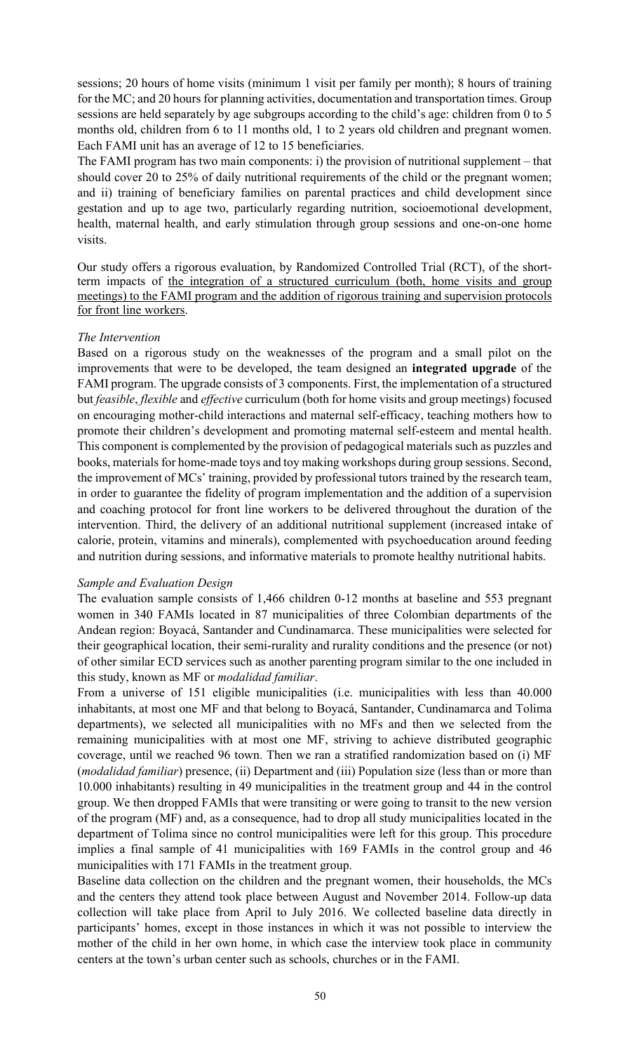sessions; 20 hours of home visits (minimum 1 visit per family per month); 8 hours of training for the MC; and 20 hours for planning activities, documentation and transportation times. Group sessions are held separately by age subgroups according to the child's age: children from 0 to 5 months old, children from 6 to 11 months old, 1 to 2 years old children and pregnant women. Each FAMI unit has an average of 12 to 15 beneficiaries.

The FAMI program has two main components: i) the provision of nutritional supplement – that should cover 20 to 25% of daily nutritional requirements of the child or the pregnant women; and ii) training of beneficiary families on parental practices and child development since gestation and up to age two, particularly regarding nutrition, socioemotional development, health, maternal health, and early stimulation through group sessions and one-on-one home visits.

Our study offers a rigorous evaluation, by Randomized Controlled Trial (RCT), of the short-term impacts of <u>the integration of a structured curriculum (both, home visits and group meetings) to the FAMI program and the addition of rigorous training and supervision protocols for front line workers</u>.

*The Intervention*

Based on a rigorous study on the weaknesses of the program and a small pilot on the improvements that were to be developed, the team designed an **integrated upgrade** of the FAMI program. The upgrade consists of 3 components. First, the implementation of a structured but *feasible*, *flexible* and *effective* curriculum (both for home visits and group meetings) focused on encouraging mother-child interactions and maternal self-efficacy, teaching mothers how to promote their children's development and promoting maternal self-esteem and mental health. This component is complemented by the provision of pedagogical materials such as puzzles and books, materials for home-made toys and toy making workshops during group sessions. Second, the improvement of MCs' training, provided by professional tutors trained by the research team, in order to guarantee the fidelity of program implementation and the addition of a supervision and coaching protocol for front line workers to be delivered throughout the duration of the intervention. Third, the delivery of an additional nutritional supplement (increased intake of calorie, protein, vitamins and minerals), complemented with psychoeducation around feeding and nutrition during sessions, and informative materials to promote healthy nutritional habits.

*Sample and Evaluation Design*

The evaluation sample consists of 1,466 children 0-12 months at baseline and 553 pregnant women in 340 FAMIs located in 87 municipalities of three Colombian departments of the Andean region: Boyacá, Santander and Cundinamarca. These municipalities were selected for their geographical location, their semi-rurality and rurality conditions and the presence (or not) of other similar ECD services such as another parenting program similar to the one included in this study, known as MF or *modalidad familiar*.

From a universe of 151 eligible municipalities (i.e. municipalities with less than 40.000 inhabitants, at most one MF and that belong to Boyacá, Santander, Cundinamarca and Tolima departments), we selected all municipalities with no MFs and then we selected from the remaining municipalities with at most one MF, striving to achieve distributed geographic coverage, until we reached 96 town. Then we ran a stratified randomization based on (i) MF (*modalidad familiar*) presence, (ii) Department and (iii) Population size (less than or more than 10.000 inhabitants) resulting in 49 municipalities in the treatment group and 44 in the control group. We then dropped FAMIs that were transiting or were going to transit to the new version of the program (MF) and, as a consequence, had to drop all study municipalities located in the department of Tolima since no control municipalities were left for this group. This procedure implies a final sample of 41 municipalities with 169 FAMIs in the control group and 46 municipalities with 171 FAMIs in the treatment group.

Baseline data collection on the children and the pregnant women, their households, the MCs and the centers they attend took place between August and November 2014. Follow-up data collection will take place from April to July 2016. We collected baseline data directly in participants' homes, except in those instances in which it was not possible to interview the mother of the child in her own home, in which case the interview took place in community centers at the town's urban center such as schools, churches or in the FAMI.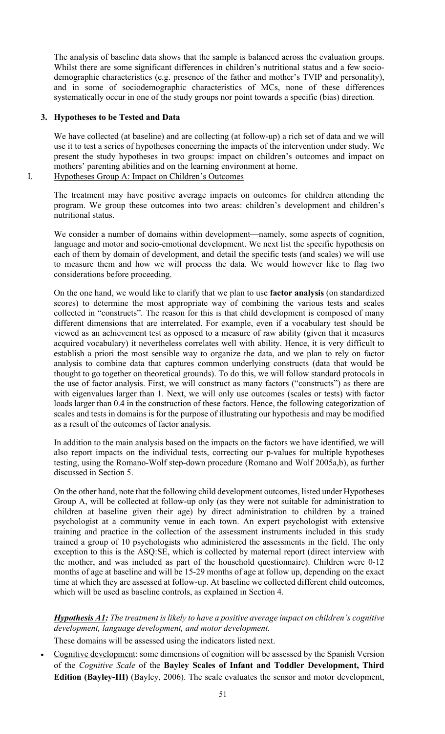The analysis of baseline data shows that the sample is balanced across the evaluation groups. Whilst there are some significant differences in children's nutritional status and a few socio-demographic characteristics (e.g. presence of the father and mother's TVIP and personality), and in some of sociodemographic characteristics of MCs, none of these differences systematically occur in one of the study groups nor point towards a specific (bias) direction.

## 3. Hypotheses to be Tested and Data

We have collected (at baseline) and are collecting (at follow-up) a rich set of data and we will use it to test a series of hypotheses concerning the impacts of the intervention under study. We present the study hypotheses in two groups: impact on children's outcomes and impact on mothers' parenting abilities and on the learning environment at home.

### I. Hypotheses Group A: Impact on Children's Outcomes

The treatment may have positive average impacts on outcomes for children attending the program. We group these outcomes into two areas: children's development and children's nutritional status.

We consider a number of domains within development—namely, some aspects of cognition, language and motor and socio-emotional development. We next list the specific hypothesis on each of them by domain of development, and detail the specific tests (and scales) we will use to measure them and how we will process the data. We would however like to flag two considerations before proceeding.

On the one hand, we would like to clarify that we plan to use **factor analysis** (on standardized scores) to determine the most appropriate way of combining the various tests and scales collected in "constructs". The reason for this is that child development is composed of many different dimensions that are interrelated. For example, even if a vocabulary test should be viewed as an achievement test as opposed to a measure of raw ability (given that it measures acquired vocabulary) it nevertheless correlates well with ability. Hence, it is very difficult to establish a priori the most sensible way to organize the data, and we plan to rely on factor analysis to combine data that captures common underlying constructs (data that would be thought to go together on theoretical grounds). To do this, we will follow standard protocols in the use of factor analysis. First, we will construct as many factors ("constructs") as there are with eigenvalues larger than 1. Next, we will only use outcomes (scales or tests) with factor loads larger than 0.4 in the construction of these factors. Hence, the following categorization of scales and tests in domains is for the purpose of illustrating our hypothesis and may be modified as a result of the outcomes of factor analysis.

In addition to the main analysis based on the impacts on the factors we have identified, we will also report impacts on the individual tests, correcting our p-values for multiple hypotheses testing, using the Romano-Wolf step-down procedure (Romano and Wolf 2005a,b), as further discussed in Section 5.

On the other hand, note that the following child development outcomes, listed under Hypotheses Group A, will be collected at follow-up only (as they were not suitable for administration to children at baseline given their age) by direct administration to children by a trained psychologist at a community venue in each town. An expert psychologist with extensive training and practice in the collection of the assessment instruments included in this study trained a group of 10 psychologists who administered the assessments in the field. The only exception to this is the ASQ:SE, which is collected by maternal report (direct interview with the mother, and was included as part of the household questionnaire). Children were 0-12 months of age at baseline and will be 15-29 months of age at follow up, depending on the exact time at which they are assessed at follow-up. At baseline we collected different child outcomes, which will be used as baseline controls, as explained in Section 4.

***Hypothesis A1:*** *The treatment is likely to have a positive average impact on children's cognitive development, language development, and motor development.*

These domains will be assessed using the indicators listed next.

- Cognitive development: some dimensions of cognition will be assessed by the Spanish Version of the *Cognitive Scale* of the **Bayley Scales of Infant and Toddler Development, Third Edition (Bayley-III)** (Bayley, 2006). The scale evaluates the sensor and motor development,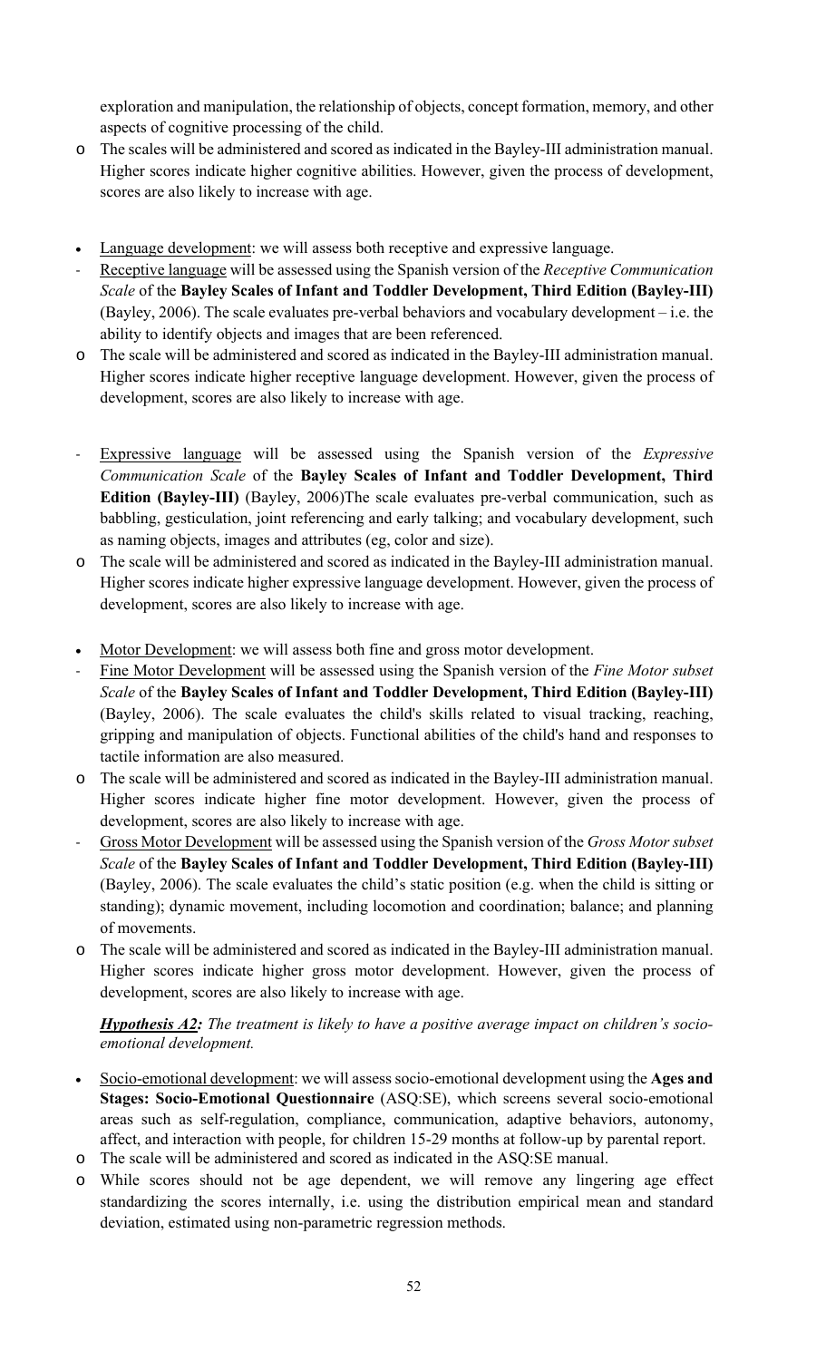exploration and manipulation, the relationship of objects, concept formation, memory, and other aspects of cognitive processing of the child.

- o The scales will be administered and scored as indicated in the Bayley-III administration manual. Higher scores indicate higher cognitive abilities. However, given the process of development, scores are also likely to increase with age.

- Language development: we will assess both receptive and expressive language.
- - Receptive language will be assessed using the Spanish version of the *Receptive Communication Scale* of the **Bayley Scales of Infant and Toddler Development, Third Edition (Bayley-III)** (Bayley, 2006). The scale evaluates pre-verbal behaviors and vocabulary development – i.e. the ability to identify objects and images that are been referenced.
- o The scale will be administered and scored as indicated in the Bayley-III administration manual. Higher scores indicate higher receptive language development. However, given the process of development, scores are also likely to increase with age.

- - Expressive language will be assessed using the Spanish version of the *Expressive Communication Scale* of the **Bayley Scales of Infant and Toddler Development, Third Edition (Bayley-III)** (Bayley, 2006)The scale evaluates pre-verbal communication, such as babbling, gesticulation, joint referencing and early talking; and vocabulary development, such as naming objects, images and attributes (eg, color and size).
- o The scale will be administered and scored as indicated in the Bayley-III administration manual. Higher scores indicate higher expressive language development. However, given the process of development, scores are also likely to increase with age.

- Motor Development: we will assess both fine and gross motor development.
- - Fine Motor Development will be assessed using the Spanish version of the *Fine Motor subset Scale* of the **Bayley Scales of Infant and Toddler Development, Third Edition (Bayley-III)** (Bayley, 2006). The scale evaluates the child's skills related to visual tracking, reaching, gripping and manipulation of objects. Functional abilities of the child's hand and responses to tactile information are also measured.
- o The scale will be administered and scored as indicated in the Bayley-III administration manual. Higher scores indicate higher fine motor development. However, given the process of development, scores are also likely to increase with age.
- - Gross Motor Development will be assessed using the Spanish version of the *Gross Motor subset Scale* of the **Bayley Scales of Infant and Toddler Development, Third Edition (Bayley-III)** (Bayley, 2006). The scale evaluates the child's static position (e.g. when the child is sitting or standing); dynamic movement, including locomotion and coordination; balance; and planning of movements.
- o The scale will be administered and scored as indicated in the Bayley-III administration manual. Higher scores indicate higher gross motor development. However, given the process of development, scores are also likely to increase with age.

***Hypothesis A2:*** *The treatment is likely to have a positive average impact on children's socio-emotional development.*

- Socio-emotional development: we will assess socio-emotional development using the **Ages and Stages: Socio-Emotional Questionnaire** (ASQ:SE), which screens several socio-emotional areas such as self-regulation, compliance, communication, adaptive behaviors, autonomy, affect, and interaction with people, for children 15-29 months at follow-up by parental report.
- o The scale will be administered and scored as indicated in the ASQ:SE manual.
- o While scores should not be age dependent, we will remove any lingering age effect standardizing the scores internally, i.e. using the distribution empirical mean and standard deviation, estimated using non-parametric regression methods.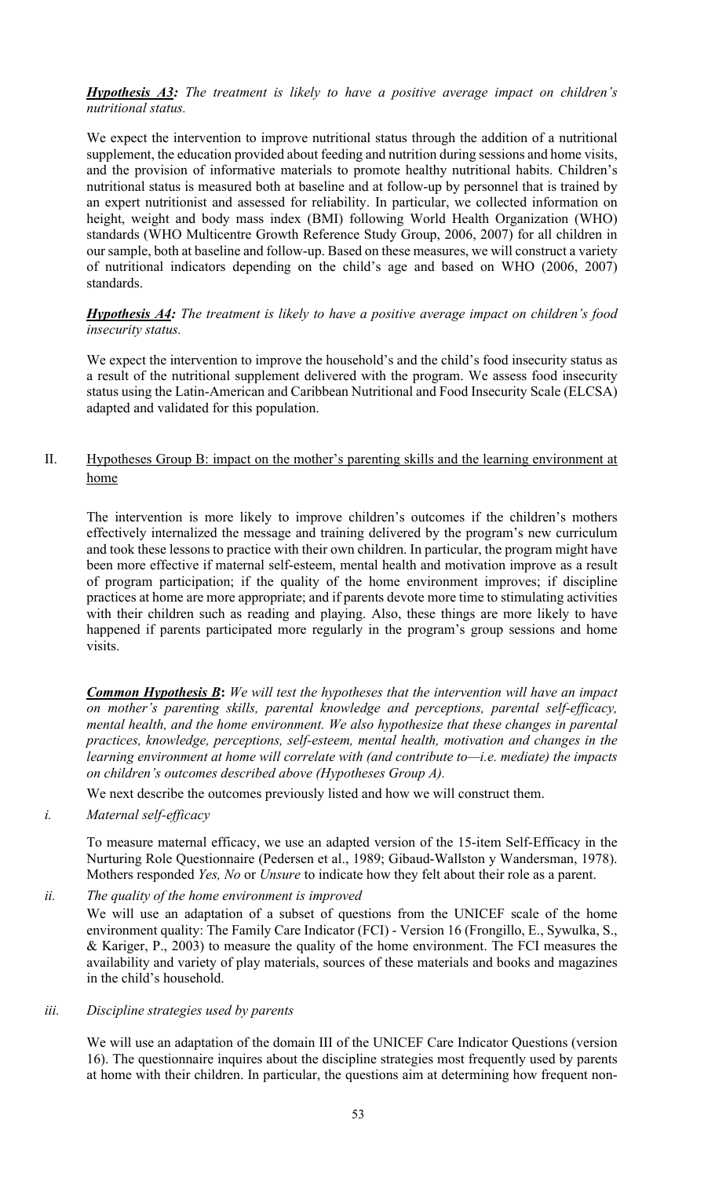***Hypothesis A3:*** *The treatment is likely to have a positive average impact on children's nutritional status.*

We expect the intervention to improve nutritional status through the addition of a nutritional supplement, the education provided about feeding and nutrition during sessions and home visits, and the provision of informative materials to promote healthy nutritional habits. Children's nutritional status is measured both at baseline and at follow-up by personnel that is trained by an expert nutritionist and assessed for reliability. In particular, we collected information on height, weight and body mass index (BMI) following World Health Organization (WHO) standards (WHO Multicentre Growth Reference Study Group, 2006, 2007) for all children in our sample, both at baseline and follow-up. Based on these measures, we will construct a variety of nutritional indicators depending on the child's age and based on WHO (2006, 2007) standards.

***Hypothesis A4:*** *The treatment is likely to have a positive average impact on children's food insecurity status.*

We expect the intervention to improve the household's and the child's food insecurity status as a result of the nutritional supplement delivered with the program. We assess food insecurity status using the Latin-American and Caribbean Nutritional and Food Insecurity Scale (ELCSA) adapted and validated for this population.

## II. Hypotheses Group B: impact on the mother's parenting skills and the learning environment at home

The intervention is more likely to improve children's outcomes if the children's mothers effectively internalized the message and training delivered by the program's new curriculum and took these lessons to practice with their own children. In particular, the program might have been more effective if maternal self-esteem, mental health and motivation improve as a result of program participation; if the quality of the home environment improves; if discipline practices at home are more appropriate; and if parents devote more time to stimulating activities with their children such as reading and playing. Also, these things are more likely to have happened if parents participated more regularly in the program's group sessions and home visits.

***Common Hypothesis B*****:** *We will test the hypotheses that the intervention will have an impact on mother's parenting skills, parental knowledge and perceptions, parental self-efficacy, mental health, and the home environment. We also hypothesize that these changes in parental practices, knowledge, perceptions, self-esteem, mental health, motivation and changes in the learning environment at home will correlate with (and contribute to—i.e. mediate) the impacts on children's outcomes described above (Hypotheses Group A).*

We next describe the outcomes previously listed and how we will construct them.

*i. Maternal self-efficacy*

To measure maternal efficacy, we use an adapted version of the 15-item Self-Efficacy in the Nurturing Role Questionnaire (Pedersen et al., 1989; Gibaud-Wallston y Wandersman, 1978). Mothers responded *Yes, No* or *Unsure* to indicate how they felt about their role as a parent.

*ii. The quality of the home environment is improved*

We will use an adaptation of a subset of questions from the UNICEF scale of the home environment quality: The Family Care Indicator (FCI) - Version 16 (Frongillo, E., Sywulka, S., & Kariger, P., 2003) to measure the quality of the home environment. The FCI measures the availability and variety of play materials, sources of these materials and books and magazines in the child's household.

*iii. Discipline strategies used by parents*

We will use an adaptation of the domain III of the UNICEF Care Indicator Questions (version 16). The questionnaire inquires about the discipline strategies most frequently used by parents at home with their children. In particular, the questions aim at determining how frequent non-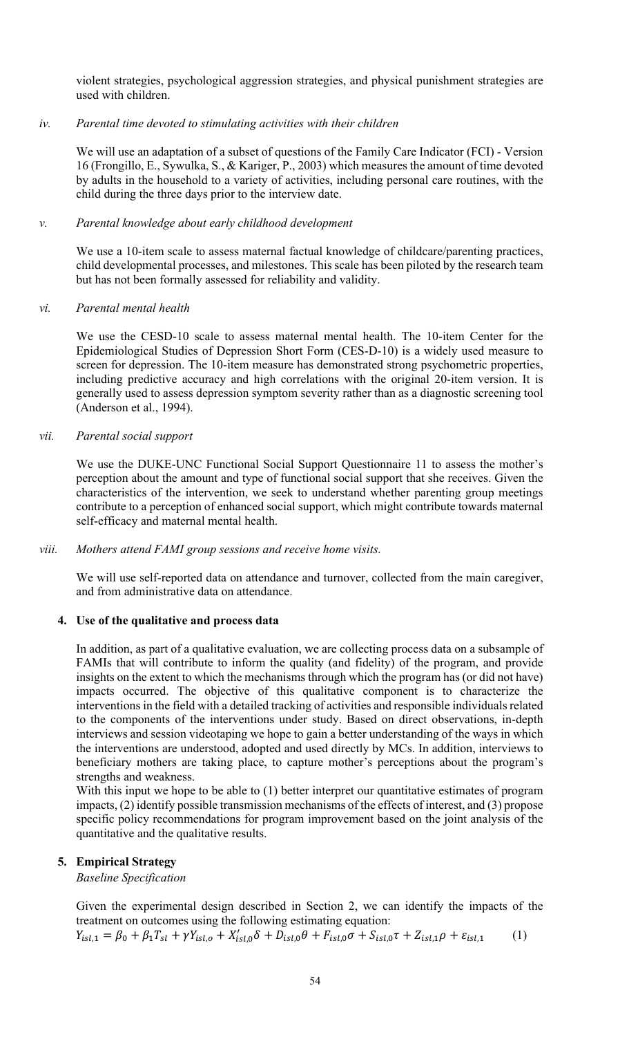violent strategies, psychological aggression strategies, and physical punishment strategies are used with children.

*iv. Parental time devoted to stimulating activities with their children*

We will use an adaptation of a subset of questions of the Family Care Indicator (FCI) - Version 16 (Frongillo, E., Sywulka, S., & Kariger, P., 2003) which measures the amount of time devoted by adults in the household to a variety of activities, including personal care routines, with the child during the three days prior to the interview date.

*v. Parental knowledge about early childhood development*

We use a 10-item scale to assess maternal factual knowledge of childcare/parenting practices, child developmental processes, and milestones. This scale has been piloted by the research team but has not been formally assessed for reliability and validity.

*vi. Parental mental health*

We use the CESD-10 scale to assess maternal mental health. The 10-item Center for the Epidemiological Studies of Depression Short Form (CES-D-10) is a widely used measure to screen for depression. The 10-item measure has demonstrated strong psychometric properties, including predictive accuracy and high correlations with the original 20-item version. It is generally used to assess depression symptom severity rather than as a diagnostic screening tool (Anderson et al., 1994).

*vii. Parental social support*

We use the DUKE-UNC Functional Social Support Questionnaire 11 to assess the mother's perception about the amount and type of functional social support that she receives. Given the characteristics of the intervention, we seek to understand whether parenting group meetings contribute to a perception of enhanced social support, which might contribute towards maternal self-efficacy and maternal mental health.

*viii. Mothers attend FAMI group sessions and receive home visits.*

We will use self-reported data on attendance and turnover, collected from the main caregiver, and from administrative data on attendance.

**4. Use of the qualitative and process data**

In addition, as part of a qualitative evaluation, we are collecting process data on a subsample of FAMIs that will contribute to inform the quality (and fidelity) of the program, and provide insights on the extent to which the mechanisms through which the program has (or did not have) impacts occurred. The objective of this qualitative component is to characterize the interventions in the field with a detailed tracking of activities and responsible individuals related to the components of the interventions under study. Based on direct observations, in-depth interviews and session videotaping we hope to gain a better understanding of the ways in which the interventions are understood, adopted and used directly by MCs. In addition, interviews to beneficiary mothers are taking place, to capture mother's perceptions about the program's strengths and weakness.

With this input we hope to be able to (1) better interpret our quantitative estimates of program impacts, (2) identify possible transmission mechanisms of the effects of interest, and (3) propose specific policy recommendations for program improvement based on the joint analysis of the quantitative and the qualitative results.

**5. Empirical Strategy**

*Baseline Specification*

Given the experimental design described in Section 2, we can identify the impacts of the treatment on outcomes using the following estimating equation:

$$Y_{isl,1} = \beta_0 + \beta_1 T_{sl} + \gamma Y_{isl,o} + X'_{isl,0}\delta + D_{isl,0}\theta + F_{isl,0}\sigma + S_{isl,0}\tau + Z_{isl,1}\rho + \varepsilon_{isl,1} \qquad (1)$$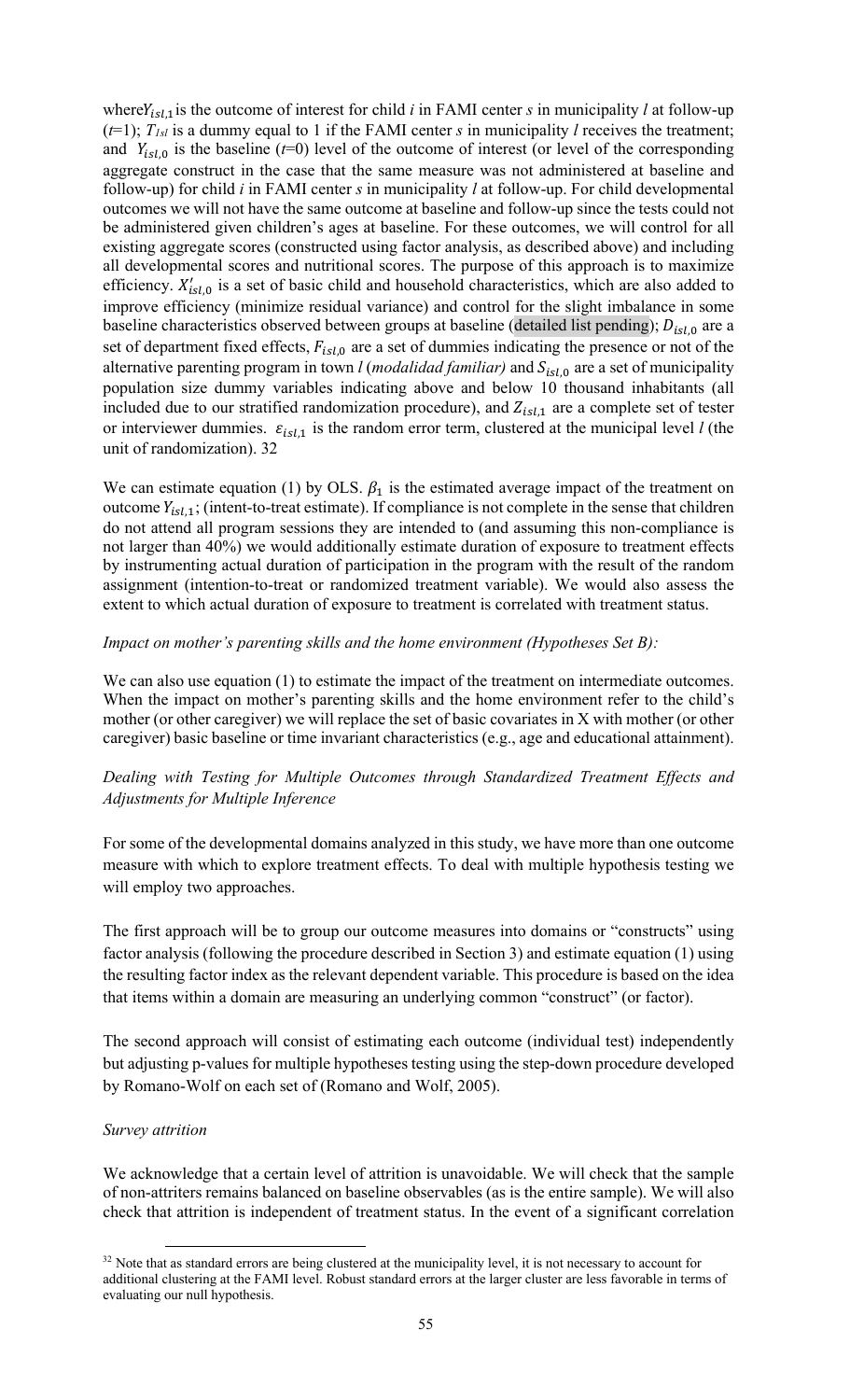where $Y_{isl,1}$ is the outcome of interest for child *i* in FAMI center *s* in municipality *l* at follow-up (*t*=1); $T_{lsl}$ is a dummy equal to 1 if the FAMI center *s* in municipality *l* receives the treatment; and $Y_{isl,0}$ is the baseline (*t*=0) level of the outcome of interest (or level of the corresponding aggregate construct in the case that the same measure was not administered at baseline and follow-up) for child *i* in FAMI center *s* in municipality *l* at follow-up. For child developmental outcomes we will not have the same outcome at baseline and follow-up since the tests could not be administered given children's ages at baseline. For these outcomes, we will control for all existing aggregate scores (constructed using factor analysis, as described above) and including all developmental scores and nutritional scores. The purpose of this approach is to maximize efficiency. $X'_{isl,0}$ is a set of basic child and household characteristics, which are also added to improve efficiency (minimize residual variance) and control for the slight imbalance in some baseline characteristics observed between groups at baseline (detailed list pending); $D_{isl,0}$ are a set of department fixed effects, $F_{isl,0}$ are a set of dummies indicating the presence or not of the alternative parenting program in town *l* (*modalidad familiar)* and $S_{isl,0}$ are a set of municipality population size dummy variables indicating above and below 10 thousand inhabitants (all included due to our stratified randomization procedure), and $Z_{isl,1}$ are a complete set of tester or interviewer dummies. $\varepsilon_{isl,1}$ is the random error term, clustered at the municipal level *l* (the unit of randomization). 32

We can estimate equation (1) by OLS. $\beta_1$ is the estimated average impact of the treatment on outcome $Y_{isl,1}$; (intent-to-treat estimate). If compliance is not complete in the sense that children do not attend all program sessions they are intended to (and assuming this non-compliance is not larger than 40%) we would additionally estimate duration of exposure to treatment effects by instrumenting actual duration of participation in the program with the result of the random assignment (intention-to-treat or randomized treatment variable). We would also assess the extent to which actual duration of exposure to treatment is correlated with treatment status.

*Impact on mother's parenting skills and the home environment (Hypotheses Set B):*

We can also use equation (1) to estimate the impact of the treatment on intermediate outcomes. When the impact on mother's parenting skills and the home environment refer to the child's mother (or other caregiver) we will replace the set of basic covariates in X with mother (or other caregiver) basic baseline or time invariant characteristics (e.g., age and educational attainment).

*Dealing with Testing for Multiple Outcomes through Standardized Treatment Effects and Adjustments for Multiple Inference*

For some of the developmental domains analyzed in this study, we have more than one outcome measure with which to explore treatment effects. To deal with multiple hypothesis testing we will employ two approaches.

The first approach will be to group our outcome measures into domains or "constructs" using factor analysis (following the procedure described in Section 3) and estimate equation (1) using the resulting factor index as the relevant dependent variable. This procedure is based on the idea that items within a domain are measuring an underlying common "construct" (or factor).

The second approach will consist of estimating each outcome (individual test) independently but adjusting p-values for multiple hypotheses testing using the step-down procedure developed by Romano-Wolf on each set of (Romano and Wolf, 2005).

*Survey attrition*

We acknowledge that a certain level of attrition is unavoidable. We will check that the sample of non-attriters remains balanced on baseline observables (as is the entire sample). We will also check that attrition is independent of treatment status. In the event of a significant correlation

---

[32] Note that as standard errors are being clustered at the municipality level, it is not necessary to account for additional clustering at the FAMI level. Robust standard errors at the larger cluster are less favorable in terms of evaluating our null hypothesis.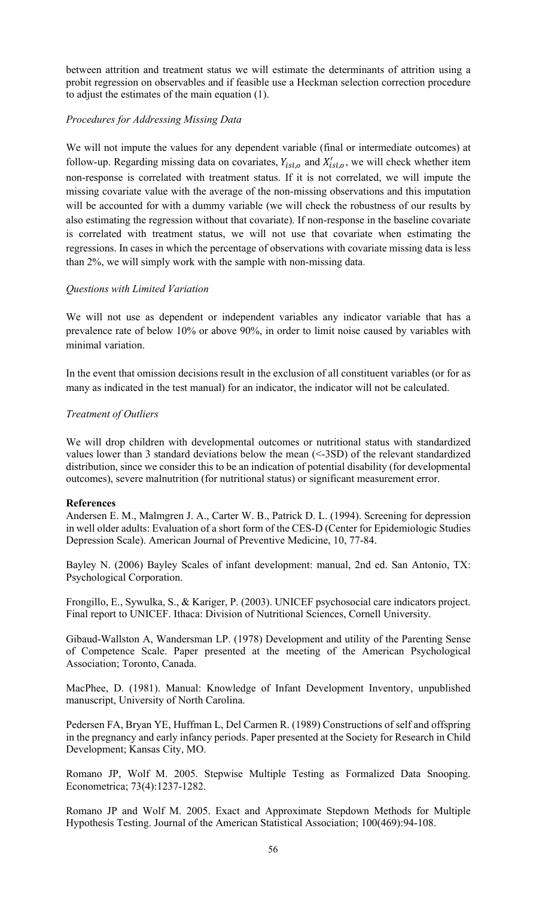between attrition and treatment status we will estimate the determinants of attrition using a probit regression on observables and if feasible use a Heckman selection correction procedure to adjust the estimates of the main equation (1).

*Procedures for Addressing Missing Data*

We will not impute the values for any dependent variable (final or intermediate outcomes) at follow-up. Regarding missing data on covariates, $Y_{isl,o}$ and $X'_{isl,o}$, we will check whether item non-response is correlated with treatment status. If it is not correlated, we will impute the missing covariate value with the average of the non-missing observations and this imputation will be accounted for with a dummy variable (we will check the robustness of our results by also estimating the regression without that covariate). If non-response in the baseline covariate is correlated with treatment status, we will not use that covariate when estimating the regressions. In cases in which the percentage of observations with covariate missing data is less than 2%, we will simply work with the sample with non-missing data.

*Questions with Limited Variation*

We will not use as dependent or independent variables any indicator variable that has a prevalence rate of below 10% or above 90%, in order to limit noise caused by variables with minimal variation.

In the event that omission decisions result in the exclusion of all constituent variables (or for as many as indicated in the test manual) for an indicator, the indicator will not be calculated.

*Treatment of Outliers*

We will drop children with developmental outcomes or nutritional status with standardized values lower than 3 standard deviations below the mean (<-3SD) of the relevant standardized distribution, since we consider this to be an indication of potential disability (for developmental outcomes), severe malnutrition (for nutritional status) or significant measurement error.

**References**

Andersen E. M., Malmgren J. A., Carter W. B., Patrick D. L. (1994). Screening for depression in well older adults: Evaluation of a short form of the CES-D (Center for Epidemiologic Studies Depression Scale). American Journal of Preventive Medicine, 10, 77-84.

Bayley N. (2006) Bayley Scales of infant development: manual, 2nd ed. San Antonio, TX: Psychological Corporation.

Frongillo, E., Sywulka, S., & Kariger, P. (2003). UNICEF psychosocial care indicators project. Final report to UNICEF. Ithaca: Division of Nutritional Sciences, Cornell University.

Gibaud-Wallston A, Wandersman LP. (1978) Development and utility of the Parenting Sense of Competence Scale. Paper presented at the meeting of the American Psychological Association; Toronto, Canada.

MacPhee, D. (1981). Manual: Knowledge of Infant Development Inventory, unpublished manuscript, University of North Carolina.

Pedersen FA, Bryan YE, Huffman L, Del Carmen R. (1989) Constructions of self and offspring in the pregnancy and early infancy periods. Paper presented at the Society for Research in Child Development; Kansas City, MO.

Romano JP, Wolf M. 2005. Stepwise Multiple Testing as Formalized Data Snooping. Econometrica; 73(4):1237-1282.

Romano JP and Wolf M. 2005. Exact and Approximate Stepdown Methods for Multiple Hypothesis Testing. Journal of the American Statistical Association; 100(469):94-108.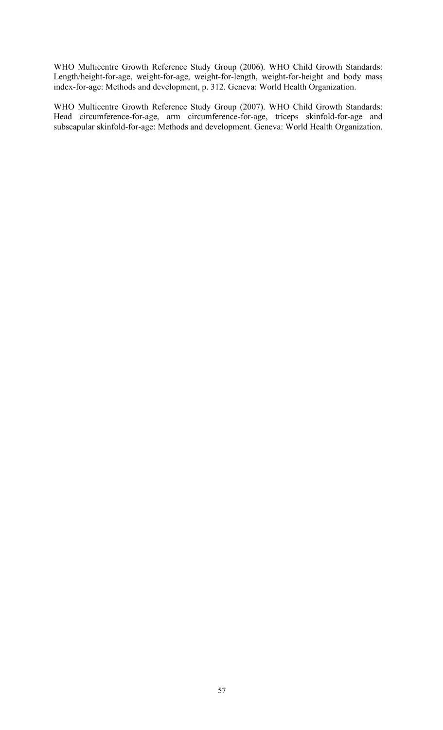WHO Multicentre Growth Reference Study Group (2006). WHO Child Growth Standards: Length/height-for-age, weight-for-age, weight-for-length, weight-for-height and body mass index-for-age: Methods and development, p. 312. Geneva: World Health Organization.

WHO Multicentre Growth Reference Study Group (2007). WHO Child Growth Standards: Head circumference-for-age, arm circumference-for-age, triceps skinfold-for-age and subscapular skinfold-for-age: Methods and development. Geneva: World Health Organization.